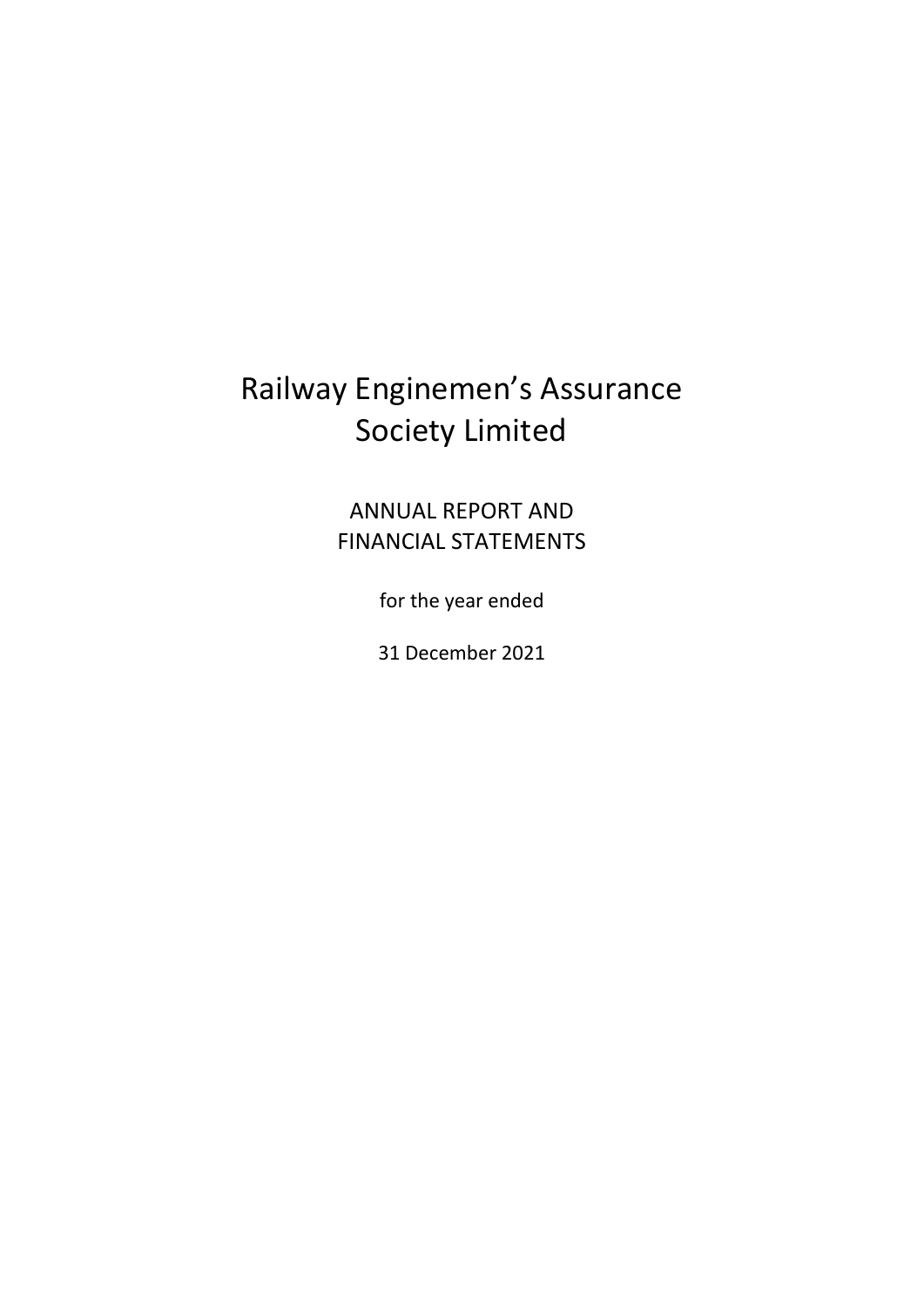# Railway Enginemen's Assurance Society Limited

ANNUAL REPORT AND
FINANCIAL STATEMENTS

for the year ended

31 December 2021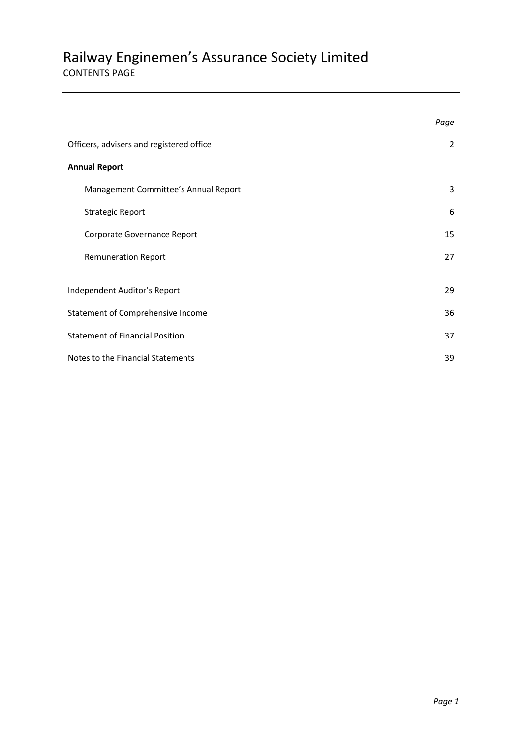# Railway Enginemen's Assurance Society Limited

CONTENTS PAGE

| | Page |
|---|---|
| Officers, advisers and registered office | 2 |
| **Annual Report** | |
| Management Committee's Annual Report | 3 |
| Strategic Report | 6 |
| Corporate Governance Report | 15 |
| Remuneration Report | 27 |
| Independent Auditor's Report | 29 |
| Statement of Comprehensive Income | 36 |
| Statement of Financial Position | 37 |
| Notes to the Financial Statements | 39 |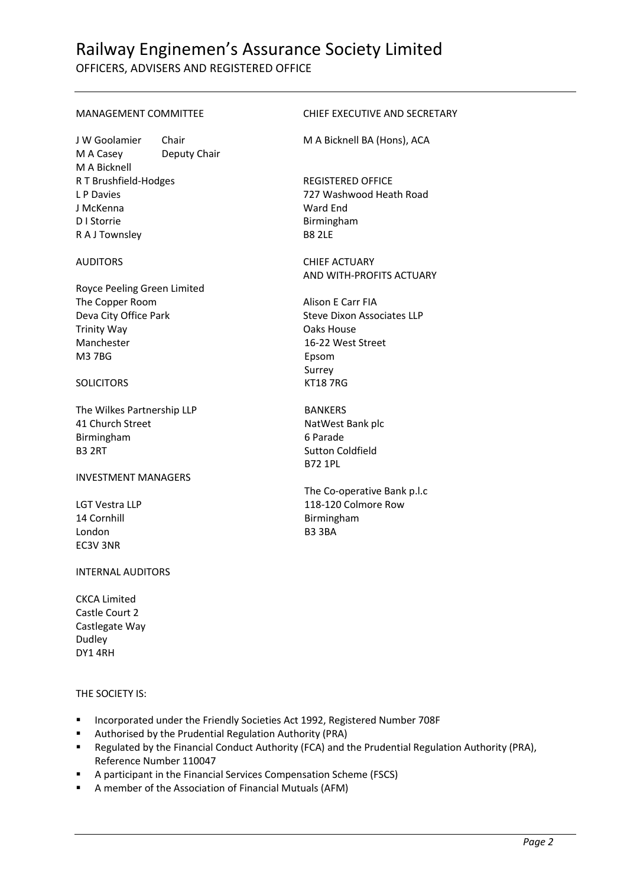# Railway Enginemen's Assurance Society Limited

## OFFICERS, ADVISERS AND REGISTERED OFFICE

MANAGEMENT COMMITTEE

J W Goolamier    Chair
M A Casey    Deputy Chair
M A Bicknell
R T Brushfield-Hodges
L P Davies
J McKenna
D I Storrie
R A J Townsley

AUDITORS

Royce Peeling Green Limited
The Copper Room
Deva City Office Park
Trinity Way
Manchester
M3 7BG

SOLICITORS

The Wilkes Partnership LLP
41 Church Street
Birmingham
B3 2RT

INVESTMENT MANAGERS

LGT Vestra LLP
14 Cornhill
London
EC3V 3NR

INTERNAL AUDITORS

CKCA Limited
Castle Court 2
Castlegate Way
Dudley
DY1 4RH

CHIEF EXECUTIVE AND SECRETARY

M A Bicknell BA (Hons), ACA

REGISTERED OFFICE

727 Washwood Heath Road
Ward End
Birmingham
B8 2LE

CHIEF ACTUARY
AND WITH-PROFITS ACTUARY

Alison E Carr FIA
Steve Dixon Associates LLP
Oaks House
16-22 West Street
Epsom
Surrey
KT18 7RG

BANKERS

NatWest Bank plc
6 Parade
Sutton Coldfield
B72 1PL

The Co-operative Bank p.l.c
118-120 Colmore Row
Birmingham
B3 3BA

THE SOCIETY IS:

- Incorporated under the Friendly Societies Act 1992, Registered Number 708F
- Authorised by the Prudential Regulation Authority (PRA)
- Regulated by the Financial Conduct Authority (FCA) and the Prudential Regulation Authority (PRA), Reference Number 110047
- A participant in the Financial Services Compensation Scheme (FSCS)
- A member of the Association of Financial Mutuals (AFM)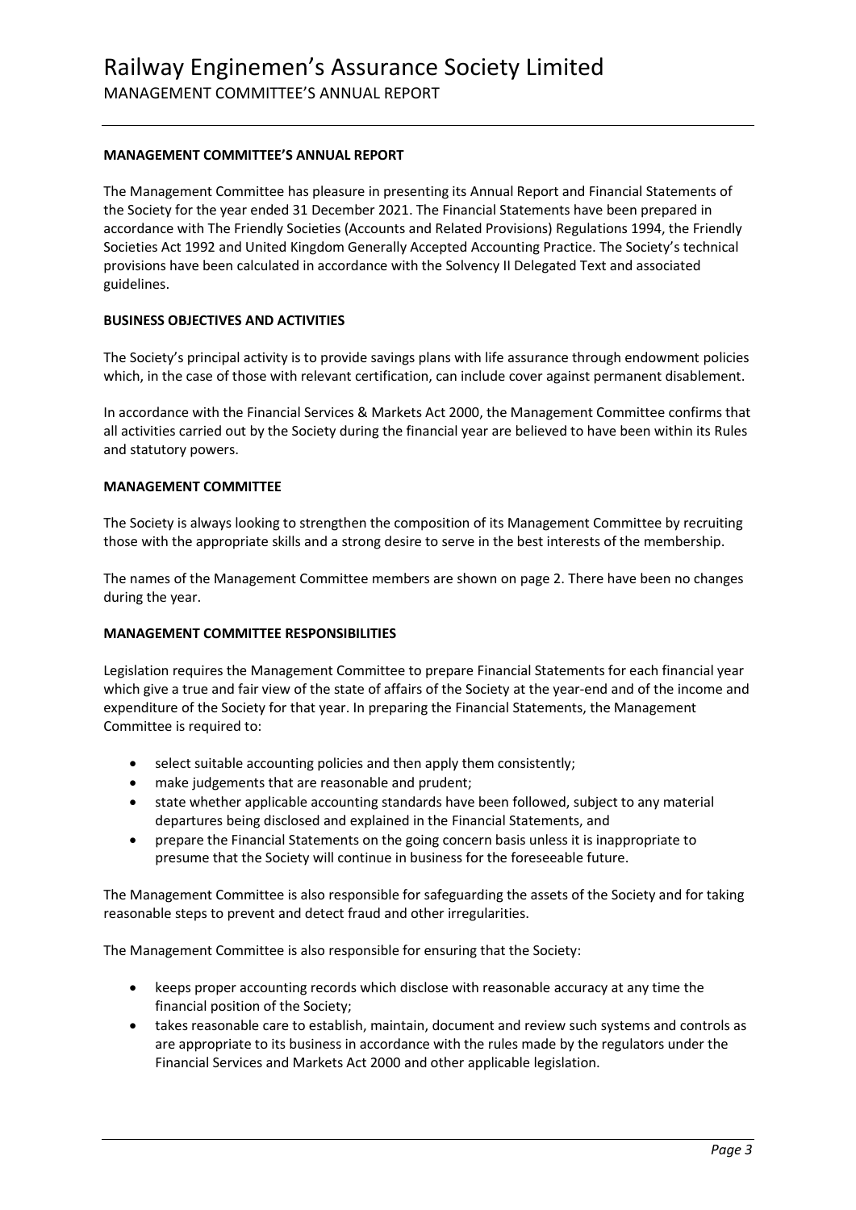## MANAGEMENT COMMITTEE'S ANNUAL REPORT

The Management Committee has pleasure in presenting its Annual Report and Financial Statements of the Society for the year ended 31 December 2021. The Financial Statements have been prepared in accordance with The Friendly Societies (Accounts and Related Provisions) Regulations 1994, the Friendly Societies Act 1992 and United Kingdom Generally Accepted Accounting Practice. The Society's technical provisions have been calculated in accordance with the Solvency II Delegated Text and associated guidelines.

### BUSINESS OBJECTIVES AND ACTIVITIES

The Society's principal activity is to provide savings plans with life assurance through endowment policies which, in the case of those with relevant certification, can include cover against permanent disablement.

In accordance with the Financial Services & Markets Act 2000, the Management Committee confirms that all activities carried out by the Society during the financial year are believed to have been within its Rules and statutory powers.

### MANAGEMENT COMMITTEE

The Society is always looking to strengthen the composition of its Management Committee by recruiting those with the appropriate skills and a strong desire to serve in the best interests of the membership.

The names of the Management Committee members are shown on page 2. There have been no changes during the year.

### MANAGEMENT COMMITTEE RESPONSIBILITIES

Legislation requires the Management Committee to prepare Financial Statements for each financial year which give a true and fair view of the state of affairs of the Society at the year-end and of the income and expenditure of the Society for that year. In preparing the Financial Statements, the Management Committee is required to:

- select suitable accounting policies and then apply them consistently;
- make judgements that are reasonable and prudent;
- state whether applicable accounting standards have been followed, subject to any material departures being disclosed and explained in the Financial Statements, and
- prepare the Financial Statements on the going concern basis unless it is inappropriate to presume that the Society will continue in business for the foreseeable future.

The Management Committee is also responsible for safeguarding the assets of the Society and for taking reasonable steps to prevent and detect fraud and other irregularities.

The Management Committee is also responsible for ensuring that the Society:

- keeps proper accounting records which disclose with reasonable accuracy at any time the financial position of the Society;
- takes reasonable care to establish, maintain, document and review such systems and controls as are appropriate to its business in accordance with the rules made by the regulators under the Financial Services and Markets Act 2000 and other applicable legislation.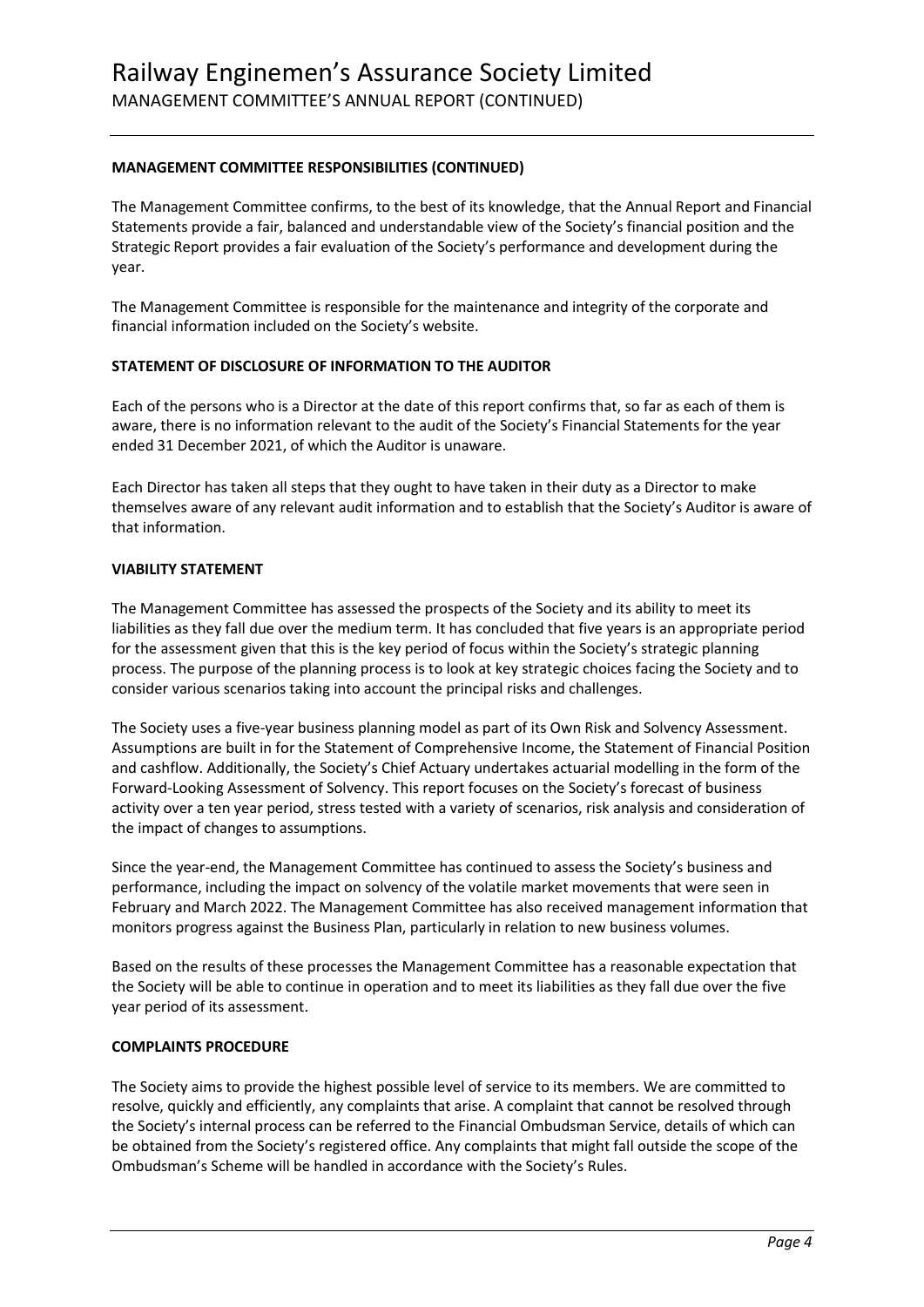### MANAGEMENT COMMITTEE RESPONSIBILITIES (CONTINUED)

The Management Committee confirms, to the best of its knowledge, that the Annual Report and Financial Statements provide a fair, balanced and understandable view of the Society's financial position and the Strategic Report provides a fair evaluation of the Society's performance and development during the year.

The Management Committee is responsible for the maintenance and integrity of the corporate and financial information included on the Society's website.

### STATEMENT OF DISCLOSURE OF INFORMATION TO THE AUDITOR

Each of the persons who is a Director at the date of this report confirms that, so far as each of them is aware, there is no information relevant to the audit of the Society's Financial Statements for the year ended 31 December 2021, of which the Auditor is unaware.

Each Director has taken all steps that they ought to have taken in their duty as a Director to make themselves aware of any relevant audit information and to establish that the Society's Auditor is aware of that information.

### VIABILITY STATEMENT

The Management Committee has assessed the prospects of the Society and its ability to meet its liabilities as they fall due over the medium term. It has concluded that five years is an appropriate period for the assessment given that this is the key period of focus within the Society's strategic planning process. The purpose of the planning process is to look at key strategic choices facing the Society and to consider various scenarios taking into account the principal risks and challenges.

The Society uses a five-year business planning model as part of its Own Risk and Solvency Assessment. Assumptions are built in for the Statement of Comprehensive Income, the Statement of Financial Position and cashflow. Additionally, the Society's Chief Actuary undertakes actuarial modelling in the form of the Forward-Looking Assessment of Solvency. This report focuses on the Society's forecast of business activity over a ten year period, stress tested with a variety of scenarios, risk analysis and consideration of the impact of changes to assumptions.

Since the year-end, the Management Committee has continued to assess the Society's business and performance, including the impact on solvency of the volatile market movements that were seen in February and March 2022. The Management Committee has also received management information that monitors progress against the Business Plan, particularly in relation to new business volumes.

Based on the results of these processes the Management Committee has a reasonable expectation that the Society will be able to continue in operation and to meet its liabilities as they fall due over the five year period of its assessment.

### COMPLAINTS PROCEDURE

The Society aims to provide the highest possible level of service to its members. We are committed to resolve, quickly and efficiently, any complaints that arise. A complaint that cannot be resolved through the Society's internal process can be referred to the Financial Ombudsman Service, details of which can be obtained from the Society's registered office. Any complaints that might fall outside the scope of the Ombudsman's Scheme will be handled in accordance with the Society's Rules.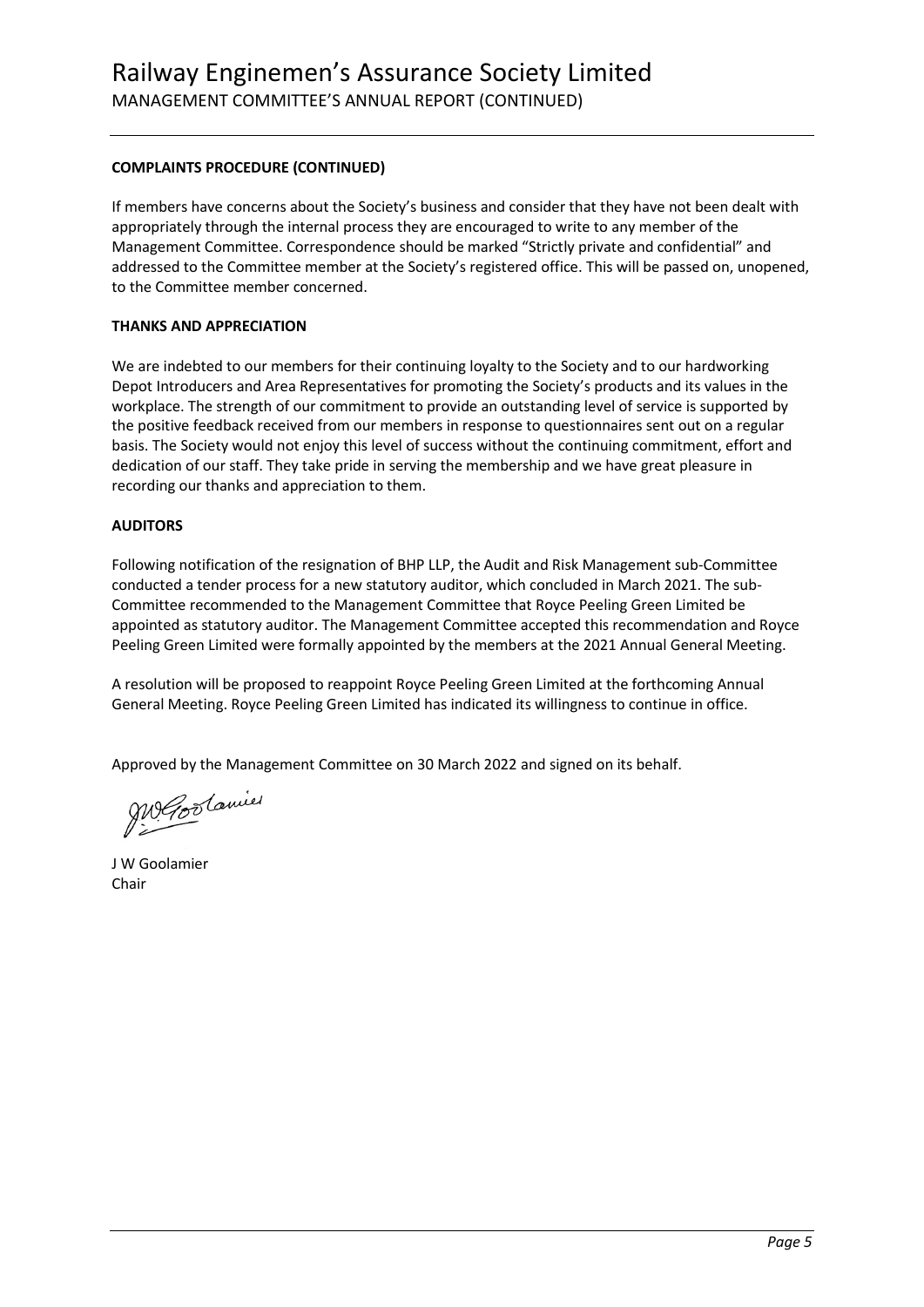**COMPLAINTS PROCEDURE (CONTINUED)**

If members have concerns about the Society's business and consider that they have not been dealt with appropriately through the internal process they are encouraged to write to any member of the Management Committee. Correspondence should be marked "Strictly private and confidential" and addressed to the Committee member at the Society's registered office. This will be passed on, unopened, to the Committee member concerned.

**THANKS AND APPRECIATION**

We are indebted to our members for their continuing loyalty to the Society and to our hardworking Depot Introducers and Area Representatives for promoting the Society's products and its values in the workplace. The strength of our commitment to provide an outstanding level of service is supported by the positive feedback received from our members in response to questionnaires sent out on a regular basis. The Society would not enjoy this level of success without the continuing commitment, effort and dedication of our staff. They take pride in serving the membership and we have great pleasure in recording our thanks and appreciation to them.

**AUDITORS**

Following notification of the resignation of BHP LLP, the Audit and Risk Management sub-Committee conducted a tender process for a new statutory auditor, which concluded in March 2021. The sub-Committee recommended to the Management Committee that Royce Peeling Green Limited be appointed as statutory auditor. The Management Committee accepted this recommendation and Royce Peeling Green Limited were formally appointed by the members at the 2021 Annual General Meeting.

A resolution will be proposed to reappoint Royce Peeling Green Limited at the forthcoming Annual General Meeting. Royce Peeling Green Limited has indicated its willingness to continue in office.

Approved by the Management Committee on 30 March 2022 and signed on its behalf.

J W Goolamier
Chair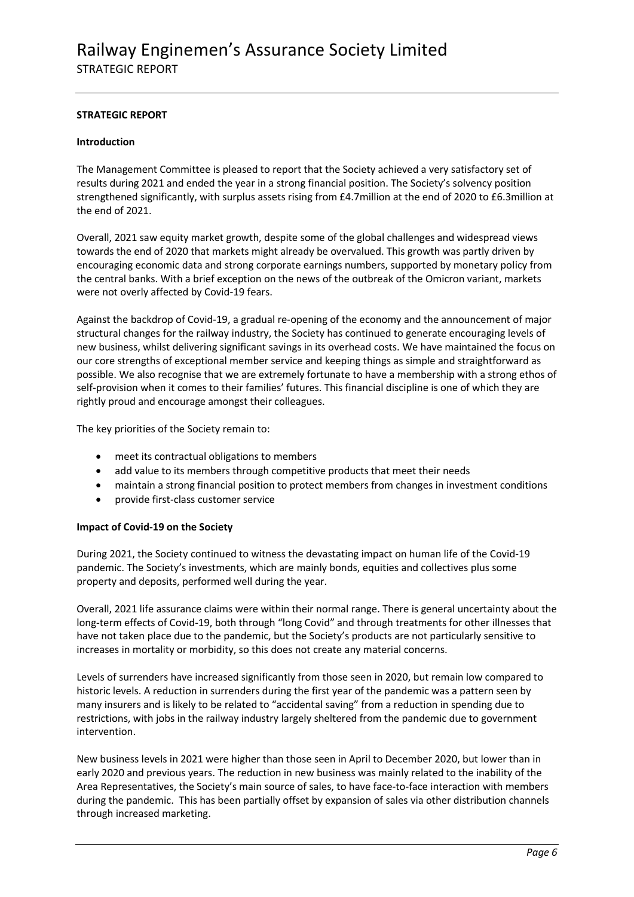## STRATEGIC REPORT

### Introduction

The Management Committee is pleased to report that the Society achieved a very satisfactory set of results during 2021 and ended the year in a strong financial position. The Society's solvency position strengthened significantly, with surplus assets rising from £4.7million at the end of 2020 to £6.3million at the end of 2021.

Overall, 2021 saw equity market growth, despite some of the global challenges and widespread views towards the end of 2020 that markets might already be overvalued. This growth was partly driven by encouraging economic data and strong corporate earnings numbers, supported by monetary policy from the central banks. With a brief exception on the news of the outbreak of the Omicron variant, markets were not overly affected by Covid-19 fears.

Against the backdrop of Covid-19, a gradual re-opening of the economy and the announcement of major structural changes for the railway industry, the Society has continued to generate encouraging levels of new business, whilst delivering significant savings in its overhead costs. We have maintained the focus on our core strengths of exceptional member service and keeping things as simple and straightforward as possible. We also recognise that we are extremely fortunate to have a membership with a strong ethos of self-provision when it comes to their families' futures. This financial discipline is one of which they are rightly proud and encourage amongst their colleagues.

The key priorities of the Society remain to:

- meet its contractual obligations to members
- add value to its members through competitive products that meet their needs
- maintain a strong financial position to protect members from changes in investment conditions
- provide first-class customer service

### Impact of Covid-19 on the Society

During 2021, the Society continued to witness the devastating impact on human life of the Covid-19 pandemic. The Society's investments, which are mainly bonds, equities and collectives plus some property and deposits, performed well during the year.

Overall, 2021 life assurance claims were within their normal range. There is general uncertainty about the long-term effects of Covid-19, both through "long Covid" and through treatments for other illnesses that have not taken place due to the pandemic, but the Society's products are not particularly sensitive to increases in mortality or morbidity, so this does not create any material concerns.

Levels of surrenders have increased significantly from those seen in 2020, but remain low compared to historic levels. A reduction in surrenders during the first year of the pandemic was a pattern seen by many insurers and is likely to be related to "accidental saving" from a reduction in spending due to restrictions, with jobs in the railway industry largely sheltered from the pandemic due to government intervention.

New business levels in 2021 were higher than those seen in April to December 2020, but lower than in early 2020 and previous years. The reduction in new business was mainly related to the inability of the Area Representatives, the Society's main source of sales, to have face-to-face interaction with members during the pandemic. This has been partially offset by expansion of sales via other distribution channels through increased marketing.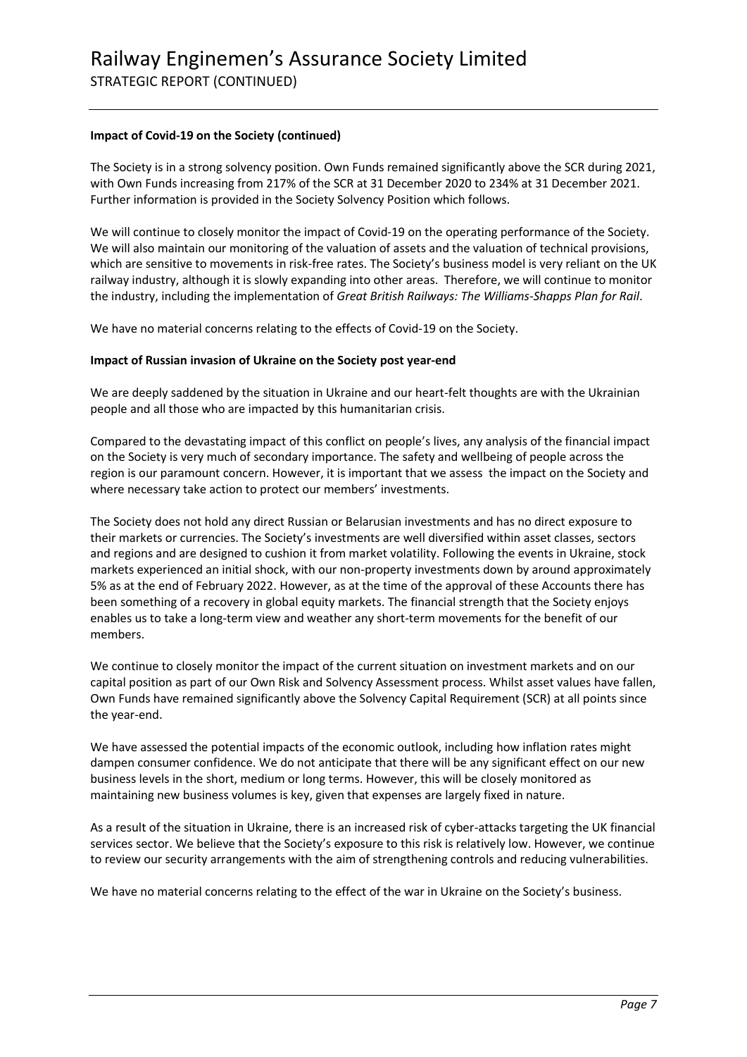**Impact of Covid-19 on the Society (continued)**

The Society is in a strong solvency position. Own Funds remained significantly above the SCR during 2021, with Own Funds increasing from 217% of the SCR at 31 December 2020 to 234% at 31 December 2021. Further information is provided in the Society Solvency Position which follows.

We will continue to closely monitor the impact of Covid-19 on the operating performance of the Society. We will also maintain our monitoring of the valuation of assets and the valuation of technical provisions, which are sensitive to movements in risk-free rates. The Society's business model is very reliant on the UK railway industry, although it is slowly expanding into other areas. Therefore, we will continue to monitor the industry, including the implementation of *Great British Railways: The Williams-Shapps Plan for Rail*.

We have no material concerns relating to the effects of Covid-19 on the Society.

**Impact of Russian invasion of Ukraine on the Society post year-end**

We are deeply saddened by the situation in Ukraine and our heart-felt thoughts are with the Ukrainian people and all those who are impacted by this humanitarian crisis.

Compared to the devastating impact of this conflict on people's lives, any analysis of the financial impact on the Society is very much of secondary importance. The safety and wellbeing of people across the region is our paramount concern. However, it is important that we assess the impact on the Society and where necessary take action to protect our members' investments.

The Society does not hold any direct Russian or Belarusian investments and has no direct exposure to their markets or currencies. The Society's investments are well diversified within asset classes, sectors and regions and are designed to cushion it from market volatility. Following the events in Ukraine, stock markets experienced an initial shock, with our non-property investments down by around approximately 5% as at the end of February 2022. However, as at the time of the approval of these Accounts there has been something of a recovery in global equity markets. The financial strength that the Society enjoys enables us to take a long-term view and weather any short-term movements for the benefit of our members.

We continue to closely monitor the impact of the current situation on investment markets and on our capital position as part of our Own Risk and Solvency Assessment process. Whilst asset values have fallen, Own Funds have remained significantly above the Solvency Capital Requirement (SCR) at all points since the year-end.

We have assessed the potential impacts of the economic outlook, including how inflation rates might dampen consumer confidence. We do not anticipate that there will be any significant effect on our new business levels in the short, medium or long terms. However, this will be closely monitored as maintaining new business volumes is key, given that expenses are largely fixed in nature.

As a result of the situation in Ukraine, there is an increased risk of cyber-attacks targeting the UK financial services sector. We believe that the Society's exposure to this risk is relatively low. However, we continue to review our security arrangements with the aim of strengthening controls and reducing vulnerabilities.

We have no material concerns relating to the effect of the war in Ukraine on the Society's business.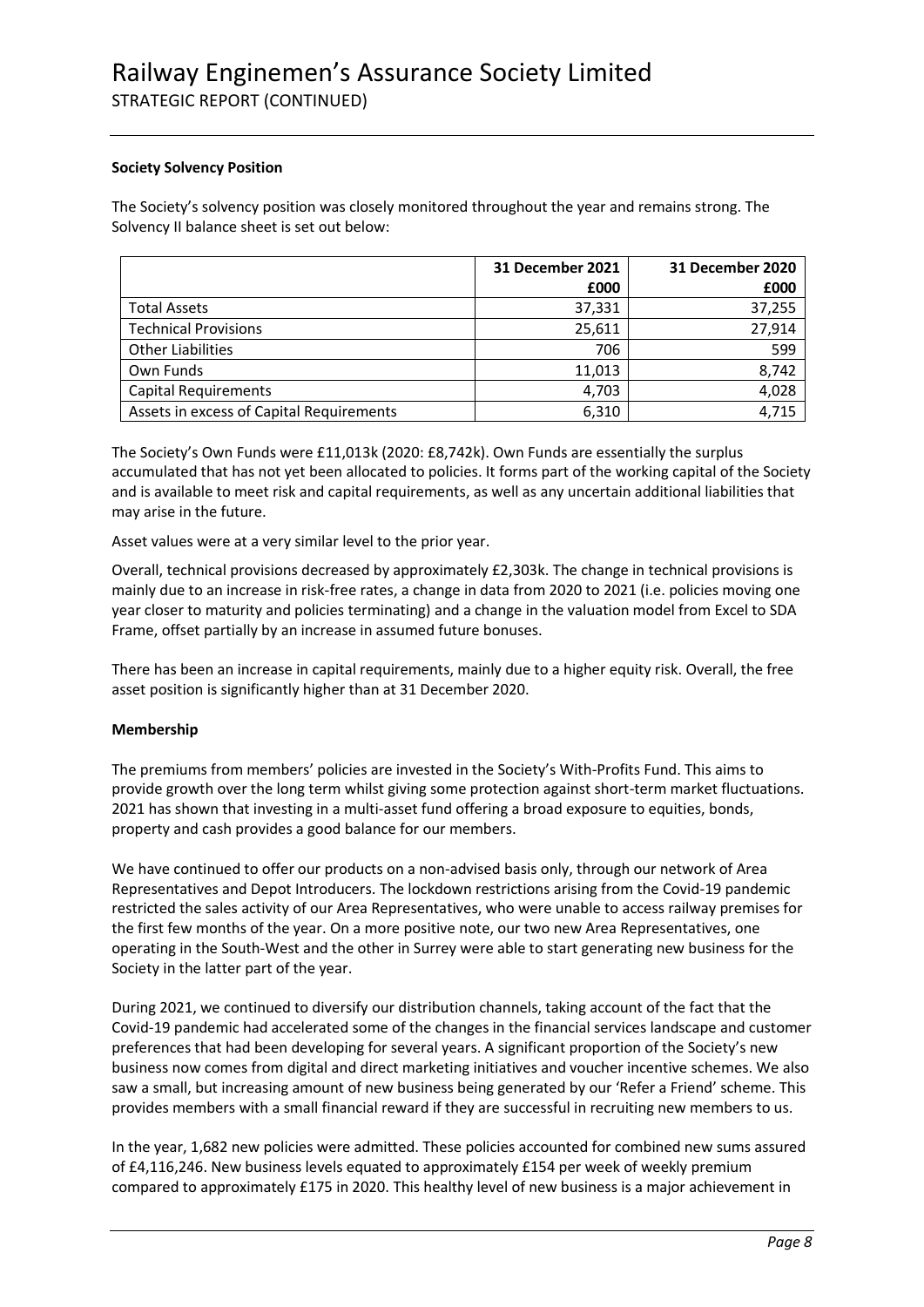### Society Solvency Position

The Society's solvency position was closely monitored throughout the year and remains strong. The Solvency II balance sheet is set out below:

| | 31 December 2021 £000 | 31 December 2020 £000 |
|---|---|---|
| Total Assets | 37,331 | 37,255 |
| Technical Provisions | 25,611 | 27,914 |
| Other Liabilities | 706 | 599 |
| Own Funds | 11,013 | 8,742 |
| Capital Requirements | 4,703 | 4,028 |
| Assets in excess of Capital Requirements | 6,310 | 4,715 |

The Society's Own Funds were £11,013k (2020: £8,742k). Own Funds are essentially the surplus accumulated that has not yet been allocated to policies. It forms part of the working capital of the Society and is available to meet risk and capital requirements, as well as any uncertain additional liabilities that may arise in the future.

Asset values were at a very similar level to the prior year.

Overall, technical provisions decreased by approximately £2,303k. The change in technical provisions is mainly due to an increase in risk-free rates, a change in data from 2020 to 2021 (i.e. policies moving one year closer to maturity and policies terminating) and a change in the valuation model from Excel to SDA Frame, offset partially by an increase in assumed future bonuses.

There has been an increase in capital requirements, mainly due to a higher equity risk. Overall, the free asset position is significantly higher than at 31 December 2020.

### Membership

The premiums from members' policies are invested in the Society's With-Profits Fund. This aims to provide growth over the long term whilst giving some protection against short-term market fluctuations. 2021 has shown that investing in a multi-asset fund offering a broad exposure to equities, bonds, property and cash provides a good balance for our members.

We have continued to offer our products on a non-advised basis only, through our network of Area Representatives and Depot Introducers. The lockdown restrictions arising from the Covid-19 pandemic restricted the sales activity of our Area Representatives, who were unable to access railway premises for the first few months of the year. On a more positive note, our two new Area Representatives, one operating in the South-West and the other in Surrey were able to start generating new business for the Society in the latter part of the year.

During 2021, we continued to diversify our distribution channels, taking account of the fact that the Covid-19 pandemic had accelerated some of the changes in the financial services landscape and customer preferences that had been developing for several years. A significant proportion of the Society's new business now comes from digital and direct marketing initiatives and voucher incentive schemes. We also saw a small, but increasing amount of new business being generated by our 'Refer a Friend' scheme. This provides members with a small financial reward if they are successful in recruiting new members to us.

In the year, 1,682 new policies were admitted. These policies accounted for combined new sums assured of £4,116,246. New business levels equated to approximately £154 per week of weekly premium compared to approximately £175 in 2020. This healthy level of new business is a major achievement in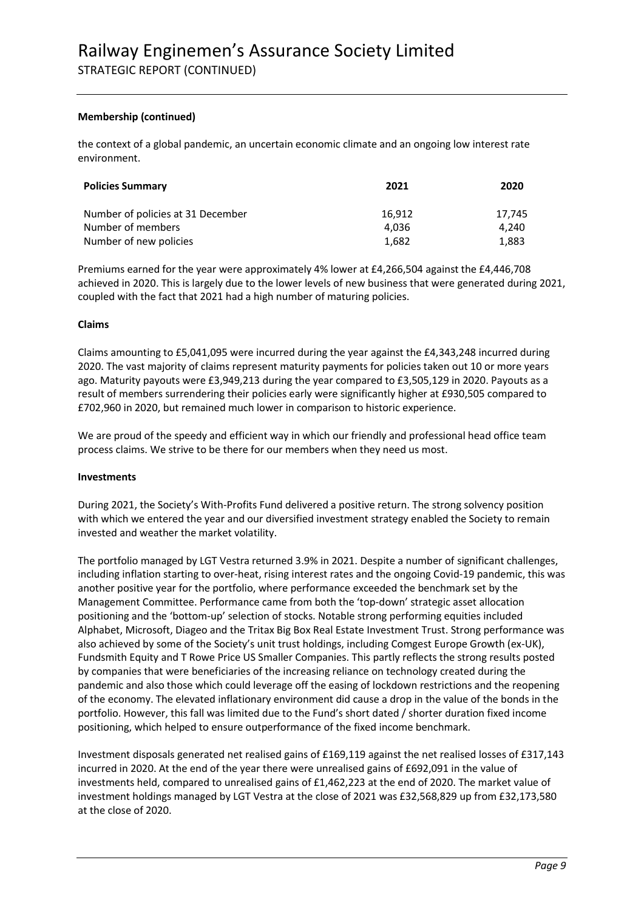### Membership (continued)

the context of a global pandemic, an uncertain economic climate and an ongoing low interest rate environment.

| Policies Summary | 2021 | 2020 |
|---|---|---|
| Number of policies at 31 December | 16,912 | 17,745 |
| Number of members | 4,036 | 4,240 |
| Number of new policies | 1,682 | 1,883 |

Premiums earned for the year were approximately 4% lower at £4,266,504 against the £4,446,708 achieved in 2020. This is largely due to the lower levels of new business that were generated during 2021, coupled with the fact that 2021 had a high number of maturing policies.

### Claims

Claims amounting to £5,041,095 were incurred during the year against the £4,343,248 incurred during 2020. The vast majority of claims represent maturity payments for policies taken out 10 or more years ago. Maturity payouts were £3,949,213 during the year compared to £3,505,129 in 2020. Payouts as a result of members surrendering their policies early were significantly higher at £930,505 compared to £702,960 in 2020, but remained much lower in comparison to historic experience.

We are proud of the speedy and efficient way in which our friendly and professional head office team process claims. We strive to be there for our members when they need us most.

### Investments

During 2021, the Society's With-Profits Fund delivered a positive return. The strong solvency position with which we entered the year and our diversified investment strategy enabled the Society to remain invested and weather the market volatility.

The portfolio managed by LGT Vestra returned 3.9% in 2021. Despite a number of significant challenges, including inflation starting to over-heat, rising interest rates and the ongoing Covid-19 pandemic, this was another positive year for the portfolio, where performance exceeded the benchmark set by the Management Committee. Performance came from both the 'top-down' strategic asset allocation positioning and the 'bottom-up' selection of stocks. Notable strong performing equities included Alphabet, Microsoft, Diageo and the Tritax Big Box Real Estate Investment Trust. Strong performance was also achieved by some of the Society's unit trust holdings, including Comgest Europe Growth (ex-UK), Fundsmith Equity and T Rowe Price US Smaller Companies. This partly reflects the strong results posted by companies that were beneficiaries of the increasing reliance on technology created during the pandemic and also those which could leverage off the easing of lockdown restrictions and the reopening of the economy. The elevated inflationary environment did cause a drop in the value of the bonds in the portfolio. However, this fall was limited due to the Fund's short dated / shorter duration fixed income positioning, which helped to ensure outperformance of the fixed income benchmark.

Investment disposals generated net realised gains of £169,119 against the net realised losses of £317,143 incurred in 2020. At the end of the year there were unrealised gains of £692,091 in the value of investments held, compared to unrealised gains of £1,462,223 at the end of 2020. The market value of investment holdings managed by LGT Vestra at the close of 2021 was £32,568,829 up from £32,173,580 at the close of 2020.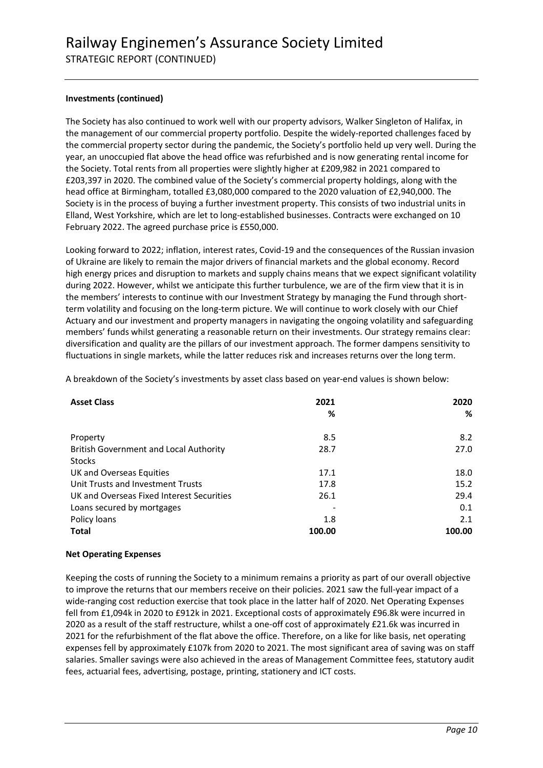**Investments (continued)**

The Society has also continued to work well with our property advisors, Walker Singleton of Halifax, in the management of our commercial property portfolio. Despite the widely-reported challenges faced by the commercial property sector during the pandemic, the Society's portfolio held up very well. During the year, an unoccupied flat above the head office was refurbished and is now generating rental income for the Society. Total rents from all properties were slightly higher at £209,982 in 2021 compared to £203,397 in 2020. The combined value of the Society's commercial property holdings, along with the head office at Birmingham, totalled £3,080,000 compared to the 2020 valuation of £2,940,000. The Society is in the process of buying a further investment property. This consists of two industrial units in Elland, West Yorkshire, which are let to long-established businesses. Contracts were exchanged on 10 February 2022. The agreed purchase price is £550,000.

Looking forward to 2022; inflation, interest rates, Covid-19 and the consequences of the Russian invasion of Ukraine are likely to remain the major drivers of financial markets and the global economy. Record high energy prices and disruption to markets and supply chains means that we expect significant volatility during 2022. However, whilst we anticipate this further turbulence, we are of the firm view that it is in the members' interests to continue with our Investment Strategy by managing the Fund through short-term volatility and focusing on the long-term picture. We will continue to work closely with our Chief Actuary and our investment and property managers in navigating the ongoing volatility and safeguarding members' funds whilst generating a reasonable return on their investments. Our strategy remains clear: diversification and quality are the pillars of our investment approach. The former dampens sensitivity to fluctuations in single markets, while the latter reduces risk and increases returns over the long term.

A breakdown of the Society's investments by asset class based on year-end values is shown below:

| **Asset Class** | **2021** | **2020** |
|---|---|---|
| | **%** | **%** |
| Property | 8.5 | 8.2 |
| British Government and Local Authority Stocks | 28.7 | 27.0 |
| UK and Overseas Equities | 17.1 | 18.0 |
| Unit Trusts and Investment Trusts | 17.8 | 15.2 |
| UK and Overseas Fixed Interest Securities | 26.1 | 29.4 |
| Loans secured by mortgages | - | 0.1 |
| Policy loans | 1.8 | 2.1 |
| **Total** | **100.00** | **100.00** |

**Net Operating Expenses**

Keeping the costs of running the Society to a minimum remains a priority as part of our overall objective to improve the returns that our members receive on their policies. 2021 saw the full-year impact of a wide-ranging cost reduction exercise that took place in the latter half of 2020. Net Operating Expenses fell from £1,094k in 2020 to £912k in 2021. Exceptional costs of approximately £96.8k were incurred in 2020 as a result of the staff restructure, whilst a one-off cost of approximately £21.6k was incurred in 2021 for the refurbishment of the flat above the office. Therefore, on a like for like basis, net operating expenses fell by approximately £107k from 2020 to 2021. The most significant area of saving was on staff salaries. Smaller savings were also achieved in the areas of Management Committee fees, statutory audit fees, actuarial fees, advertising, postage, printing, stationery and ICT costs.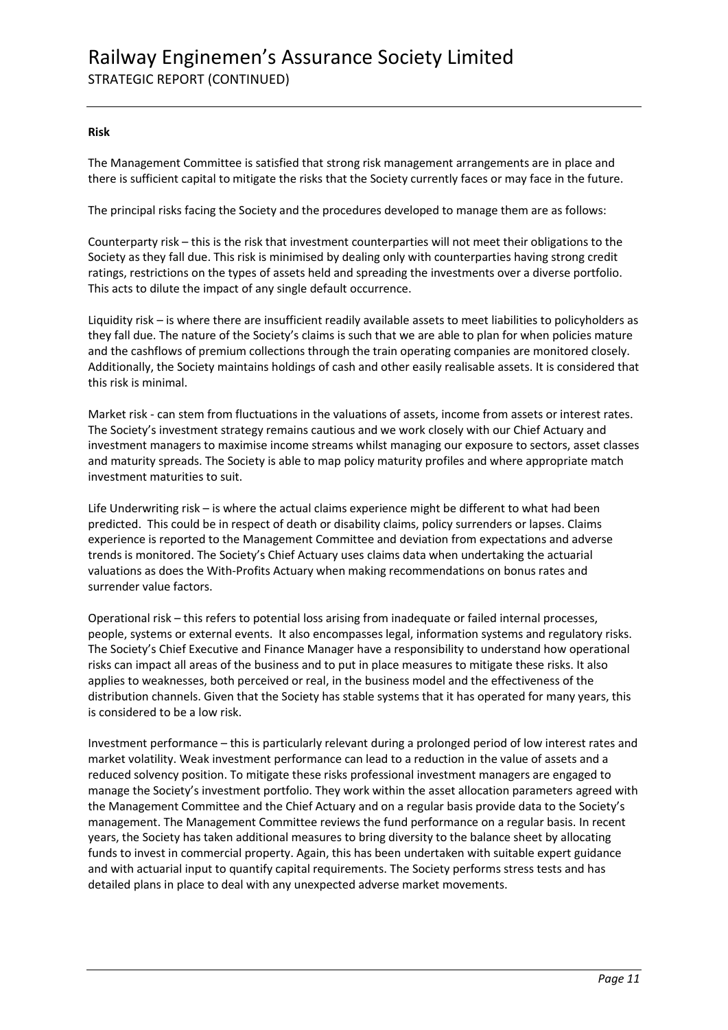**Risk**

The Management Committee is satisfied that strong risk management arrangements are in place and there is sufficient capital to mitigate the risks that the Society currently faces or may face in the future.

The principal risks facing the Society and the procedures developed to manage them are as follows:

Counterparty risk – this is the risk that investment counterparties will not meet their obligations to the Society as they fall due. This risk is minimised by dealing only with counterparties having strong credit ratings, restrictions on the types of assets held and spreading the investments over a diverse portfolio. This acts to dilute the impact of any single default occurrence.

Liquidity risk – is where there are insufficient readily available assets to meet liabilities to policyholders as they fall due. The nature of the Society's claims is such that we are able to plan for when policies mature and the cashflows of premium collections through the train operating companies are monitored closely. Additionally, the Society maintains holdings of cash and other easily realisable assets. It is considered that this risk is minimal.

Market risk - can stem from fluctuations in the valuations of assets, income from assets or interest rates. The Society's investment strategy remains cautious and we work closely with our Chief Actuary and investment managers to maximise income streams whilst managing our exposure to sectors, asset classes and maturity spreads. The Society is able to map policy maturity profiles and where appropriate match investment maturities to suit.

Life Underwriting risk – is where the actual claims experience might be different to what had been predicted. This could be in respect of death or disability claims, policy surrenders or lapses. Claims experience is reported to the Management Committee and deviation from expectations and adverse trends is monitored. The Society's Chief Actuary uses claims data when undertaking the actuarial valuations as does the With-Profits Actuary when making recommendations on bonus rates and surrender value factors.

Operational risk – this refers to potential loss arising from inadequate or failed internal processes, people, systems or external events. It also encompasses legal, information systems and regulatory risks. The Society's Chief Executive and Finance Manager have a responsibility to understand how operational risks can impact all areas of the business and to put in place measures to mitigate these risks. It also applies to weaknesses, both perceived or real, in the business model and the effectiveness of the distribution channels. Given that the Society has stable systems that it has operated for many years, this is considered to be a low risk.

Investment performance – this is particularly relevant during a prolonged period of low interest rates and market volatility. Weak investment performance can lead to a reduction in the value of assets and a reduced solvency position. To mitigate these risks professional investment managers are engaged to manage the Society's investment portfolio. They work within the asset allocation parameters agreed with the Management Committee and the Chief Actuary and on a regular basis provide data to the Society's management. The Management Committee reviews the fund performance on a regular basis. In recent years, the Society has taken additional measures to bring diversity to the balance sheet by allocating funds to invest in commercial property. Again, this has been undertaken with suitable expert guidance and with actuarial input to quantify capital requirements. The Society performs stress tests and has detailed plans in place to deal with any unexpected adverse market movements.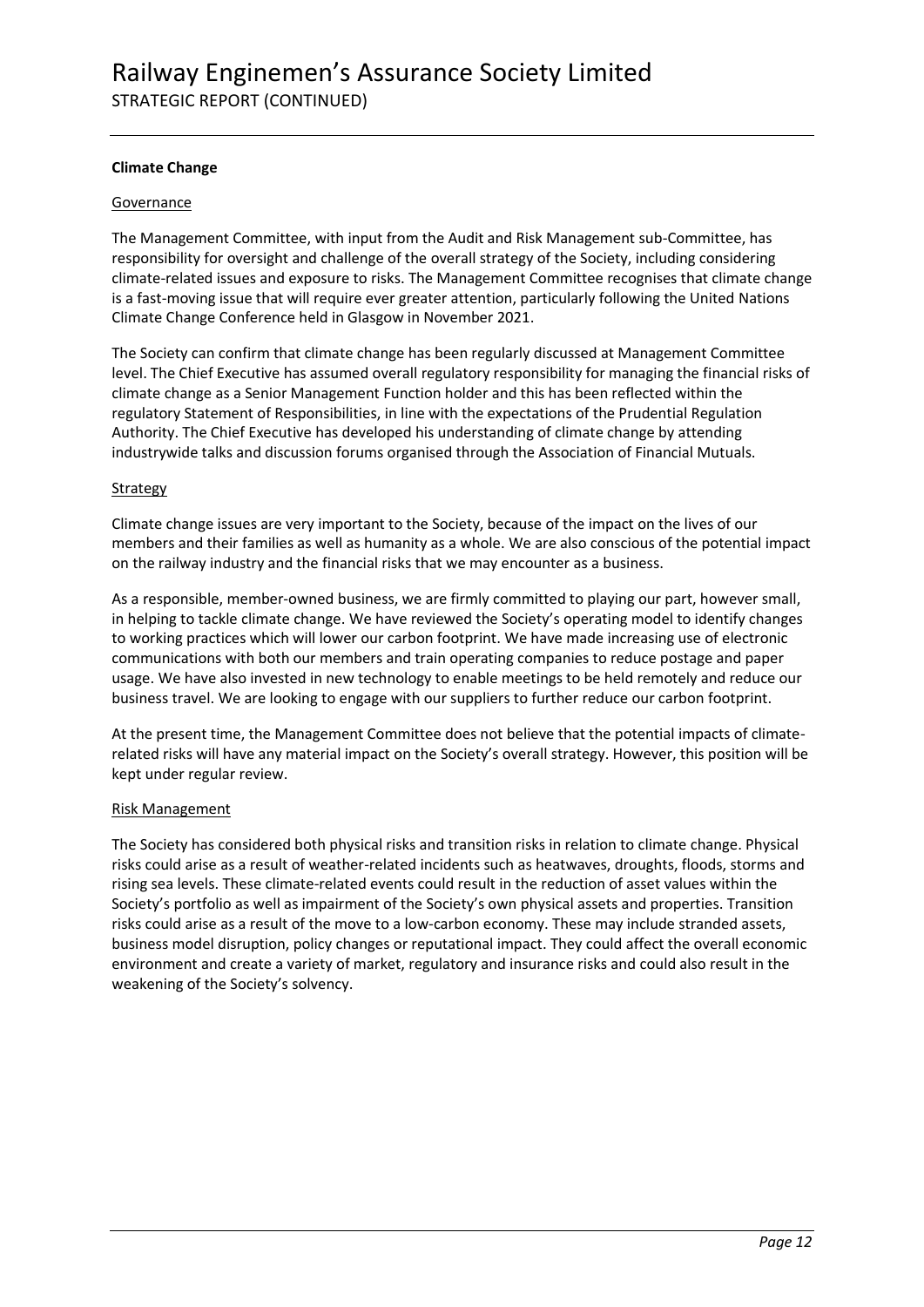**Climate Change**

Governance

The Management Committee, with input from the Audit and Risk Management sub-Committee, has responsibility for oversight and challenge of the overall strategy of the Society, including considering climate-related issues and exposure to risks. The Management Committee recognises that climate change is a fast-moving issue that will require ever greater attention, particularly following the United Nations Climate Change Conference held in Glasgow in November 2021.

The Society can confirm that climate change has been regularly discussed at Management Committee level. The Chief Executive has assumed overall regulatory responsibility for managing the financial risks of climate change as a Senior Management Function holder and this has been reflected within the regulatory Statement of Responsibilities, in line with the expectations of the Prudential Regulation Authority. The Chief Executive has developed his understanding of climate change by attending industrywide talks and discussion forums organised through the Association of Financial Mutuals.

Strategy

Climate change issues are very important to the Society, because of the impact on the lives of our members and their families as well as humanity as a whole. We are also conscious of the potential impact on the railway industry and the financial risks that we may encounter as a business.

As a responsible, member-owned business, we are firmly committed to playing our part, however small, in helping to tackle climate change. We have reviewed the Society's operating model to identify changes to working practices which will lower our carbon footprint. We have made increasing use of electronic communications with both our members and train operating companies to reduce postage and paper usage. We have also invested in new technology to enable meetings to be held remotely and reduce our business travel. We are looking to engage with our suppliers to further reduce our carbon footprint.

At the present time, the Management Committee does not believe that the potential impacts of climate-related risks will have any material impact on the Society's overall strategy. However, this position will be kept under regular review.

Risk Management

The Society has considered both physical risks and transition risks in relation to climate change. Physical risks could arise as a result of weather-related incidents such as heatwaves, droughts, floods, storms and rising sea levels. These climate-related events could result in the reduction of asset values within the Society's portfolio as well as impairment of the Society's own physical assets and properties. Transition risks could arise as a result of the move to a low-carbon economy. These may include stranded assets, business model disruption, policy changes or reputational impact. They could affect the overall economic environment and create a variety of market, regulatory and insurance risks and could also result in the weakening of the Society's solvency.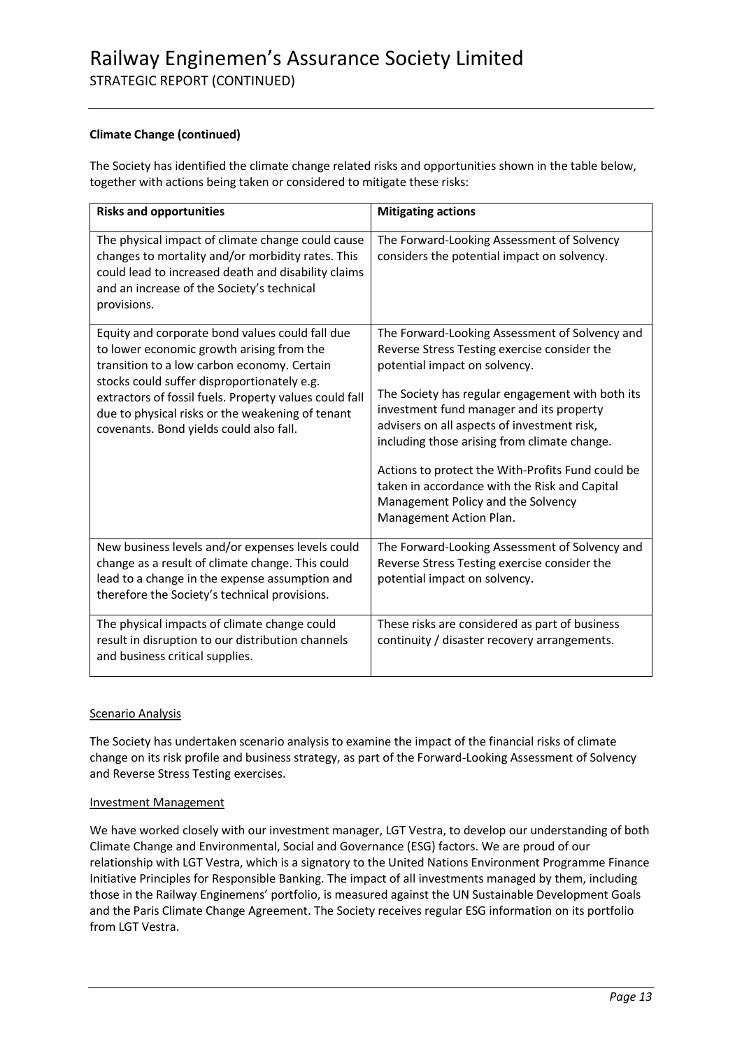**Climate Change (continued)**

The Society has identified the climate change related risks and opportunities shown in the table below, together with actions being taken or considered to mitigate these risks:

| Risks and opportunities | Mitigating actions |
|---|---|
| The physical impact of climate change could cause changes to mortality and/or morbidity rates. This could lead to increased death and disability claims and an increase of the Society's technical provisions. | The Forward-Looking Assessment of Solvency considers the potential impact on solvency. |
| Equity and corporate bond values could fall due to lower economic growth arising from the transition to a low carbon economy. Certain stocks could suffer disproportionately e.g. extractors of fossil fuels. Property values could fall due to physical risks or the weakening of tenant covenants. Bond yields could also fall. | The Forward-Looking Assessment of Solvency and Reverse Stress Testing exercise consider the potential impact on solvency.<br><br>The Society has regular engagement with both its investment fund manager and its property advisers on all aspects of investment risk, including those arising from climate change.<br><br>Actions to protect the With-Profits Fund could be taken in accordance with the Risk and Capital Management Policy and the Solvency Management Action Plan. |
| New business levels and/or expenses levels could change as a result of climate change. This could lead to a change in the expense assumption and therefore the Society's technical provisions. | The Forward-Looking Assessment of Solvency and Reverse Stress Testing exercise consider the potential impact on solvency. |
| The physical impacts of climate change could result in disruption to our distribution channels and business critical supplies. | These risks are considered as part of business continuity / disaster recovery arrangements. |

Scenario Analysis

The Society has undertaken scenario analysis to examine the impact of the financial risks of climate change on its risk profile and business strategy, as part of the Forward-Looking Assessment of Solvency and Reverse Stress Testing exercises.

Investment Management

We have worked closely with our investment manager, LGT Vestra, to develop our understanding of both Climate Change and Environmental, Social and Governance (ESG) factors. We are proud of our relationship with LGT Vestra, which is a signatory to the United Nations Environment Programme Finance Initiative Principles for Responsible Banking. The impact of all investments managed by them, including those in the Railway Enginemens' portfolio, is measured against the UN Sustainable Development Goals and the Paris Climate Change Agreement. The Society receives regular ESG information on its portfolio from LGT Vestra.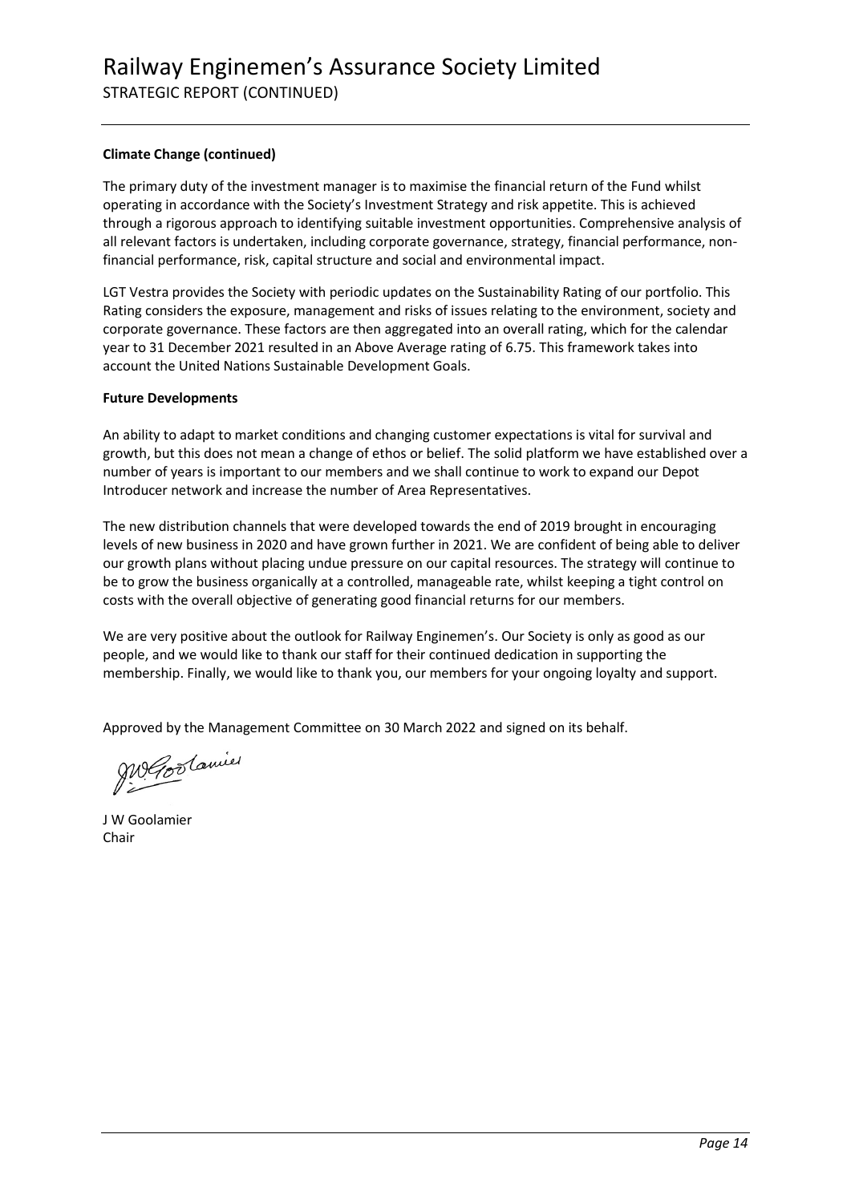**Climate Change (continued)**

The primary duty of the investment manager is to maximise the financial return of the Fund whilst operating in accordance with the Society's Investment Strategy and risk appetite. This is achieved through a rigorous approach to identifying suitable investment opportunities. Comprehensive analysis of all relevant factors is undertaken, including corporate governance, strategy, financial performance, non-financial performance, risk, capital structure and social and environmental impact.

LGT Vestra provides the Society with periodic updates on the Sustainability Rating of our portfolio. This Rating considers the exposure, management and risks of issues relating to the environment, society and corporate governance. These factors are then aggregated into an overall rating, which for the calendar year to 31 December 2021 resulted in an Above Average rating of 6.75. This framework takes into account the United Nations Sustainable Development Goals.

**Future Developments**

An ability to adapt to market conditions and changing customer expectations is vital for survival and growth, but this does not mean a change of ethos or belief. The solid platform we have established over a number of years is important to our members and we shall continue to work to expand our Depot Introducer network and increase the number of Area Representatives.

The new distribution channels that were developed towards the end of 2019 brought in encouraging levels of new business in 2020 and have grown further in 2021. We are confident of being able to deliver our growth plans without placing undue pressure on our capital resources. The strategy will continue to be to grow the business organically at a controlled, manageable rate, whilst keeping a tight control on costs with the overall objective of generating good financial returns for our members.

We are very positive about the outlook for Railway Enginemen's. Our Society is only as good as our people, and we would like to thank our staff for their continued dedication in supporting the membership. Finally, we would like to thank you, our members for your ongoing loyalty and support.

Approved by the Management Committee on 30 March 2022 and signed on its behalf.

J W Goolamier
Chair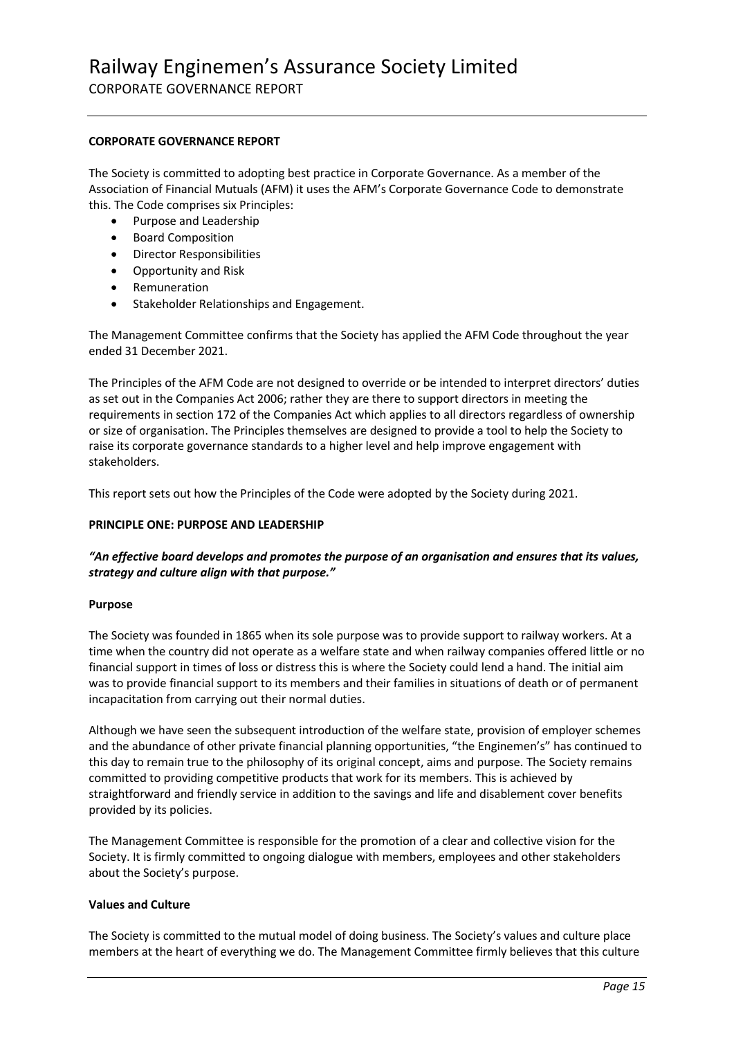## CORPORATE GOVERNANCE REPORT

The Society is committed to adopting best practice in Corporate Governance. As a member of the Association of Financial Mutuals (AFM) it uses the AFM's Corporate Governance Code to demonstrate this. The Code comprises six Principles:

- Purpose and Leadership
- Board Composition
- Director Responsibilities
- Opportunity and Risk
- Remuneration
- Stakeholder Relationships and Engagement.

The Management Committee confirms that the Society has applied the AFM Code throughout the year ended 31 December 2021.

The Principles of the AFM Code are not designed to override or be intended to interpret directors' duties as set out in the Companies Act 2006; rather they are there to support directors in meeting the requirements in section 172 of the Companies Act which applies to all directors regardless of ownership or size of organisation. The Principles themselves are designed to provide a tool to help the Society to raise its corporate governance standards to a higher level and help improve engagement with stakeholders.

This report sets out how the Principles of the Code were adopted by the Society during 2021.

### PRINCIPLE ONE: PURPOSE AND LEADERSHIP

***"An effective board develops and promotes the purpose of an organisation and ensures that its values, strategy and culture align with that purpose."***

#### Purpose

The Society was founded in 1865 when its sole purpose was to provide support to railway workers. At a time when the country did not operate as a welfare state and when railway companies offered little or no financial support in times of loss or distress this is where the Society could lend a hand. The initial aim was to provide financial support to its members and their families in situations of death or of permanent incapacitation from carrying out their normal duties.

Although we have seen the subsequent introduction of the welfare state, provision of employer schemes and the abundance of other private financial planning opportunities, "the Enginemen's" has continued to this day to remain true to the philosophy of its original concept, aims and purpose. The Society remains committed to providing competitive products that work for its members. This is achieved by straightforward and friendly service in addition to the savings and life and disablement cover benefits provided by its policies.

The Management Committee is responsible for the promotion of a clear and collective vision for the Society. It is firmly committed to ongoing dialogue with members, employees and other stakeholders about the Society's purpose.

#### Values and Culture

The Society is committed to the mutual model of doing business. The Society's values and culture place members at the heart of everything we do. The Management Committee firmly believes that this culture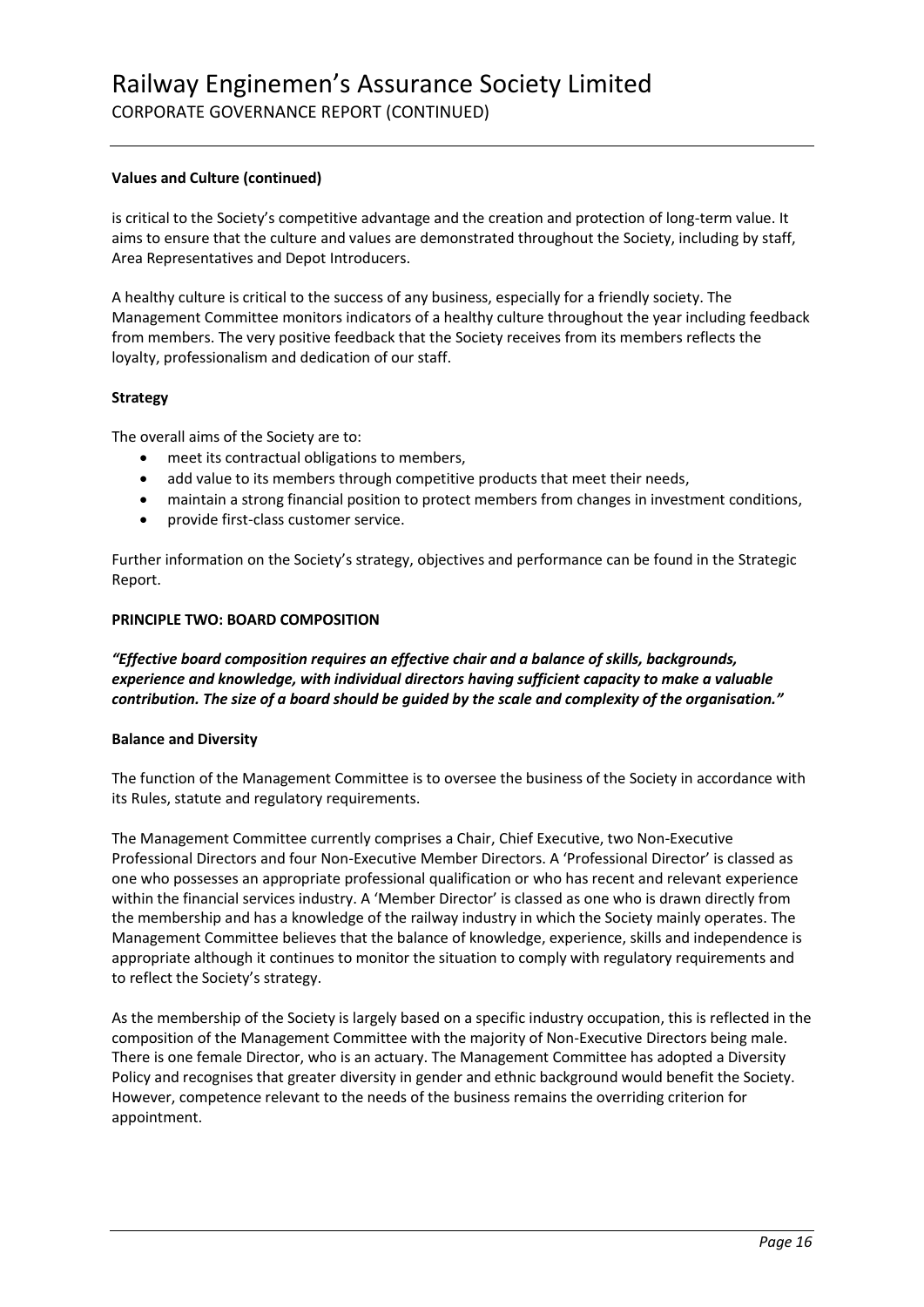**Values and Culture (continued)**

is critical to the Society's competitive advantage and the creation and protection of long-term value. It aims to ensure that the culture and values are demonstrated throughout the Society, including by staff, Area Representatives and Depot Introducers.

A healthy culture is critical to the success of any business, especially for a friendly society. The Management Committee monitors indicators of a healthy culture throughout the year including feedback from members. The very positive feedback that the Society receives from its members reflects the loyalty, professionalism and dedication of our staff.

**Strategy**

The overall aims of the Society are to:

- meet its contractual obligations to members,
- add value to its members through competitive products that meet their needs,
- maintain a strong financial position to protect members from changes in investment conditions,
- provide first-class customer service.

Further information on the Society's strategy, objectives and performance can be found in the Strategic Report.

**PRINCIPLE TWO: BOARD COMPOSITION**

***"Effective board composition requires an effective chair and a balance of skills, backgrounds, experience and knowledge, with individual directors having sufficient capacity to make a valuable contribution. The size of a board should be guided by the scale and complexity of the organisation."***

**Balance and Diversity**

The function of the Management Committee is to oversee the business of the Society in accordance with its Rules, statute and regulatory requirements.

The Management Committee currently comprises a Chair, Chief Executive, two Non-Executive Professional Directors and four Non-Executive Member Directors. A 'Professional Director' is classed as one who possesses an appropriate professional qualification or who has recent and relevant experience within the financial services industry. A 'Member Director' is classed as one who is drawn directly from the membership and has a knowledge of the railway industry in which the Society mainly operates. The Management Committee believes that the balance of knowledge, experience, skills and independence is appropriate although it continues to monitor the situation to comply with regulatory requirements and to reflect the Society's strategy.

As the membership of the Society is largely based on a specific industry occupation, this is reflected in the composition of the Management Committee with the majority of Non-Executive Directors being male. There is one female Director, who is an actuary. The Management Committee has adopted a Diversity Policy and recognises that greater diversity in gender and ethnic background would benefit the Society. However, competence relevant to the needs of the business remains the overriding criterion for appointment.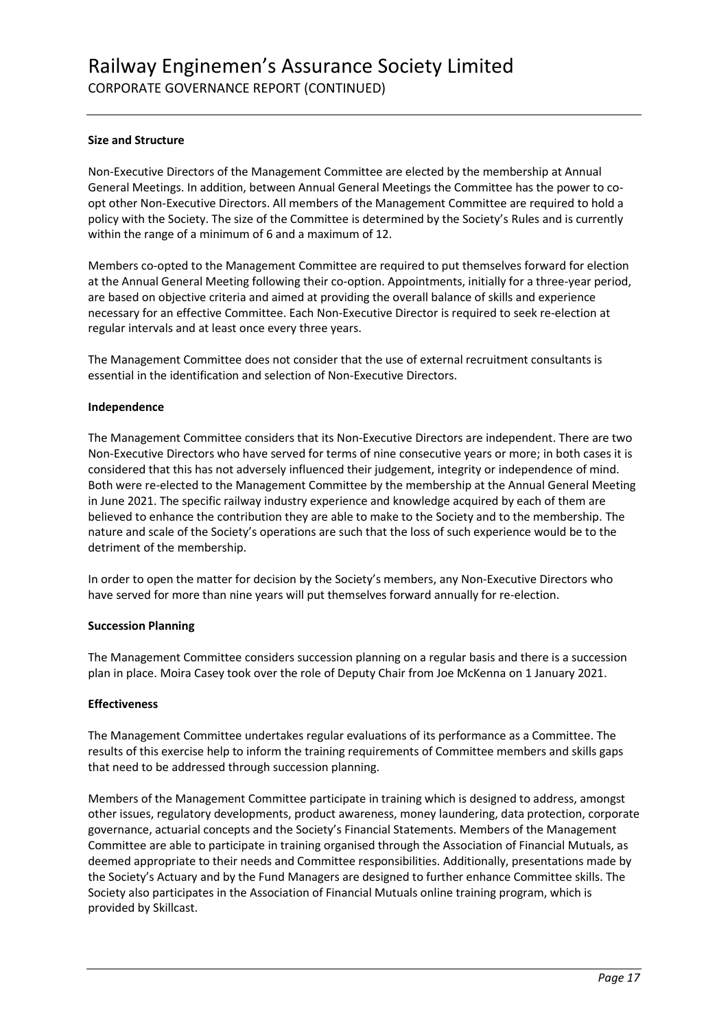**Size and Structure**

Non-Executive Directors of the Management Committee are elected by the membership at Annual General Meetings. In addition, between Annual General Meetings the Committee has the power to co-opt other Non-Executive Directors. All members of the Management Committee are required to hold a policy with the Society. The size of the Committee is determined by the Society's Rules and is currently within the range of a minimum of 6 and a maximum of 12.

Members co-opted to the Management Committee are required to put themselves forward for election at the Annual General Meeting following their co-option. Appointments, initially for a three-year period, are based on objective criteria and aimed at providing the overall balance of skills and experience necessary for an effective Committee. Each Non-Executive Director is required to seek re-election at regular intervals and at least once every three years.

The Management Committee does not consider that the use of external recruitment consultants is essential in the identification and selection of Non-Executive Directors.

**Independence**

The Management Committee considers that its Non-Executive Directors are independent. There are two Non-Executive Directors who have served for terms of nine consecutive years or more; in both cases it is considered that this has not adversely influenced their judgement, integrity or independence of mind. Both were re-elected to the Management Committee by the membership at the Annual General Meeting in June 2021. The specific railway industry experience and knowledge acquired by each of them are believed to enhance the contribution they are able to make to the Society and to the membership. The nature and scale of the Society's operations are such that the loss of such experience would be to the detriment of the membership.

In order to open the matter for decision by the Society's members, any Non-Executive Directors who have served for more than nine years will put themselves forward annually for re-election.

**Succession Planning**

The Management Committee considers succession planning on a regular basis and there is a succession plan in place. Moira Casey took over the role of Deputy Chair from Joe McKenna on 1 January 2021.

**Effectiveness**

The Management Committee undertakes regular evaluations of its performance as a Committee. The results of this exercise help to inform the training requirements of Committee members and skills gaps that need to be addressed through succession planning.

Members of the Management Committee participate in training which is designed to address, amongst other issues, regulatory developments, product awareness, money laundering, data protection, corporate governance, actuarial concepts and the Society's Financial Statements. Members of the Management Committee are able to participate in training organised through the Association of Financial Mutuals, as deemed appropriate to their needs and Committee responsibilities. Additionally, presentations made by the Society's Actuary and by the Fund Managers are designed to further enhance Committee skills. The Society also participates in the Association of Financial Mutuals online training program, which is provided by Skillcast.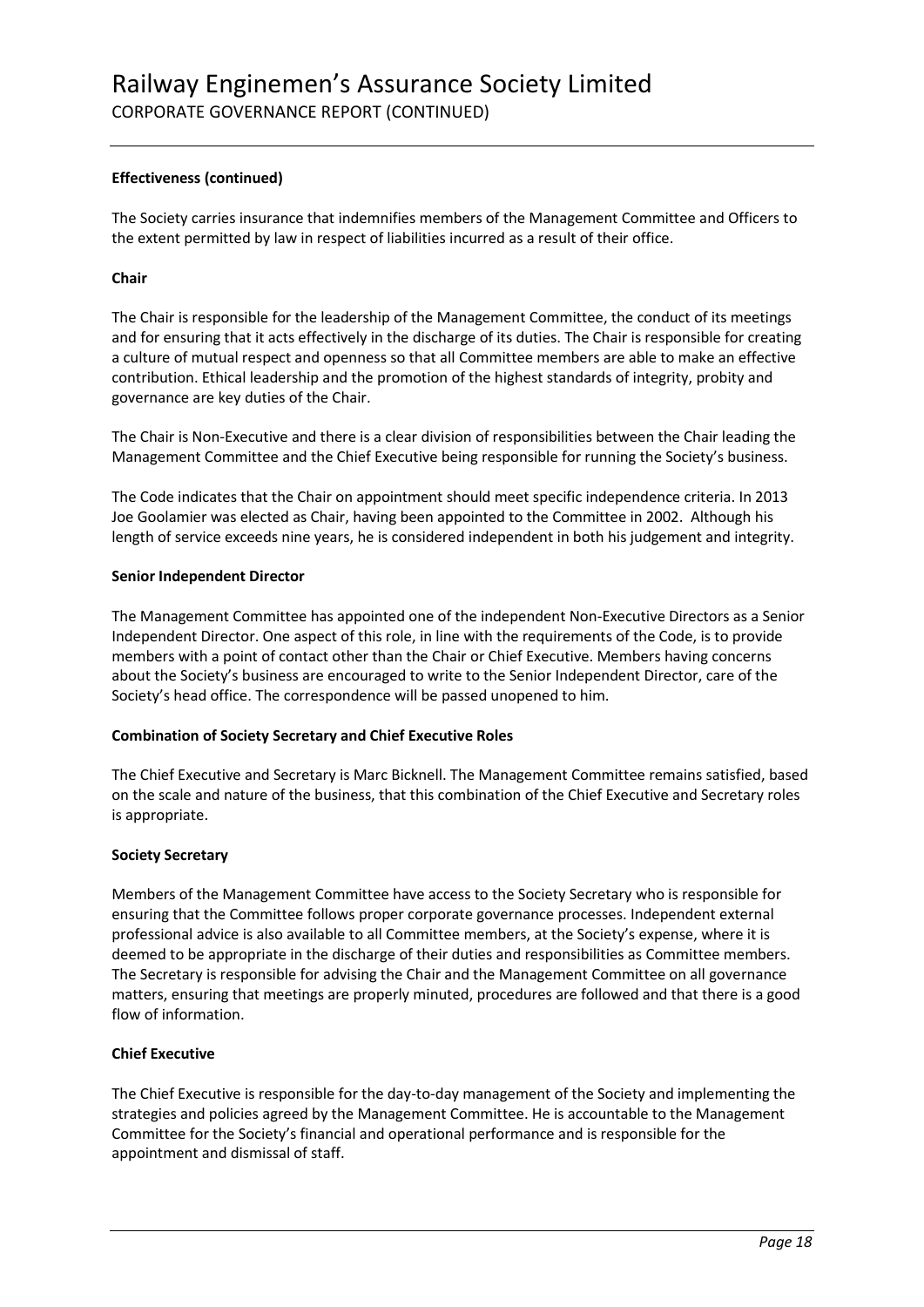**Effectiveness (continued)**

The Society carries insurance that indemnifies members of the Management Committee and Officers to the extent permitted by law in respect of liabilities incurred as a result of their office.

**Chair**

The Chair is responsible for the leadership of the Management Committee, the conduct of its meetings and for ensuring that it acts effectively in the discharge of its duties. The Chair is responsible for creating a culture of mutual respect and openness so that all Committee members are able to make an effective contribution. Ethical leadership and the promotion of the highest standards of integrity, probity and governance are key duties of the Chair.

The Chair is Non-Executive and there is a clear division of responsibilities between the Chair leading the Management Committee and the Chief Executive being responsible for running the Society's business.

The Code indicates that the Chair on appointment should meet specific independence criteria. In 2013 Joe Goolamier was elected as Chair, having been appointed to the Committee in 2002. Although his length of service exceeds nine years, he is considered independent in both his judgement and integrity.

**Senior Independent Director**

The Management Committee has appointed one of the independent Non-Executive Directors as a Senior Independent Director. One aspect of this role, in line with the requirements of the Code, is to provide members with a point of contact other than the Chair or Chief Executive. Members having concerns about the Society's business are encouraged to write to the Senior Independent Director, care of the Society's head office. The correspondence will be passed unopened to him.

**Combination of Society Secretary and Chief Executive Roles**

The Chief Executive and Secretary is Marc Bicknell. The Management Committee remains satisfied, based on the scale and nature of the business, that this combination of the Chief Executive and Secretary roles is appropriate.

**Society Secretary**

Members of the Management Committee have access to the Society Secretary who is responsible for ensuring that the Committee follows proper corporate governance processes. Independent external professional advice is also available to all Committee members, at the Society's expense, where it is deemed to be appropriate in the discharge of their duties and responsibilities as Committee members. The Secretary is responsible for advising the Chair and the Management Committee on all governance matters, ensuring that meetings are properly minuted, procedures are followed and that there is a good flow of information.

**Chief Executive**

The Chief Executive is responsible for the day-to-day management of the Society and implementing the strategies and policies agreed by the Management Committee. He is accountable to the Management Committee for the Society's financial and operational performance and is responsible for the appointment and dismissal of staff.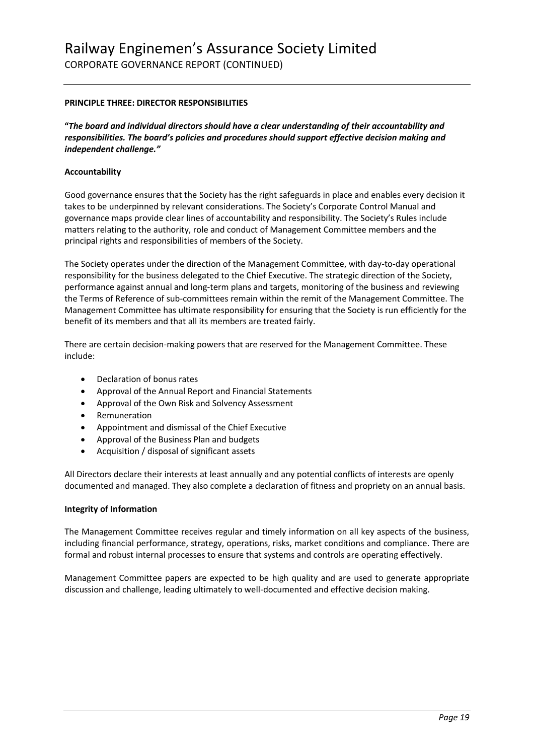## PRINCIPLE THREE: DIRECTOR RESPONSIBILITIES

**"*The board and individual directors should have a clear understanding of their accountability and responsibilities. The board's policies and procedures should support effective decision making and independent challenge."***

### Accountability

Good governance ensures that the Society has the right safeguards in place and enables every decision it takes to be underpinned by relevant considerations. The Society's Corporate Control Manual and governance maps provide clear lines of accountability and responsibility. The Society's Rules include matters relating to the authority, role and conduct of Management Committee members and the principal rights and responsibilities of members of the Society.

The Society operates under the direction of the Management Committee, with day-to-day operational responsibility for the business delegated to the Chief Executive. The strategic direction of the Society, performance against annual and long-term plans and targets, monitoring of the business and reviewing the Terms of Reference of sub-committees remain within the remit of the Management Committee. The Management Committee has ultimate responsibility for ensuring that the Society is run efficiently for the benefit of its members and that all its members are treated fairly.

There are certain decision-making powers that are reserved for the Management Committee. These include:

- Declaration of bonus rates
- Approval of the Annual Report and Financial Statements
- Approval of the Own Risk and Solvency Assessment
- Remuneration
- Appointment and dismissal of the Chief Executive
- Approval of the Business Plan and budgets
- Acquisition / disposal of significant assets

All Directors declare their interests at least annually and any potential conflicts of interests are openly documented and managed. They also complete a declaration of fitness and propriety on an annual basis.

### Integrity of Information

The Management Committee receives regular and timely information on all key aspects of the business, including financial performance, strategy, operations, risks, market conditions and compliance. There are formal and robust internal processes to ensure that systems and controls are operating effectively.

Management Committee papers are expected to be high quality and are used to generate appropriate discussion and challenge, leading ultimately to well-documented and effective decision making.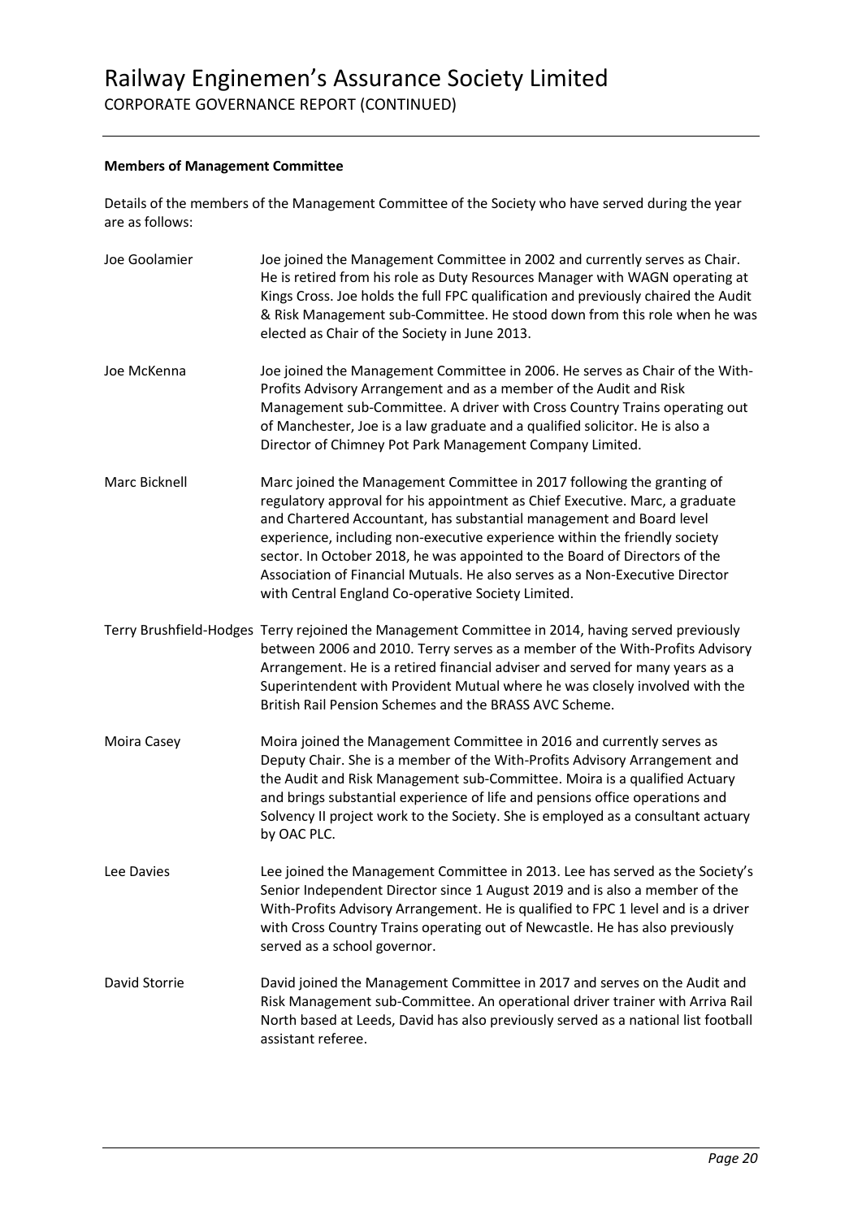**Members of Management Committee**

Details of the members of the Management Committee of the Society who have served during the year are as follows:

| | |
|---|---|
| Joe Goolamier | Joe joined the Management Committee in 2002 and currently serves as Chair. He is retired from his role as Duty Resources Manager with WAGN operating at Kings Cross. Joe holds the full FPC qualification and previously chaired the Audit & Risk Management sub-Committee. He stood down from this role when he was elected as Chair of the Society in June 2013. |
| Joe McKenna | Joe joined the Management Committee in 2006. He serves as Chair of the With-Profits Advisory Arrangement and as a member of the Audit and Risk Management sub-Committee. A driver with Cross Country Trains operating out of Manchester, Joe is a law graduate and a qualified solicitor. He is also a Director of Chimney Pot Park Management Company Limited. |
| Marc Bicknell | Marc joined the Management Committee in 2017 following the granting of regulatory approval for his appointment as Chief Executive. Marc, a graduate and Chartered Accountant, has substantial management and Board level experience, including non-executive experience within the friendly society sector. In October 2018, he was appointed to the Board of Directors of the Association of Financial Mutuals. He also serves as a Non-Executive Director with Central England Co-operative Society Limited. |
| Terry Brushfield-Hodges | Terry rejoined the Management Committee in 2014, having served previously between 2006 and 2010. Terry serves as a member of the With-Profits Advisory Arrangement. He is a retired financial adviser and served for many years as a Superintendent with Provident Mutual where he was closely involved with the British Rail Pension Schemes and the BRASS AVC Scheme. |
| Moira Casey | Moira joined the Management Committee in 2016 and currently serves as Deputy Chair. She is a member of the With-Profits Advisory Arrangement and the Audit and Risk Management sub-Committee. Moira is a qualified Actuary and brings substantial experience of life and pensions office operations and Solvency II project work to the Society. She is employed as a consultant actuary by OAC PLC. |
| Lee Davies | Lee joined the Management Committee in 2013. Lee has served as the Society's Senior Independent Director since 1 August 2019 and is also a member of the With-Profits Advisory Arrangement. He is qualified to FPC 1 level and is a driver with Cross Country Trains operating out of Newcastle. He has also previously served as a school governor. |
| David Storrie | David joined the Management Committee in 2017 and serves on the Audit and Risk Management sub-Committee. An operational driver trainer with Arriva Rail North based at Leeds, David has also previously served as a national list football assistant referee. |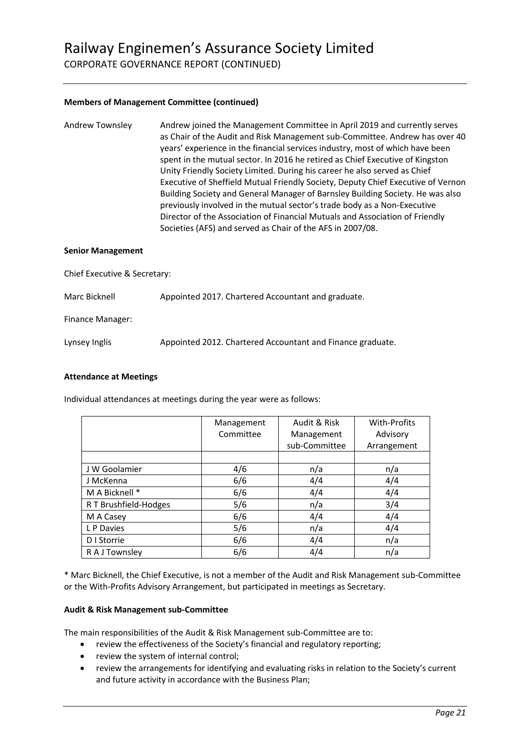**Members of Management Committee (continued)**

Andrew Townsley — Andrew joined the Management Committee in April 2019 and currently serves as Chair of the Audit and Risk Management sub-Committee. Andrew has over 40 years' experience in the financial services industry, most of which have been spent in the mutual sector. In 2016 he retired as Chief Executive of Kingston Unity Friendly Society Limited. During his career he also served as Chief Executive of Sheffield Mutual Friendly Society, Deputy Chief Executive of Vernon Building Society and General Manager of Barnsley Building Society. He was also previously involved in the mutual sector's trade body as a Non-Executive Director of the Association of Financial Mutuals and Association of Friendly Societies (AFS) and served as Chair of the AFS in 2007/08.

**Senior Management**

Chief Executive & Secretary:

Marc Bicknell — Appointed 2017. Chartered Accountant and graduate.

Finance Manager:

Lynsey Inglis — Appointed 2012. Chartered Accountant and Finance graduate.

**Attendance at Meetings**

Individual attendances at meetings during the year were as follows:

| | Management Committee | Audit & Risk Management sub-Committee | With-Profits Advisory Arrangement |
|---|---|---|---|
| J W Goolamier | 4/6 | n/a | n/a |
| J McKenna | 6/6 | 4/4 | 4/4 |
| M A Bicknell * | 6/6 | 4/4 | 4/4 |
| R T Brushfield-Hodges | 5/6 | n/a | 3/4 |
| M A Casey | 6/6 | 4/4 | 4/4 |
| L P Davies | 5/6 | n/a | 4/4 |
| D I Storrie | 6/6 | 4/4 | n/a |
| R A J Townsley | 6/6 | 4/4 | n/a |

* Marc Bicknell, the Chief Executive, is not a member of the Audit and Risk Management sub-Committee or the With-Profits Advisory Arrangement, but participated in meetings as Secretary.

**Audit & Risk Management sub-Committee**

The main responsibilities of the Audit & Risk Management sub-Committee are to:

- review the effectiveness of the Society's financial and regulatory reporting;
- review the system of internal control;
- review the arrangements for identifying and evaluating risks in relation to the Society's current and future activity in accordance with the Business Plan;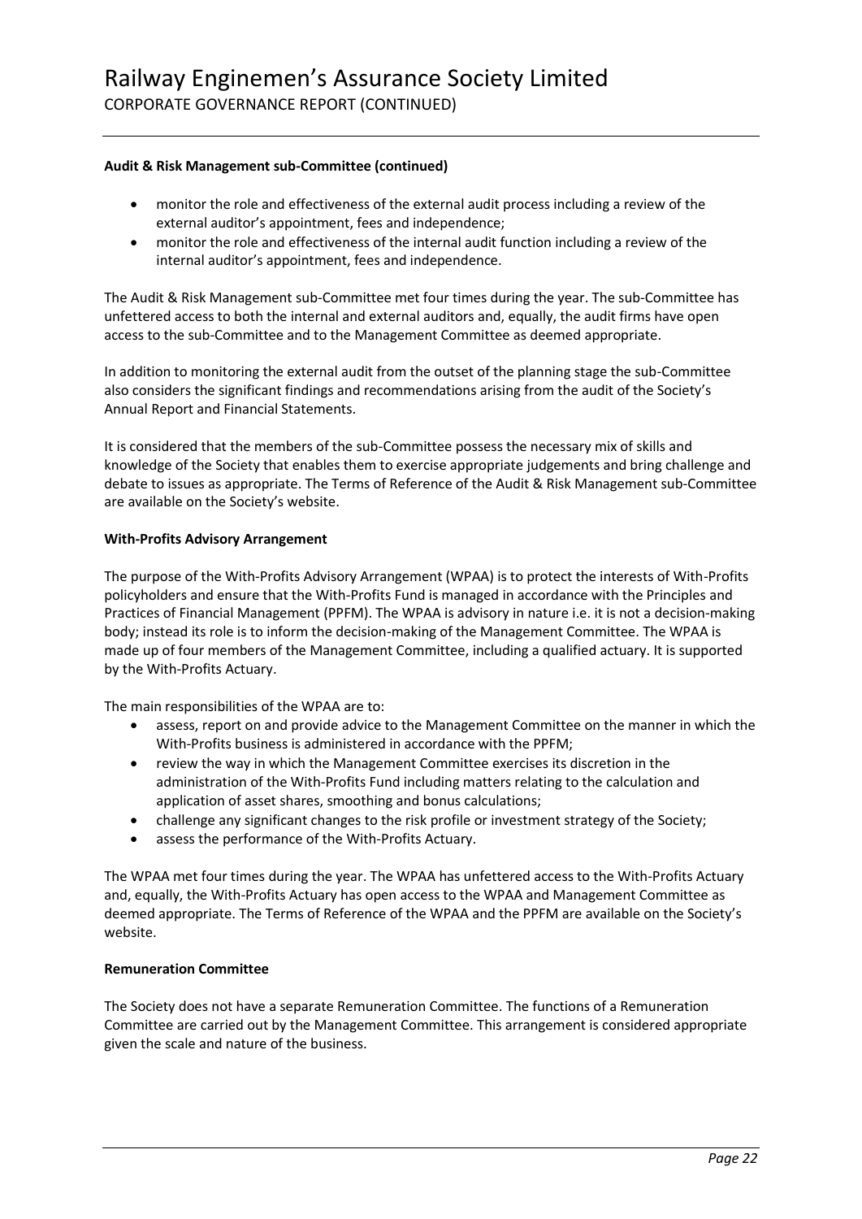**Audit & Risk Management sub-Committee (continued)**

- monitor the role and effectiveness of the external audit process including a review of the external auditor's appointment, fees and independence;
- monitor the role and effectiveness of the internal audit function including a review of the internal auditor's appointment, fees and independence.

The Audit & Risk Management sub-Committee met four times during the year. The sub-Committee has unfettered access to both the internal and external auditors and, equally, the audit firms have open access to the sub-Committee and to the Management Committee as deemed appropriate.

In addition to monitoring the external audit from the outset of the planning stage the sub-Committee also considers the significant findings and recommendations arising from the audit of the Society's Annual Report and Financial Statements.

It is considered that the members of the sub-Committee possess the necessary mix of skills and knowledge of the Society that enables them to exercise appropriate judgements and bring challenge and debate to issues as appropriate. The Terms of Reference of the Audit & Risk Management sub-Committee are available on the Society's website.

**With-Profits Advisory Arrangement**

The purpose of the With-Profits Advisory Arrangement (WPAA) is to protect the interests of With-Profits policyholders and ensure that the With-Profits Fund is managed in accordance with the Principles and Practices of Financial Management (PPFM). The WPAA is advisory in nature i.e. it is not a decision-making body; instead its role is to inform the decision-making of the Management Committee. The WPAA is made up of four members of the Management Committee, including a qualified actuary. It is supported by the With-Profits Actuary.

The main responsibilities of the WPAA are to:

- assess, report on and provide advice to the Management Committee on the manner in which the With-Profits business is administered in accordance with the PPFM;
- review the way in which the Management Committee exercises its discretion in the administration of the With-Profits Fund including matters relating to the calculation and application of asset shares, smoothing and bonus calculations;
- challenge any significant changes to the risk profile or investment strategy of the Society;
- assess the performance of the With-Profits Actuary.

The WPAA met four times during the year. The WPAA has unfettered access to the With-Profits Actuary and, equally, the With-Profits Actuary has open access to the WPAA and Management Committee as deemed appropriate. The Terms of Reference of the WPAA and the PPFM are available on the Society's website.

**Remuneration Committee**

The Society does not have a separate Remuneration Committee. The functions of a Remuneration Committee are carried out by the Management Committee. This arrangement is considered appropriate given the scale and nature of the business.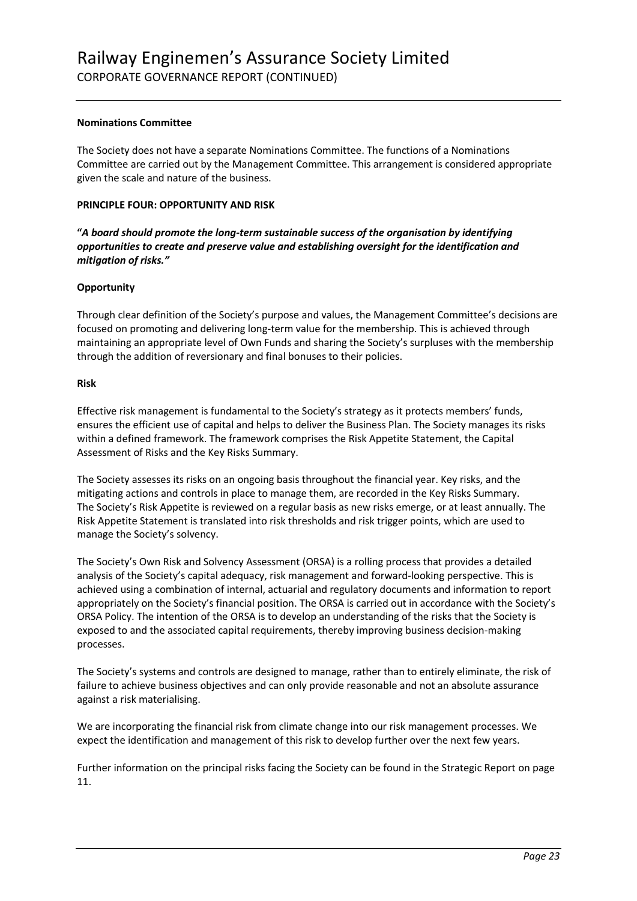### Nominations Committee

The Society does not have a separate Nominations Committee. The functions of a Nominations Committee are carried out by the Management Committee. This arrangement is considered appropriate given the scale and nature of the business.

### PRINCIPLE FOUR: OPPORTUNITY AND RISK

**"*A board should promote the long-term sustainable success of the organisation by identifying opportunities to create and preserve value and establishing oversight for the identification and mitigation of risks."***

### Opportunity

Through clear definition of the Society's purpose and values, the Management Committee's decisions are focused on promoting and delivering long-term value for the membership. This is achieved through maintaining an appropriate level of Own Funds and sharing the Society's surpluses with the membership through the addition of reversionary and final bonuses to their policies.

### Risk

Effective risk management is fundamental to the Society's strategy as it protects members' funds, ensures the efficient use of capital and helps to deliver the Business Plan. The Society manages its risks within a defined framework. The framework comprises the Risk Appetite Statement, the Capital Assessment of Risks and the Key Risks Summary.

The Society assesses its risks on an ongoing basis throughout the financial year. Key risks, and the mitigating actions and controls in place to manage them, are recorded in the Key Risks Summary. The Society's Risk Appetite is reviewed on a regular basis as new risks emerge, or at least annually. The Risk Appetite Statement is translated into risk thresholds and risk trigger points, which are used to manage the Society's solvency.

The Society's Own Risk and Solvency Assessment (ORSA) is a rolling process that provides a detailed analysis of the Society's capital adequacy, risk management and forward-looking perspective. This is achieved using a combination of internal, actuarial and regulatory documents and information to report appropriately on the Society's financial position. The ORSA is carried out in accordance with the Society's ORSA Policy. The intention of the ORSA is to develop an understanding of the risks that the Society is exposed to and the associated capital requirements, thereby improving business decision-making processes.

The Society's systems and controls are designed to manage, rather than to entirely eliminate, the risk of failure to achieve business objectives and can only provide reasonable and not an absolute assurance against a risk materialising.

We are incorporating the financial risk from climate change into our risk management processes. We expect the identification and management of this risk to develop further over the next few years.

Further information on the principal risks facing the Society can be found in the Strategic Report on page 11.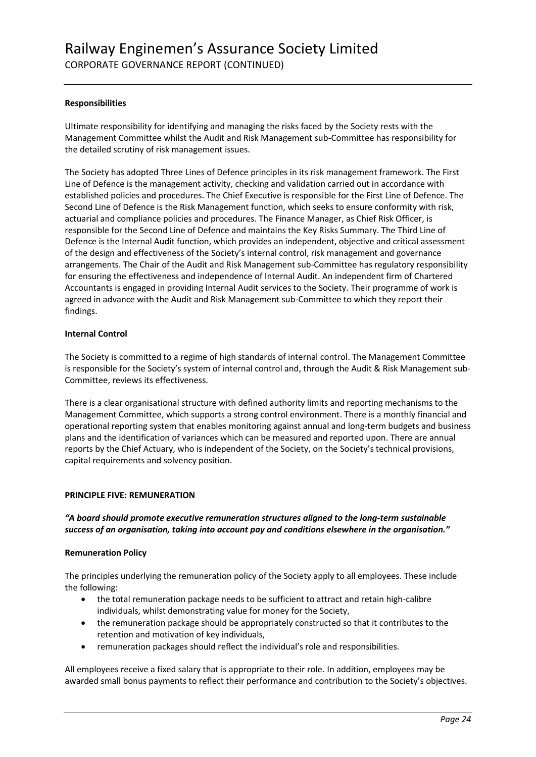**Responsibilities**

Ultimate responsibility for identifying and managing the risks faced by the Society rests with the Management Committee whilst the Audit and Risk Management sub-Committee has responsibility for the detailed scrutiny of risk management issues.

The Society has adopted Three Lines of Defence principles in its risk management framework. The First Line of Defence is the management activity, checking and validation carried out in accordance with established policies and procedures. The Chief Executive is responsible for the First Line of Defence. The Second Line of Defence is the Risk Management function, which seeks to ensure conformity with risk, actuarial and compliance policies and procedures. The Finance Manager, as Chief Risk Officer, is responsible for the Second Line of Defence and maintains the Key Risks Summary. The Third Line of Defence is the Internal Audit function, which provides an independent, objective and critical assessment of the design and effectiveness of the Society's internal control, risk management and governance arrangements. The Chair of the Audit and Risk Management sub-Committee has regulatory responsibility for ensuring the effectiveness and independence of Internal Audit. An independent firm of Chartered Accountants is engaged in providing Internal Audit services to the Society. Their programme of work is agreed in advance with the Audit and Risk Management sub-Committee to which they report their findings.

**Internal Control**

The Society is committed to a regime of high standards of internal control. The Management Committee is responsible for the Society's system of internal control and, through the Audit & Risk Management sub-Committee, reviews its effectiveness.

There is a clear organisational structure with defined authority limits and reporting mechanisms to the Management Committee, which supports a strong control environment. There is a monthly financial and operational reporting system that enables monitoring against annual and long-term budgets and business plans and the identification of variances which can be measured and reported upon. There are annual reports by the Chief Actuary, who is independent of the Society, on the Society's technical provisions, capital requirements and solvency position.

## PRINCIPLE FIVE: REMUNERATION

***"A board should promote executive remuneration structures aligned to the long-term sustainable success of an organisation, taking into account pay and conditions elsewhere in the organisation."***

**Remuneration Policy**

The principles underlying the remuneration policy of the Society apply to all employees. These include the following:

- the total remuneration package needs to be sufficient to attract and retain high-calibre individuals, whilst demonstrating value for money for the Society,
- the remuneration package should be appropriately constructed so that it contributes to the retention and motivation of key individuals,
- remuneration packages should reflect the individual's role and responsibilities.

All employees receive a fixed salary that is appropriate to their role. In addition, employees may be awarded small bonus payments to reflect their performance and contribution to the Society's objectives.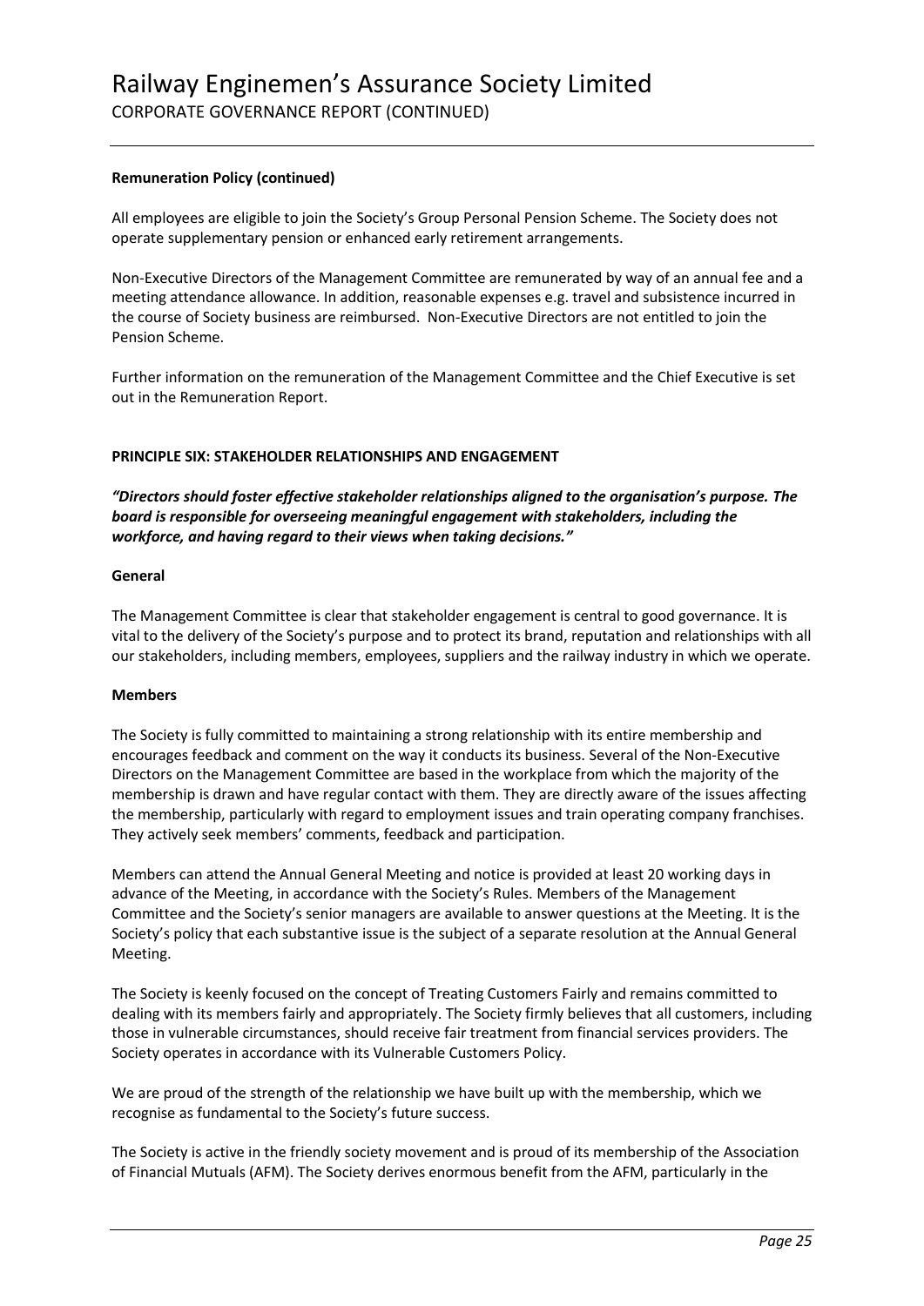**Remuneration Policy (continued)**

All employees are eligible to join the Society's Group Personal Pension Scheme. The Society does not operate supplementary pension or enhanced early retirement arrangements.

Non-Executive Directors of the Management Committee are remunerated by way of an annual fee and a meeting attendance allowance. In addition, reasonable expenses e.g. travel and subsistence incurred in the course of Society business are reimbursed. Non-Executive Directors are not entitled to join the Pension Scheme.

Further information on the remuneration of the Management Committee and the Chief Executive is set out in the Remuneration Report.

**PRINCIPLE SIX: STAKEHOLDER RELATIONSHIPS AND ENGAGEMENT**

***"Directors should foster effective stakeholder relationships aligned to the organisation's purpose. The board is responsible for overseeing meaningful engagement with stakeholders, including the workforce, and having regard to their views when taking decisions."***

**General**

The Management Committee is clear that stakeholder engagement is central to good governance. It is vital to the delivery of the Society's purpose and to protect its brand, reputation and relationships with all our stakeholders, including members, employees, suppliers and the railway industry in which we operate.

**Members**

The Society is fully committed to maintaining a strong relationship with its entire membership and encourages feedback and comment on the way it conducts its business. Several of the Non-Executive Directors on the Management Committee are based in the workplace from which the majority of the membership is drawn and have regular contact with them. They are directly aware of the issues affecting the membership, particularly with regard to employment issues and train operating company franchises. They actively seek members' comments, feedback and participation.

Members can attend the Annual General Meeting and notice is provided at least 20 working days in advance of the Meeting, in accordance with the Society's Rules. Members of the Management Committee and the Society's senior managers are available to answer questions at the Meeting. It is the Society's policy that each substantive issue is the subject of a separate resolution at the Annual General Meeting.

The Society is keenly focused on the concept of Treating Customers Fairly and remains committed to dealing with its members fairly and appropriately. The Society firmly believes that all customers, including those in vulnerable circumstances, should receive fair treatment from financial services providers. The Society operates in accordance with its Vulnerable Customers Policy.

We are proud of the strength of the relationship we have built up with the membership, which we recognise as fundamental to the Society's future success.

The Society is active in the friendly society movement and is proud of its membership of the Association of Financial Mutuals (AFM). The Society derives enormous benefit from the AFM, particularly in the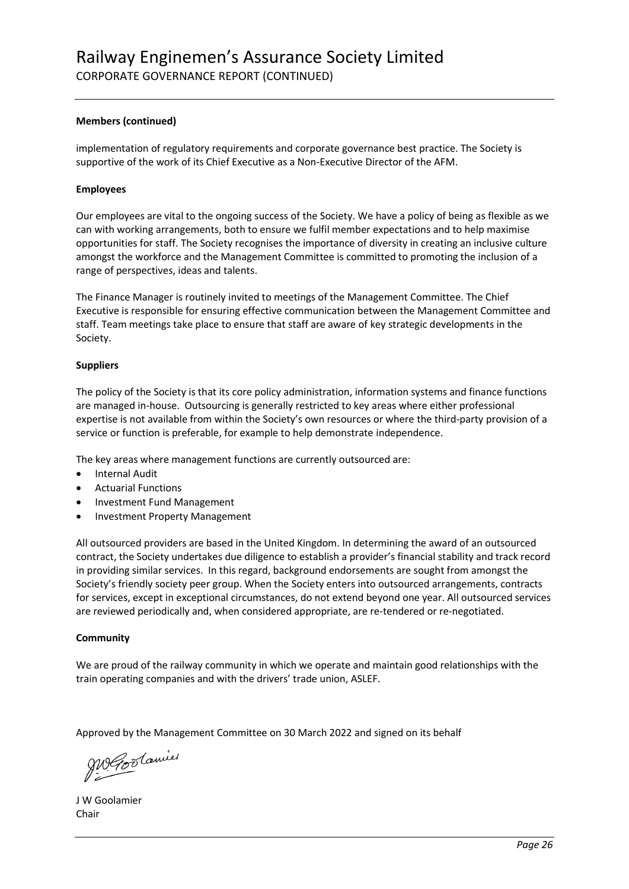**Members (continued)**

implementation of regulatory requirements and corporate governance best practice. The Society is supportive of the work of its Chief Executive as a Non-Executive Director of the AFM.

**Employees**

Our employees are vital to the ongoing success of the Society. We have a policy of being as flexible as we can with working arrangements, both to ensure we fulfil member expectations and to help maximise opportunities for staff. The Society recognises the importance of diversity in creating an inclusive culture amongst the workforce and the Management Committee is committed to promoting the inclusion of a range of perspectives, ideas and talents.

The Finance Manager is routinely invited to meetings of the Management Committee. The Chief Executive is responsible for ensuring effective communication between the Management Committee and staff. Team meetings take place to ensure that staff are aware of key strategic developments in the Society.

**Suppliers**

The policy of the Society is that its core policy administration, information systems and finance functions are managed in-house. Outsourcing is generally restricted to key areas where either professional expertise is not available from within the Society's own resources or where the third-party provision of a service or function is preferable, for example to help demonstrate independence.

The key areas where management functions are currently outsourced are:

- Internal Audit
- Actuarial Functions
- Investment Fund Management
- Investment Property Management

All outsourced providers are based in the United Kingdom. In determining the award of an outsourced contract, the Society undertakes due diligence to establish a provider's financial stability and track record in providing similar services. In this regard, background endorsements are sought from amongst the Society's friendly society peer group. When the Society enters into outsourced arrangements, contracts for services, except in exceptional circumstances, do not extend beyond one year. All outsourced services are reviewed periodically and, when considered appropriate, are re-tendered or re-negotiated.

**Community**

We are proud of the railway community in which we operate and maintain good relationships with the train operating companies and with the drivers' trade union, ASLEF.

Approved by the Management Committee on 30 March 2022 and signed on its behalf

J W Goolamier
Chair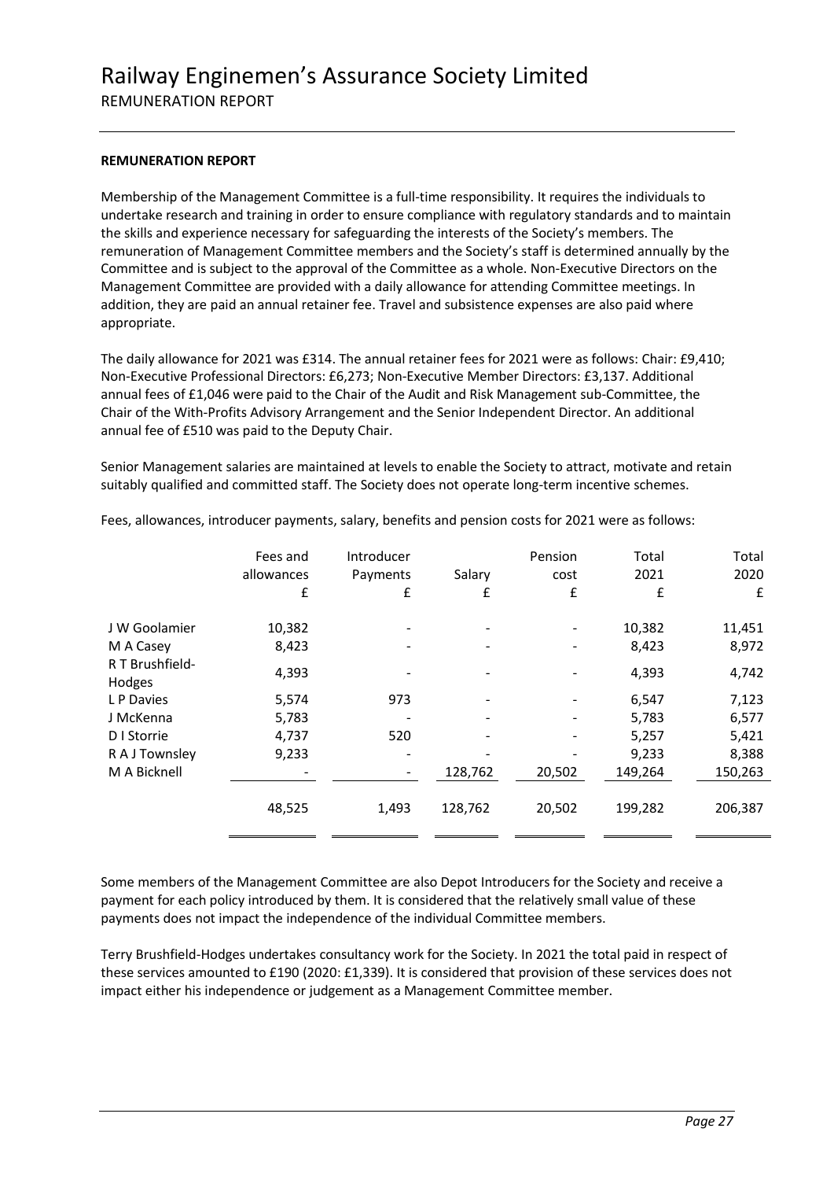# Railway Enginemen's Assurance Society Limited

REMUNERATION REPORT

**REMUNERATION REPORT**

Membership of the Management Committee is a full-time responsibility. It requires the individuals to undertake research and training in order to ensure compliance with regulatory standards and to maintain the skills and experience necessary for safeguarding the interests of the Society's members. The remuneration of Management Committee members and the Society's staff is determined annually by the Committee and is subject to the approval of the Committee as a whole. Non-Executive Directors on the Management Committee are provided with a daily allowance for attending Committee meetings. In addition, they are paid an annual retainer fee. Travel and subsistence expenses are also paid where appropriate.

The daily allowance for 2021 was £314. The annual retainer fees for 2021 were as follows: Chair: £9,410; Non-Executive Professional Directors: £6,273; Non-Executive Member Directors: £3,137. Additional annual fees of £1,046 were paid to the Chair of the Audit and Risk Management sub-Committee, the Chair of the With-Profits Advisory Arrangement and the Senior Independent Director. An additional annual fee of £510 was paid to the Deputy Chair.

Senior Management salaries are maintained at levels to enable the Society to attract, motivate and retain suitably qualified and committed staff. The Society does not operate long-term incentive schemes.

Fees, allowances, introducer payments, salary, benefits and pension costs for 2021 were as follows:

| | Fees and allowances £ | Introducer Payments £ | Salary £ | Pension cost £ | Total 2021 £ | Total 2020 £ |
|---|---|---|---|---|---|---|
| J W Goolamier | 10,382 | - | - | - | 10,382 | 11,451 |
| M A Casey | 8,423 | - | - | - | 8,423 | 8,972 |
| R T Brushfield-Hodges | 4,393 | - | - | - | 4,393 | 4,742 |
| L P Davies | 5,574 | 973 | - | - | 6,547 | 7,123 |
| J McKenna | 5,783 | - | - | - | 5,783 | 6,577 |
| D I Storrie | 4,737 | 520 | - | - | 5,257 | 5,421 |
| R A J Townsley | 9,233 | - | - | - | 9,233 | 8,388 |
| M A Bicknell | - | - | 128,762 | 20,502 | 149,264 | 150,263 |
| | 48,525 | 1,493 | 128,762 | 20,502 | 199,282 | 206,387 |

Some members of the Management Committee are also Depot Introducers for the Society and receive a payment for each policy introduced by them. It is considered that the relatively small value of these payments does not impact the independence of the individual Committee members.

Terry Brushfield-Hodges undertakes consultancy work for the Society. In 2021 the total paid in respect of these services amounted to £190 (2020: £1,339). It is considered that provision of these services does not impact either his independence or judgement as a Management Committee member.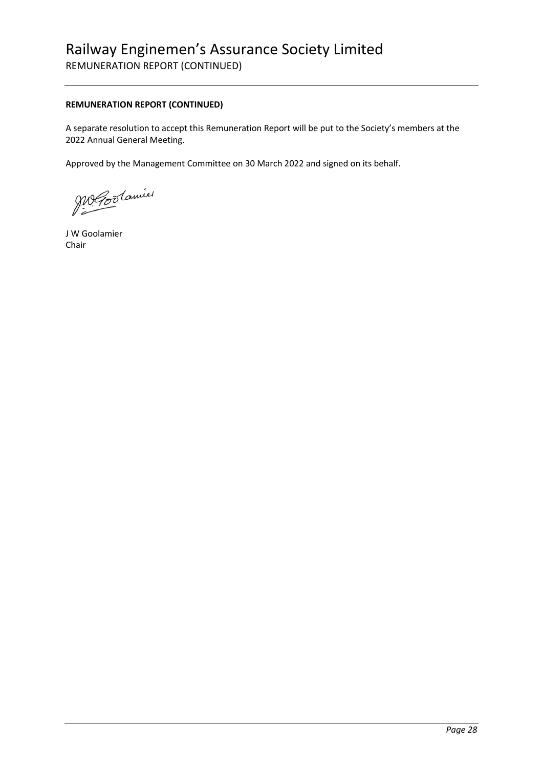**REMUNERATION REPORT (CONTINUED)**

A separate resolution to accept this Remuneration Report will be put to the Society's members at the 2022 Annual General Meeting.

Approved by the Management Committee on 30 March 2022 and signed on its behalf.

J W Goolamier
Chair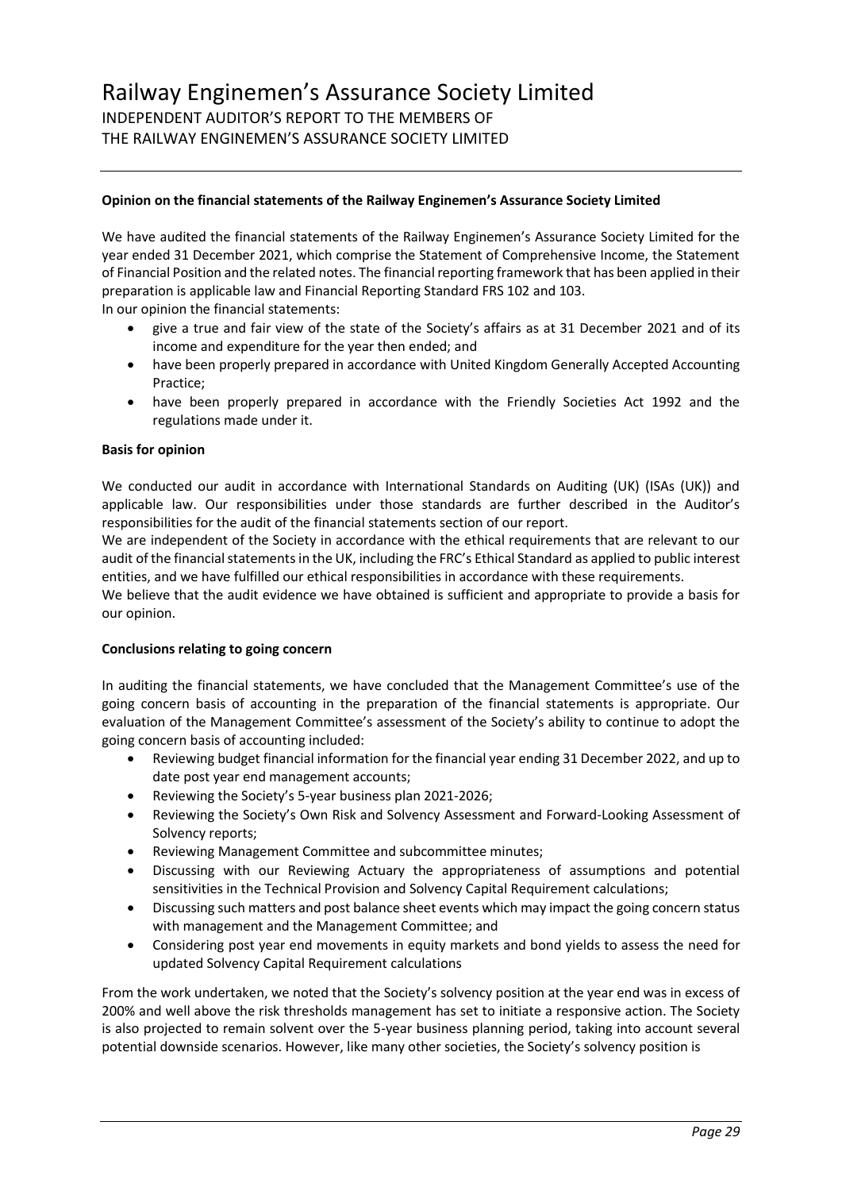# Railway Enginemen's Assurance Society Limited

INDEPENDENT AUDITOR'S REPORT TO THE MEMBERS OF
THE RAILWAY ENGINEMEN'S ASSURANCE SOCIETY LIMITED

**Opinion on the financial statements of the Railway Enginemen's Assurance Society Limited**

We have audited the financial statements of the Railway Enginemen's Assurance Society Limited for the year ended 31 December 2021, which comprise the Statement of Comprehensive Income, the Statement of Financial Position and the related notes. The financial reporting framework that has been applied in their preparation is applicable law and Financial Reporting Standard FRS 102 and 103.

In our opinion the financial statements:

- give a true and fair view of the state of the Society's affairs as at 31 December 2021 and of its income and expenditure for the year then ended; and
- have been properly prepared in accordance with United Kingdom Generally Accepted Accounting Practice;
- have been properly prepared in accordance with the Friendly Societies Act 1992 and the regulations made under it.

**Basis for opinion**

We conducted our audit in accordance with International Standards on Auditing (UK) (ISAs (UK)) and applicable law. Our responsibilities under those standards are further described in the Auditor's responsibilities for the audit of the financial statements section of our report.

We are independent of the Society in accordance with the ethical requirements that are relevant to our audit of the financial statements in the UK, including the FRC's Ethical Standard as applied to public interest entities, and we have fulfilled our ethical responsibilities in accordance with these requirements.

We believe that the audit evidence we have obtained is sufficient and appropriate to provide a basis for our opinion.

**Conclusions relating to going concern**

In auditing the financial statements, we have concluded that the Management Committee's use of the going concern basis of accounting in the preparation of the financial statements is appropriate. Our evaluation of the Management Committee's assessment of the Society's ability to continue to adopt the going concern basis of accounting included:

- Reviewing budget financial information for the financial year ending 31 December 2022, and up to date post year end management accounts;
- Reviewing the Society's 5-year business plan 2021-2026;
- Reviewing the Society's Own Risk and Solvency Assessment and Forward-Looking Assessment of Solvency reports;
- Reviewing Management Committee and subcommittee minutes;
- Discussing with our Reviewing Actuary the appropriateness of assumptions and potential sensitivities in the Technical Provision and Solvency Capital Requirement calculations;
- Discussing such matters and post balance sheet events which may impact the going concern status with management and the Management Committee; and
- Considering post year end movements in equity markets and bond yields to assess the need for updated Solvency Capital Requirement calculations

From the work undertaken, we noted that the Society's solvency position at the year end was in excess of 200% and well above the risk thresholds management has set to initiate a responsive action. The Society is also projected to remain solvent over the 5-year business planning period, taking into account several potential downside scenarios. However, like many other societies, the Society's solvency position is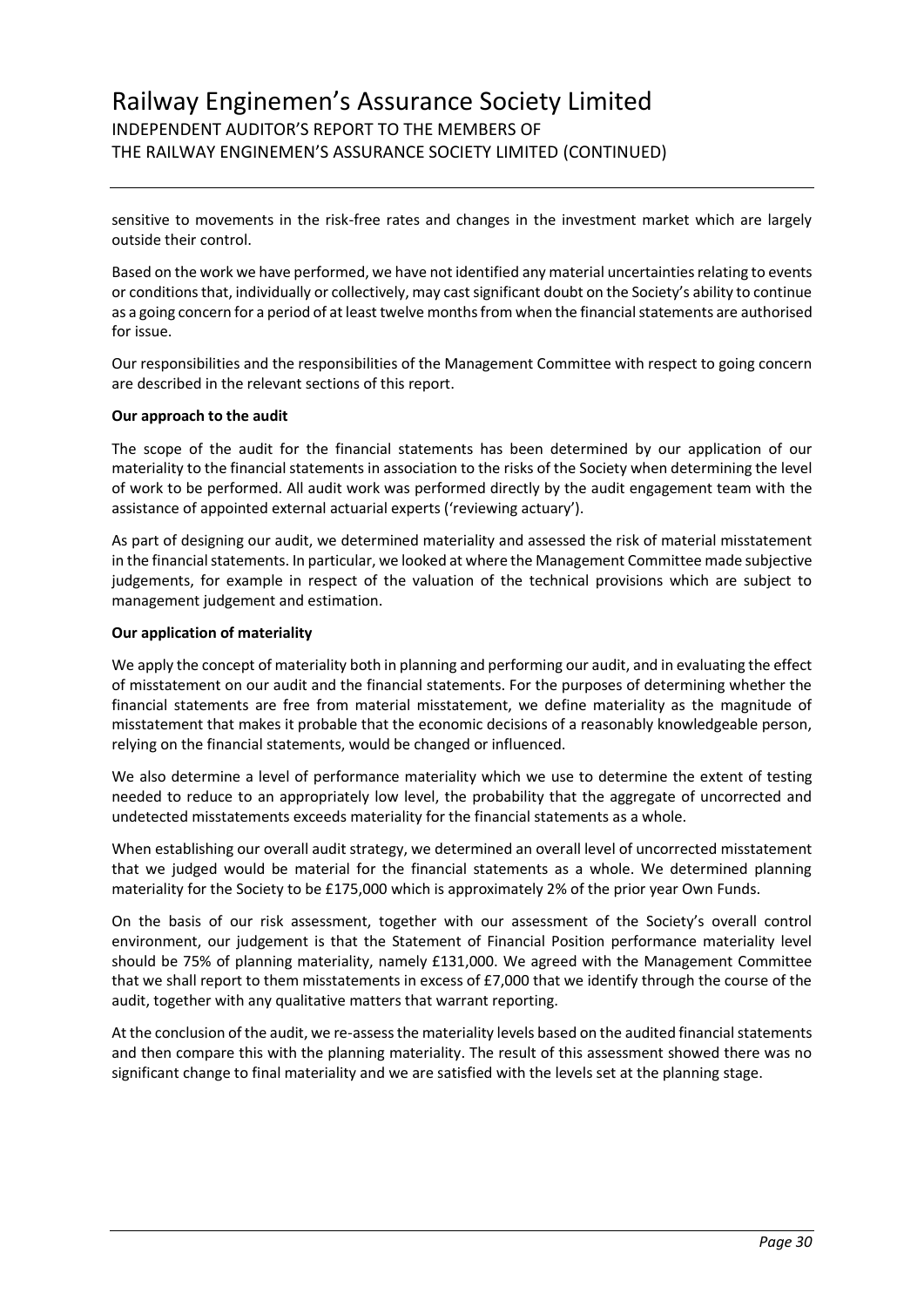sensitive to movements in the risk-free rates and changes in the investment market which are largely outside their control.

Based on the work we have performed, we have not identified any material uncertainties relating to events or conditions that, individually or collectively, may cast significant doubt on the Society's ability to continue as a going concern for a period of at least twelve months from when the financial statements are authorised for issue.

Our responsibilities and the responsibilities of the Management Committee with respect to going concern are described in the relevant sections of this report.

**Our approach to the audit**

The scope of the audit for the financial statements has been determined by our application of our materiality to the financial statements in association to the risks of the Society when determining the level of work to be performed. All audit work was performed directly by the audit engagement team with the assistance of appointed external actuarial experts ('reviewing actuary').

As part of designing our audit, we determined materiality and assessed the risk of material misstatement in the financial statements. In particular, we looked at where the Management Committee made subjective judgements, for example in respect of the valuation of the technical provisions which are subject to management judgement and estimation.

**Our application of materiality**

We apply the concept of materiality both in planning and performing our audit, and in evaluating the effect of misstatement on our audit and the financial statements. For the purposes of determining whether the financial statements are free from material misstatement, we define materiality as the magnitude of misstatement that makes it probable that the economic decisions of a reasonably knowledgeable person, relying on the financial statements, would be changed or influenced.

We also determine a level of performance materiality which we use to determine the extent of testing needed to reduce to an appropriately low level, the probability that the aggregate of uncorrected and undetected misstatements exceeds materiality for the financial statements as a whole.

When establishing our overall audit strategy, we determined an overall level of uncorrected misstatement that we judged would be material for the financial statements as a whole. We determined planning materiality for the Society to be £175,000 which is approximately 2% of the prior year Own Funds.

On the basis of our risk assessment, together with our assessment of the Society's overall control environment, our judgement is that the Statement of Financial Position performance materiality level should be 75% of planning materiality, namely £131,000. We agreed with the Management Committee that we shall report to them misstatements in excess of £7,000 that we identify through the course of the audit, together with any qualitative matters that warrant reporting.

At the conclusion of the audit, we re-assess the materiality levels based on the audited financial statements and then compare this with the planning materiality. The result of this assessment showed there was no significant change to final materiality and we are satisfied with the levels set at the planning stage.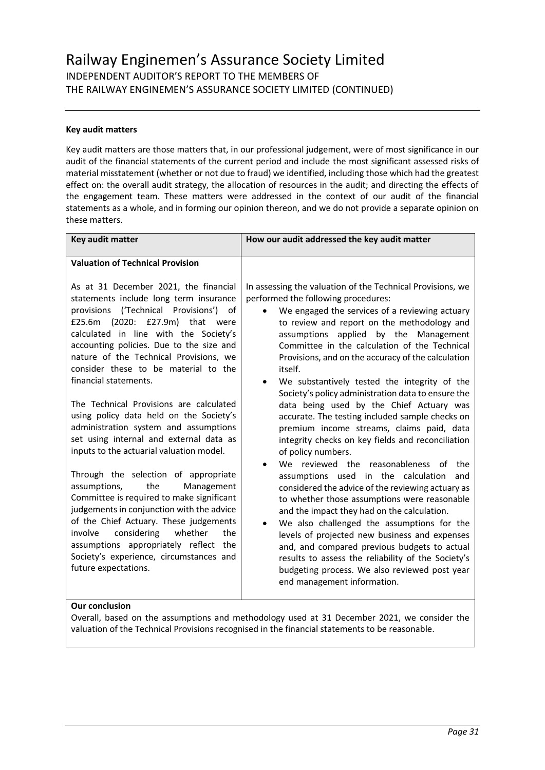**Key audit matters**

Key audit matters are those matters that, in our professional judgement, were of most significance in our audit of the financial statements of the current period and include the most significant assessed risks of material misstatement (whether or not due to fraud) we identified, including those which had the greatest effect on: the overall audit strategy, the allocation of resources in the audit; and directing the effects of the engagement team. These matters were addressed in the context of our audit of the financial statements as a whole, and in forming our opinion thereon, and we do not provide a separate opinion on these matters.

| Key audit matter | How our audit addressed the key audit matter |
|---|---|
| **Valuation of Technical Provision**<br><br>As at 31 December 2021, the financial statements include long term insurance provisions ('Technical Provisions') of £25.6m (2020: £27.9m) that were calculated in line with the Society's accounting policies. Due to the size and nature of the Technical Provisions, we consider these to be material to the financial statements.<br><br>The Technical Provisions are calculated using policy data held on the Society's administration system and assumptions set using internal and external data as inputs to the actuarial valuation model.<br><br>Through the selection of appropriate assumptions, the Management Committee is required to make significant judgements in conjunction with the advice of the Chief Actuary. These judgements involve considering whether the assumptions appropriately reflect the Society's experience, circumstances and future expectations. | In assessing the valuation of the Technical Provisions, we performed the following procedures:<br>• We engaged the services of a reviewing actuary to review and report on the methodology and assumptions applied by the Management Committee in the calculation of the Technical Provisions, and on the accuracy of the calculation itself.<br>• We substantively tested the integrity of the Society's policy administration data to ensure the data being used by the Chief Actuary was accurate. The testing included sample checks on premium income streams, claims paid, data integrity checks on key fields and reconciliation of policy numbers.<br>• We reviewed the reasonableness of the assumptions used in the calculation and considered the advice of the reviewing actuary as to whether those assumptions were reasonable and the impact they had on the calculation.<br>• We also challenged the assumptions for the levels of projected new business and expenses and, and compared previous budgets to actual results to assess the reliability of the Society's budgeting process. We also reviewed post year end management information. |
| **Our conclusion**<br>Overall, based on the assumptions and methodology used at 31 December 2021, we consider the valuation of the Technical Provisions recognised in the financial statements to be reasonable. | |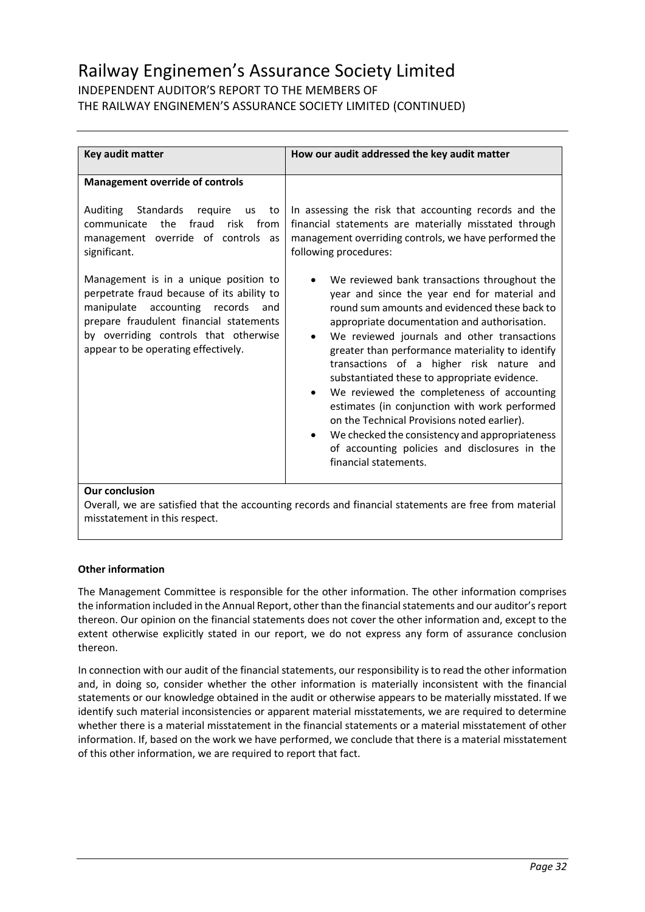| Key audit matter | How our audit addressed the key audit matter |
|---|---|
| **Management override of controls**<br><br>Auditing Standards require us to communicate the fraud risk from management override of controls as significant.<br><br>Management is in a unique position to perpetrate fraud because of its ability to manipulate accounting records and prepare fraudulent financial statements by overriding controls that otherwise appear to be operating effectively. | In assessing the risk that accounting records and the financial statements are materially misstated through management overriding controls, we have performed the following procedures:<br><br>• We reviewed bank transactions throughout the year and since the year end for material and round sum amounts and evidenced these back to appropriate documentation and authorisation.<br>• We reviewed journals and other transactions greater than performance materiality to identify transactions of a higher risk nature and substantiated these to appropriate evidence.<br>• We reviewed the completeness of accounting estimates (in conjunction with work performed on the Technical Provisions noted earlier).<br>• We checked the consistency and appropriateness of accounting policies and disclosures in the financial statements. |
| **Our conclusion**<br>Overall, we are satisfied that the accounting records and financial statements are free from material misstatement in this respect. | |

**Other information**

The Management Committee is responsible for the other information. The other information comprises the information included in the Annual Report, other than the financial statements and our auditor's report thereon. Our opinion on the financial statements does not cover the other information and, except to the extent otherwise explicitly stated in our report, we do not express any form of assurance conclusion thereon.

In connection with our audit of the financial statements, our responsibility is to read the other information and, in doing so, consider whether the other information is materially inconsistent with the financial statements or our knowledge obtained in the audit or otherwise appears to be materially misstated. If we identify such material inconsistencies or apparent material misstatements, we are required to determine whether there is a material misstatement in the financial statements or a material misstatement of other information. If, based on the work we have performed, we conclude that there is a material misstatement of this other information, we are required to report that fact.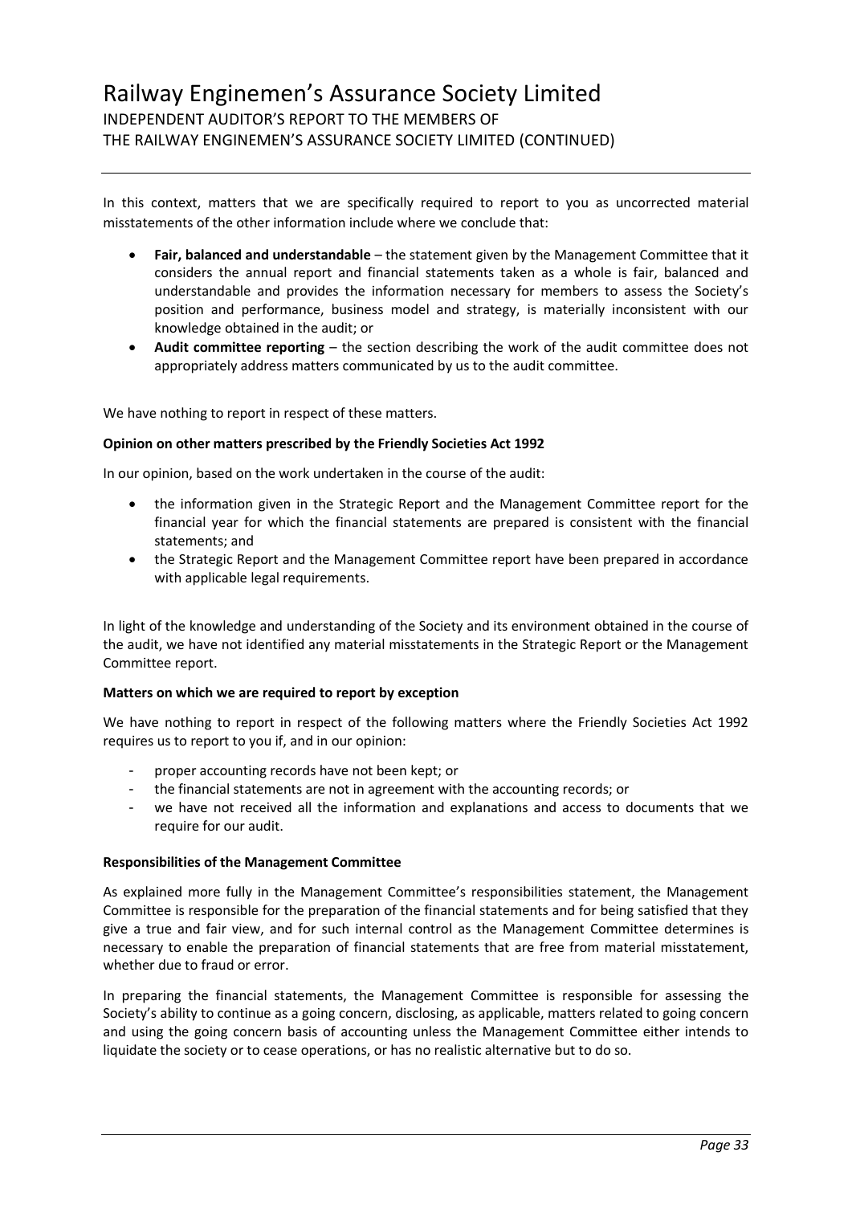In this context, matters that we are specifically required to report to you as uncorrected material misstatements of the other information include where we conclude that:

- **Fair, balanced and understandable** – the statement given by the Management Committee that it considers the annual report and financial statements taken as a whole is fair, balanced and understandable and provides the information necessary for members to assess the Society's position and performance, business model and strategy, is materially inconsistent with our knowledge obtained in the audit; or
- **Audit committee reporting** – the section describing the work of the audit committee does not appropriately address matters communicated by us to the audit committee.

We have nothing to report in respect of these matters.

**Opinion on other matters prescribed by the Friendly Societies Act 1992**

In our opinion, based on the work undertaken in the course of the audit:

- the information given in the Strategic Report and the Management Committee report for the financial year for which the financial statements are prepared is consistent with the financial statements; and
- the Strategic Report and the Management Committee report have been prepared in accordance with applicable legal requirements.

In light of the knowledge and understanding of the Society and its environment obtained in the course of the audit, we have not identified any material misstatements in the Strategic Report or the Management Committee report.

**Matters on which we are required to report by exception**

We have nothing to report in respect of the following matters where the Friendly Societies Act 1992 requires us to report to you if, and in our opinion:

- proper accounting records have not been kept; or
- the financial statements are not in agreement with the accounting records; or
- we have not received all the information and explanations and access to documents that we require for our audit.

**Responsibilities of the Management Committee**

As explained more fully in the Management Committee's responsibilities statement, the Management Committee is responsible for the preparation of the financial statements and for being satisfied that they give a true and fair view, and for such internal control as the Management Committee determines is necessary to enable the preparation of financial statements that are free from material misstatement, whether due to fraud or error.

In preparing the financial statements, the Management Committee is responsible for assessing the Society's ability to continue as a going concern, disclosing, as applicable, matters related to going concern and using the going concern basis of accounting unless the Management Committee either intends to liquidate the society or to cease operations, or has no realistic alternative but to do so.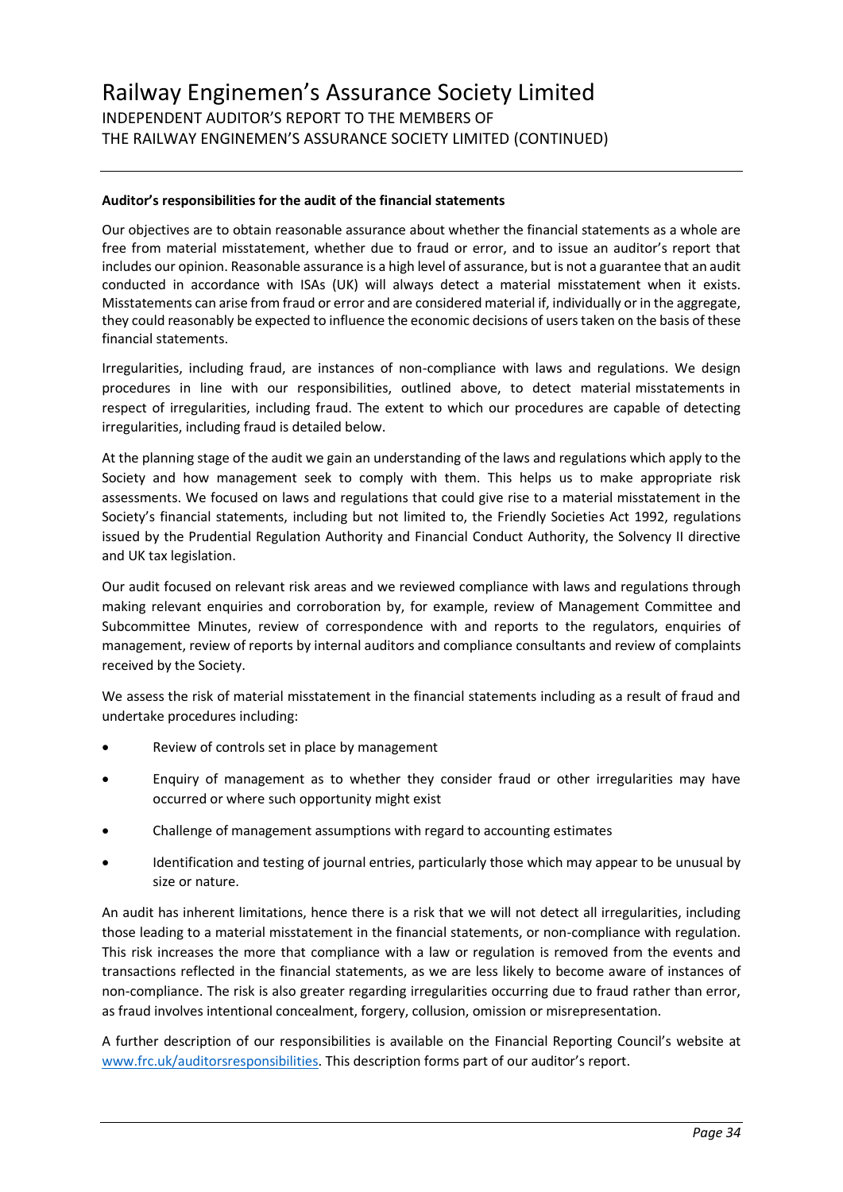#### Auditor's responsibilities for the audit of the financial statements

Our objectives are to obtain reasonable assurance about whether the financial statements as a whole are free from material misstatement, whether due to fraud or error, and to issue an auditor's report that includes our opinion. Reasonable assurance is a high level of assurance, but is not a guarantee that an audit conducted in accordance with ISAs (UK) will always detect a material misstatement when it exists. Misstatements can arise from fraud or error and are considered material if, individually or in the aggregate, they could reasonably be expected to influence the economic decisions of users taken on the basis of these financial statements.

Irregularities, including fraud, are instances of non-compliance with laws and regulations. We design procedures in line with our responsibilities, outlined above, to detect material misstatements in respect of irregularities, including fraud. The extent to which our procedures are capable of detecting irregularities, including fraud is detailed below.

At the planning stage of the audit we gain an understanding of the laws and regulations which apply to the Society and how management seek to comply with them. This helps us to make appropriate risk assessments. We focused on laws and regulations that could give rise to a material misstatement in the Society's financial statements, including but not limited to, the Friendly Societies Act 1992, regulations issued by the Prudential Regulation Authority and Financial Conduct Authority, the Solvency II directive and UK tax legislation.

Our audit focused on relevant risk areas and we reviewed compliance with laws and regulations through making relevant enquiries and corroboration by, for example, review of Management Committee and Subcommittee Minutes, review of correspondence with and reports to the regulators, enquiries of management, review of reports by internal auditors and compliance consultants and review of complaints received by the Society.

We assess the risk of material misstatement in the financial statements including as a result of fraud and undertake procedures including:

- Review of controls set in place by management
- Enquiry of management as to whether they consider fraud or other irregularities may have occurred or where such opportunity might exist
- Challenge of management assumptions with regard to accounting estimates
- Identification and testing of journal entries, particularly those which may appear to be unusual by size or nature.

An audit has inherent limitations, hence there is a risk that we will not detect all irregularities, including those leading to a material misstatement in the financial statements, or non-compliance with regulation. This risk increases the more that compliance with a law or regulation is removed from the events and transactions reflected in the financial statements, as we are less likely to become aware of instances of non-compliance. The risk is also greater regarding irregularities occurring due to fraud rather than error, as fraud involves intentional concealment, forgery, collusion, omission or misrepresentation.

A further description of our responsibilities is available on the Financial Reporting Council's website at [www.frc.uk/auditorsresponsibilities](http://www.frc.uk/auditorsresponsibilities). This description forms part of our auditor's report.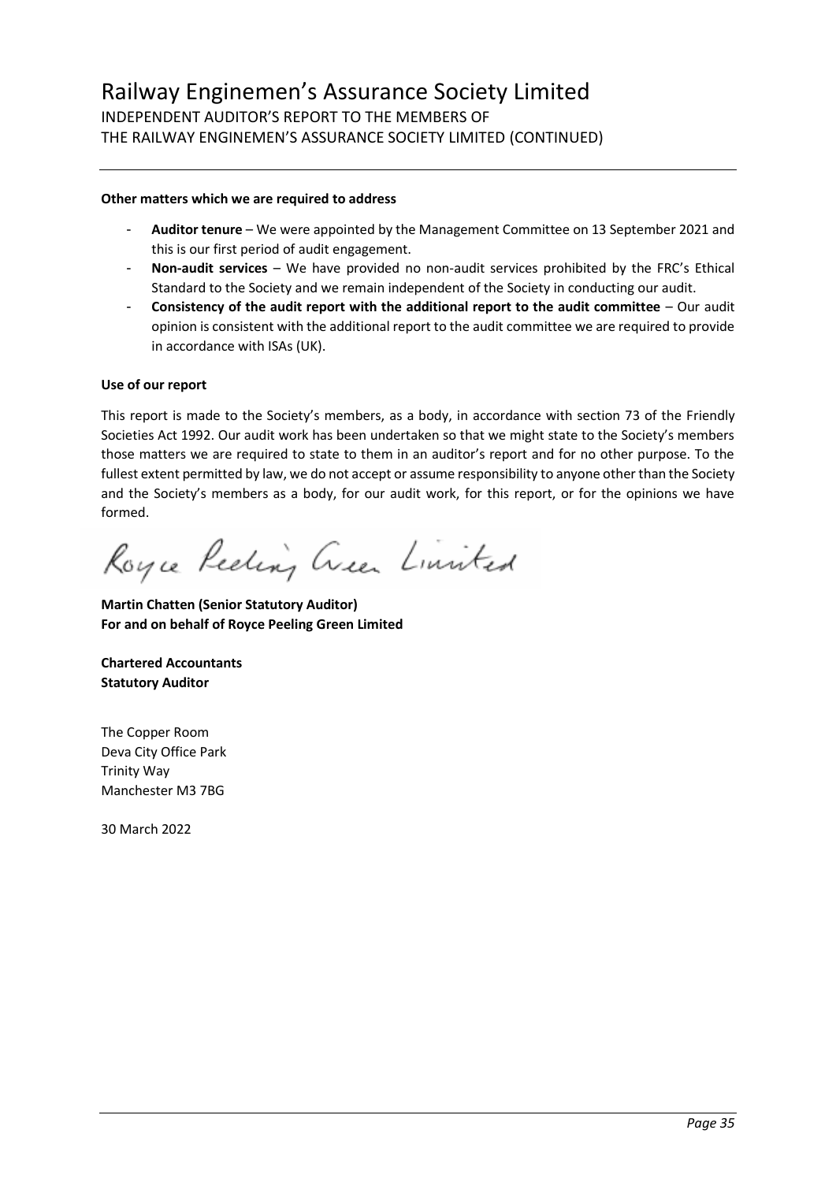**Other matters which we are required to address**

- **Auditor tenure** – We were appointed by the Management Committee on 13 September 2021 and this is our first period of audit engagement.
- **Non-audit services** – We have provided no non-audit services prohibited by the FRC's Ethical Standard to the Society and we remain independent of the Society in conducting our audit.
- **Consistency of the audit report with the additional report to the audit committee** – Our audit opinion is consistent with the additional report to the audit committee we are required to provide in accordance with ISAs (UK).

**Use of our report**

This report is made to the Society's members, as a body, in accordance with section 73 of the Friendly Societies Act 1992. Our audit work has been undertaken so that we might state to the Society's members those matters we are required to state to them in an auditor's report and for no other purpose. To the fullest extent permitted by law, we do not accept or assume responsibility to anyone other than the Society and the Society's members as a body, for our audit work, for this report, or for the opinions we have formed.

Royce Peeling Green Limited

**Martin Chatten (Senior Statutory Auditor)**
**For and on behalf of Royce Peeling Green Limited**

**Chartered Accountants**
**Statutory Auditor**

The Copper Room
Deva City Office Park
Trinity Way
Manchester M3 7BG

30 March 2022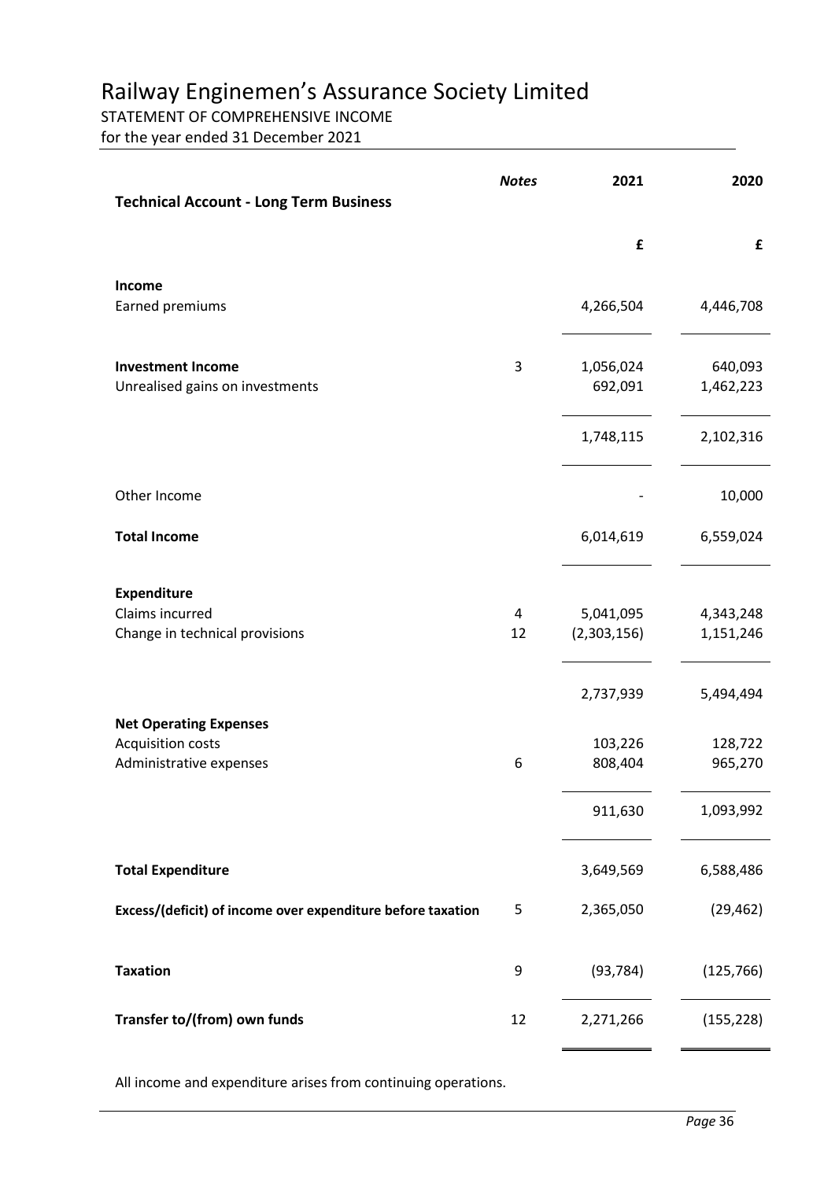# Railway Enginemen's Assurance Society Limited

STATEMENT OF COMPREHENSIVE INCOME

for the year ended 31 December 2021

| **Technical Account - Long Term Business** | ***Notes*** | **2021** | **2020** |
|---|---|---|---|
| | | **£** | **£** |
| **Income** | | | |
| Earned premiums | | 4,266,504 | 4,446,708 |
| **Investment Income** | 3 | 1,056,024 | 640,093 |
| Unrealised gains on investments | | 692,091 | 1,462,223 |
| | | 1,748,115 | 2,102,316 |
| Other Income | | - | 10,000 |
| **Total Income** | | 6,014,619 | 6,559,024 |
| **Expenditure** | | | |
| Claims incurred | 4 | 5,041,095 | 4,343,248 |
| Change in technical provisions | 12 | (2,303,156) | 1,151,246 |
| | | 2,737,939 | 5,494,494 |
| **Net Operating Expenses** | | | |
| Acquisition costs | | 103,226 | 128,722 |
| Administrative expenses | 6 | 808,404 | 965,270 |
| | | 911,630 | 1,093,992 |
| **Total Expenditure** | | 3,649,569 | 6,588,486 |
| **Excess/(deficit) of income over expenditure before taxation** | 5 | 2,365,050 | (29,462) |
| **Taxation** | 9 | (93,784) | (125,766) |
| **Transfer to/(from) own funds** | 12 | 2,271,266 | (155,228) |

All income and expenditure arises from continuing operations.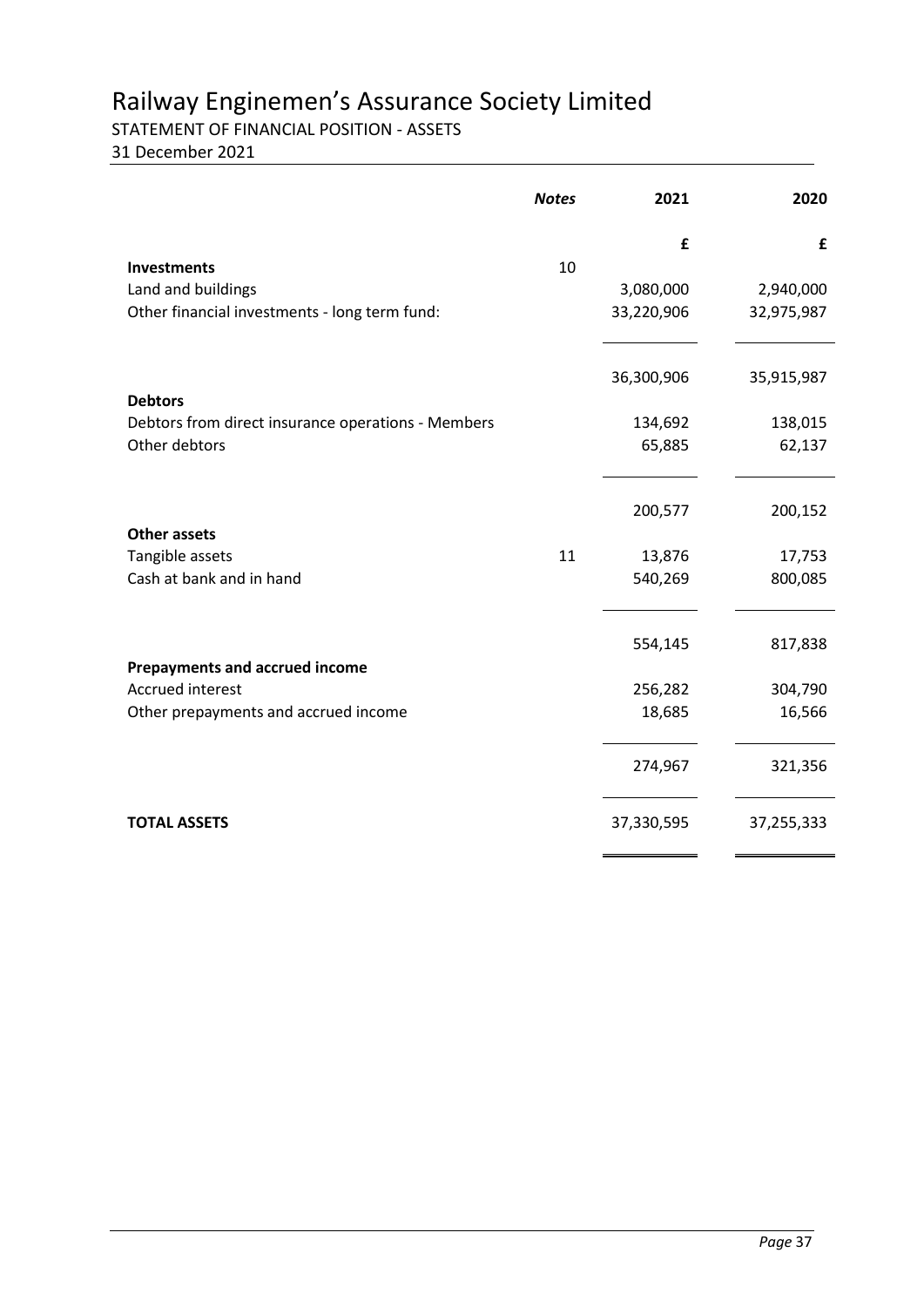# Railway Enginemen's Assurance Society Limited

STATEMENT OF FINANCIAL POSITION - ASSETS

31 December 2021

| | *Notes* | 2021 | 2020 |
|---|---|---|---|
| | | £ | £ |
| **Investments** | 10 | | |
| Land and buildings | | 3,080,000 | 2,940,000 |
| Other financial investments - long term fund: | | 33,220,906 | 32,975,987 |
| | | 36,300,906 | 35,915,987 |
| **Debtors** | | | |
| Debtors from direct insurance operations - Members | | 134,692 | 138,015 |
| Other debtors | | 65,885 | 62,137 |
| | | 200,577 | 200,152 |
| **Other assets** | | | |
| Tangible assets | 11 | 13,876 | 17,753 |
| Cash at bank and in hand | | 540,269 | 800,085 |
| | | 554,145 | 817,838 |
| **Prepayments and accrued income** | | | |
| Accrued interest | | 256,282 | 304,790 |
| Other prepayments and accrued income | | 18,685 | 16,566 |
| | | 274,967 | 321,356 |
| **TOTAL ASSETS** | | 37,330,595 | 37,255,333 |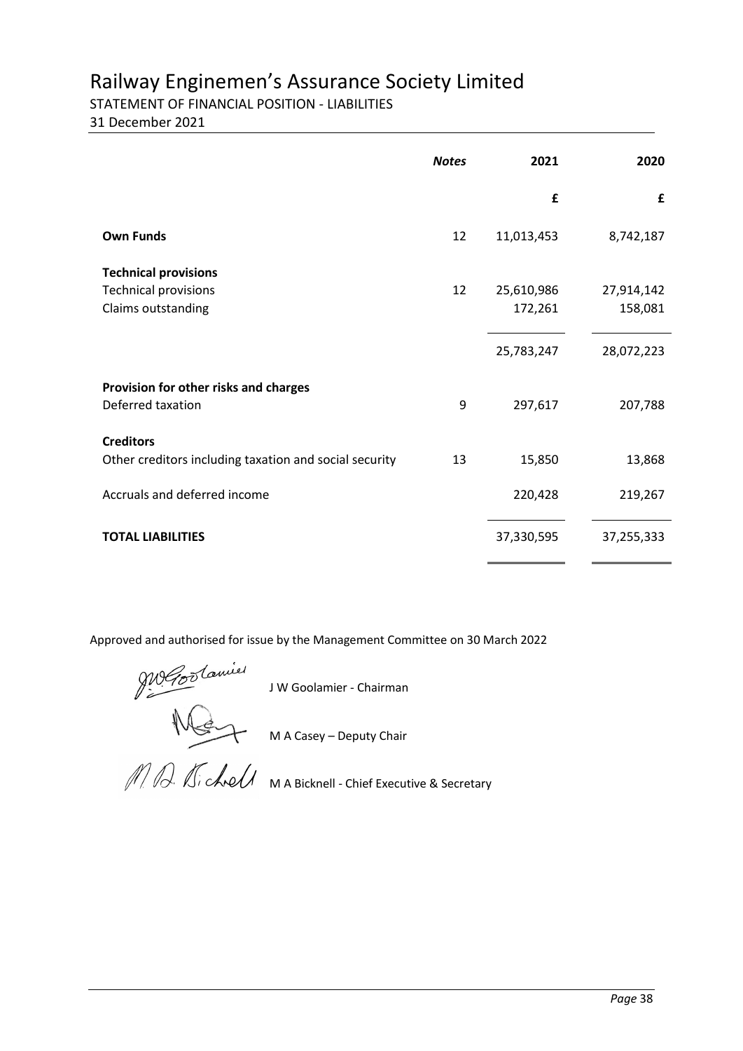# Railway Enginemen's Assurance Society Limited

STATEMENT OF FINANCIAL POSITION - LIABILITIES

31 December 2021

| | *Notes* | 2021 | 2020 |
|---|---|---|---|
| | | £ | £ |
| **Own Funds** | 12 | 11,013,453 | 8,742,187 |
| **Technical provisions** | | | |
| Technical provisions | 12 | 25,610,986 | 27,914,142 |
| Claims outstanding | | 172,261 | 158,081 |
| | | 25,783,247 | 28,072,223 |
| **Provision for other risks and charges** | | | |
| Deferred taxation | 9 | 297,617 | 207,788 |
| **Creditors** | | | |
| Other creditors including taxation and social security | 13 | 15,850 | 13,868 |
| Accruals and deferred income | | 220,428 | 219,267 |
| **TOTAL LIABILITIES** | | 37,330,595 | 37,255,333 |

Approved and authorised for issue by the Management Committee on 30 March 2022

J W Goolamier - Chairman

M A Casey – Deputy Chair

M A Bicknell - Chief Executive & Secretary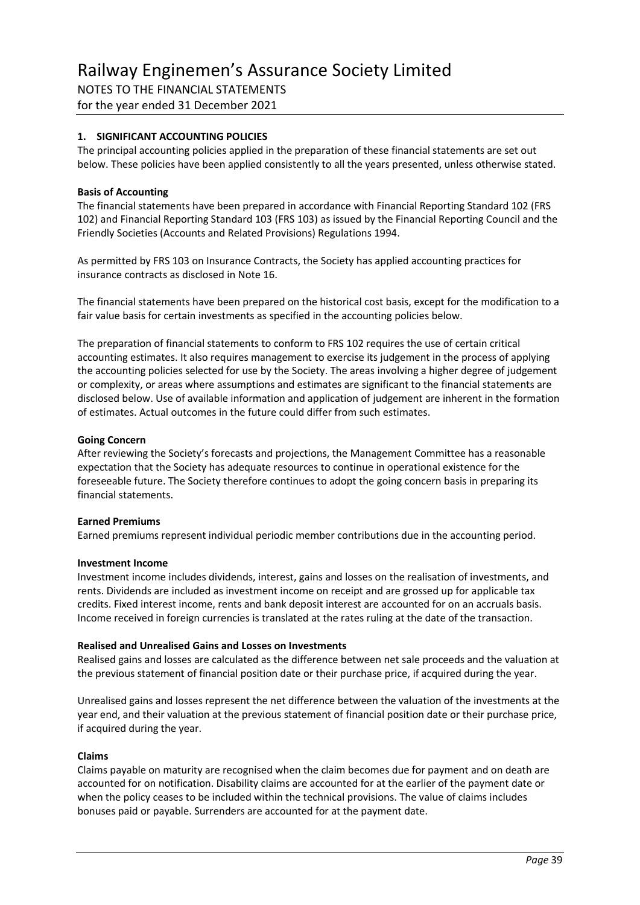## 1. SIGNIFICANT ACCOUNTING POLICIES

The principal accounting policies applied in the preparation of these financial statements are set out below. These policies have been applied consistently to all the years presented, unless otherwise stated.

### Basis of Accounting

The financial statements have been prepared in accordance with Financial Reporting Standard 102 (FRS 102) and Financial Reporting Standard 103 (FRS 103) as issued by the Financial Reporting Council and the Friendly Societies (Accounts and Related Provisions) Regulations 1994.

As permitted by FRS 103 on Insurance Contracts, the Society has applied accounting practices for insurance contracts as disclosed in Note 16.

The financial statements have been prepared on the historical cost basis, except for the modification to a fair value basis for certain investments as specified in the accounting policies below.

The preparation of financial statements to conform to FRS 102 requires the use of certain critical accounting estimates. It also requires management to exercise its judgement in the process of applying the accounting policies selected for use by the Society. The areas involving a higher degree of judgement or complexity, or areas where assumptions and estimates are significant to the financial statements are disclosed below. Use of available information and application of judgement are inherent in the formation of estimates. Actual outcomes in the future could differ from such estimates.

### Going Concern

After reviewing the Society's forecasts and projections, the Management Committee has a reasonable expectation that the Society has adequate resources to continue in operational existence for the foreseeable future. The Society therefore continues to adopt the going concern basis in preparing its financial statements.

### Earned Premiums

Earned premiums represent individual periodic member contributions due in the accounting period.

### Investment Income

Investment income includes dividends, interest, gains and losses on the realisation of investments, and rents. Dividends are included as investment income on receipt and are grossed up for applicable tax credits. Fixed interest income, rents and bank deposit interest are accounted for on an accruals basis. Income received in foreign currencies is translated at the rates ruling at the date of the transaction.

### Realised and Unrealised Gains and Losses on Investments

Realised gains and losses are calculated as the difference between net sale proceeds and the valuation at the previous statement of financial position date or their purchase price, if acquired during the year.

Unrealised gains and losses represent the net difference between the valuation of the investments at the year end, and their valuation at the previous statement of financial position date or their purchase price, if acquired during the year.

### Claims

Claims payable on maturity are recognised when the claim becomes due for payment and on death are accounted for on notification. Disability claims are accounted for at the earlier of the payment date or when the policy ceases to be included within the technical provisions. The value of claims includes bonuses paid or payable. Surrenders are accounted for at the payment date.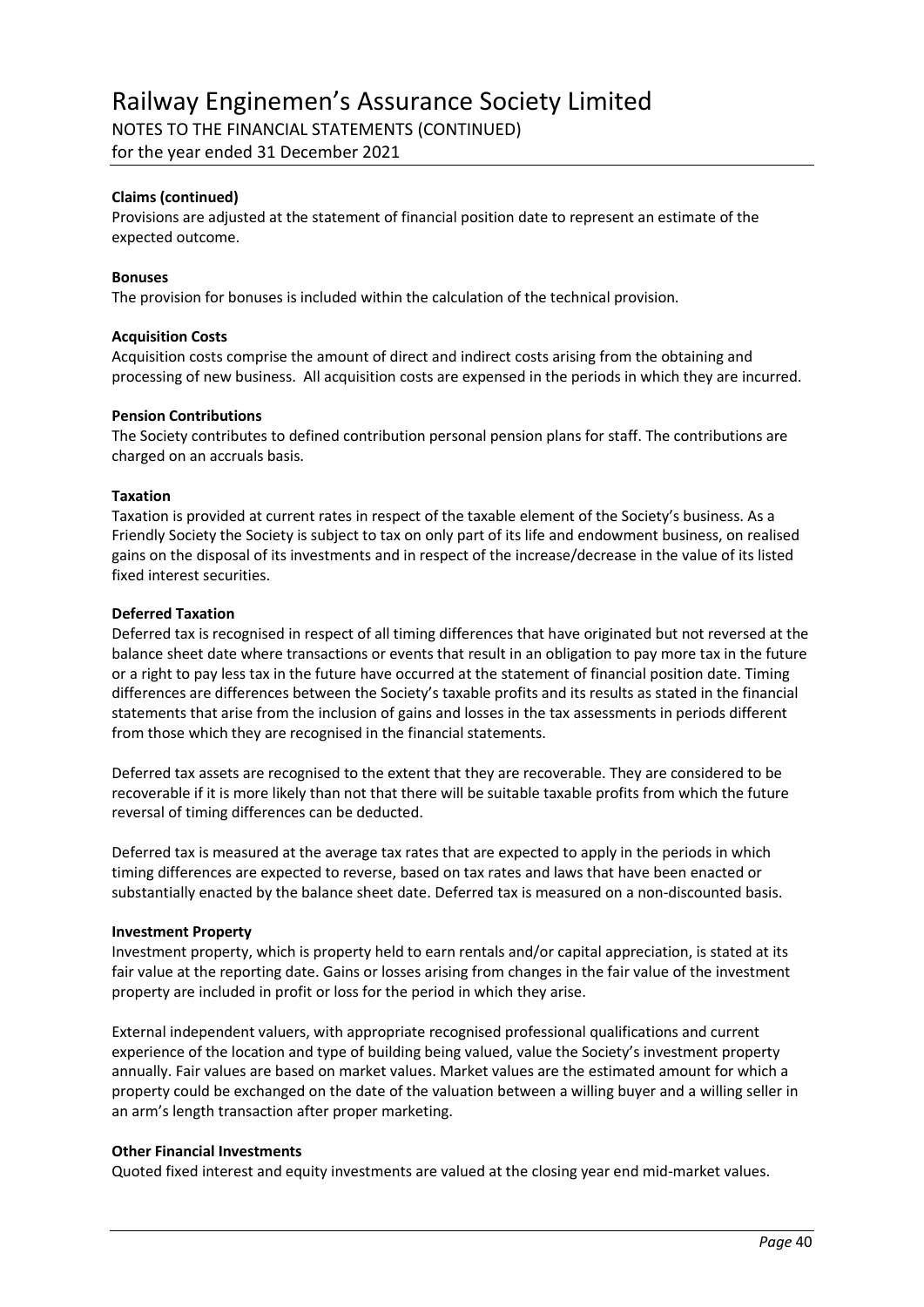**Claims (continued)**

Provisions are adjusted at the statement of financial position date to represent an estimate of the expected outcome.

**Bonuses**

The provision for bonuses is included within the calculation of the technical provision.

**Acquisition Costs**

Acquisition costs comprise the amount of direct and indirect costs arising from the obtaining and processing of new business. All acquisition costs are expensed in the periods in which they are incurred.

**Pension Contributions**

The Society contributes to defined contribution personal pension plans for staff. The contributions are charged on an accruals basis.

**Taxation**

Taxation is provided at current rates in respect of the taxable element of the Society's business. As a Friendly Society the Society is subject to tax on only part of its life and endowment business, on realised gains on the disposal of its investments and in respect of the increase/decrease in the value of its listed fixed interest securities.

**Deferred Taxation**

Deferred tax is recognised in respect of all timing differences that have originated but not reversed at the balance sheet date where transactions or events that result in an obligation to pay more tax in the future or a right to pay less tax in the future have occurred at the statement of financial position date. Timing differences are differences between the Society's taxable profits and its results as stated in the financial statements that arise from the inclusion of gains and losses in the tax assessments in periods different from those which they are recognised in the financial statements.

Deferred tax assets are recognised to the extent that they are recoverable. They are considered to be recoverable if it is more likely than not that there will be suitable taxable profits from which the future reversal of timing differences can be deducted.

Deferred tax is measured at the average tax rates that are expected to apply in the periods in which timing differences are expected to reverse, based on tax rates and laws that have been enacted or substantially enacted by the balance sheet date. Deferred tax is measured on a non-discounted basis.

**Investment Property**

Investment property, which is property held to earn rentals and/or capital appreciation, is stated at its fair value at the reporting date. Gains or losses arising from changes in the fair value of the investment property are included in profit or loss for the period in which they arise.

External independent valuers, with appropriate recognised professional qualifications and current experience of the location and type of building being valued, value the Society's investment property annually. Fair values are based on market values. Market values are the estimated amount for which a property could be exchanged on the date of the valuation between a willing buyer and a willing seller in an arm's length transaction after proper marketing.

**Other Financial Investments**

Quoted fixed interest and equity investments are valued at the closing year end mid-market values.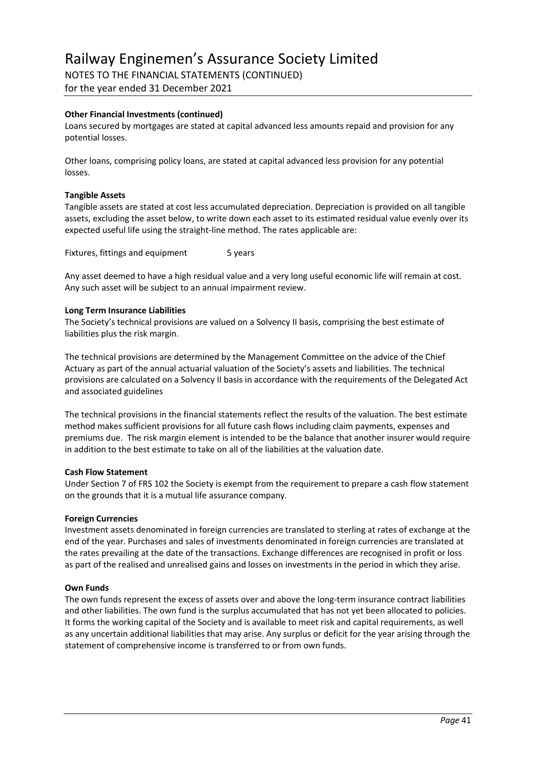**Other Financial Investments (continued)**

Loans secured by mortgages are stated at capital advanced less amounts repaid and provision for any potential losses.

Other loans, comprising policy loans, are stated at capital advanced less provision for any potential losses.

**Tangible Assets**

Tangible assets are stated at cost less accumulated depreciation. Depreciation is provided on all tangible assets, excluding the asset below, to write down each asset to its estimated residual value evenly over its expected useful life using the straight-line method. The rates applicable are:

Fixtures, fittings and equipment 5 years

Any asset deemed to have a high residual value and a very long useful economic life will remain at cost. Any such asset will be subject to an annual impairment review.

**Long Term Insurance Liabilities**

The Society's technical provisions are valued on a Solvency II basis, comprising the best estimate of liabilities plus the risk margin.

The technical provisions are determined by the Management Committee on the advice of the Chief Actuary as part of the annual actuarial valuation of the Society's assets and liabilities. The technical provisions are calculated on a Solvency II basis in accordance with the requirements of the Delegated Act and associated guidelines

The technical provisions in the financial statements reflect the results of the valuation. The best estimate method makes sufficient provisions for all future cash flows including claim payments, expenses and premiums due. The risk margin element is intended to be the balance that another insurer would require in addition to the best estimate to take on all of the liabilities at the valuation date.

**Cash Flow Statement**

Under Section 7 of FRS 102 the Society is exempt from the requirement to prepare a cash flow statement on the grounds that it is a mutual life assurance company.

**Foreign Currencies**

Investment assets denominated in foreign currencies are translated to sterling at rates of exchange at the end of the year. Purchases and sales of investments denominated in foreign currencies are translated at the rates prevailing at the date of the transactions. Exchange differences are recognised in profit or loss as part of the realised and unrealised gains and losses on investments in the period in which they arise.

**Own Funds**

The own funds represent the excess of assets over and above the long-term insurance contract liabilities and other liabilities. The own fund is the surplus accumulated that has not yet been allocated to policies. It forms the working capital of the Society and is available to meet risk and capital requirements, as well as any uncertain additional liabilities that may arise. Any surplus or deficit for the year arising through the statement of comprehensive income is transferred to or from own funds.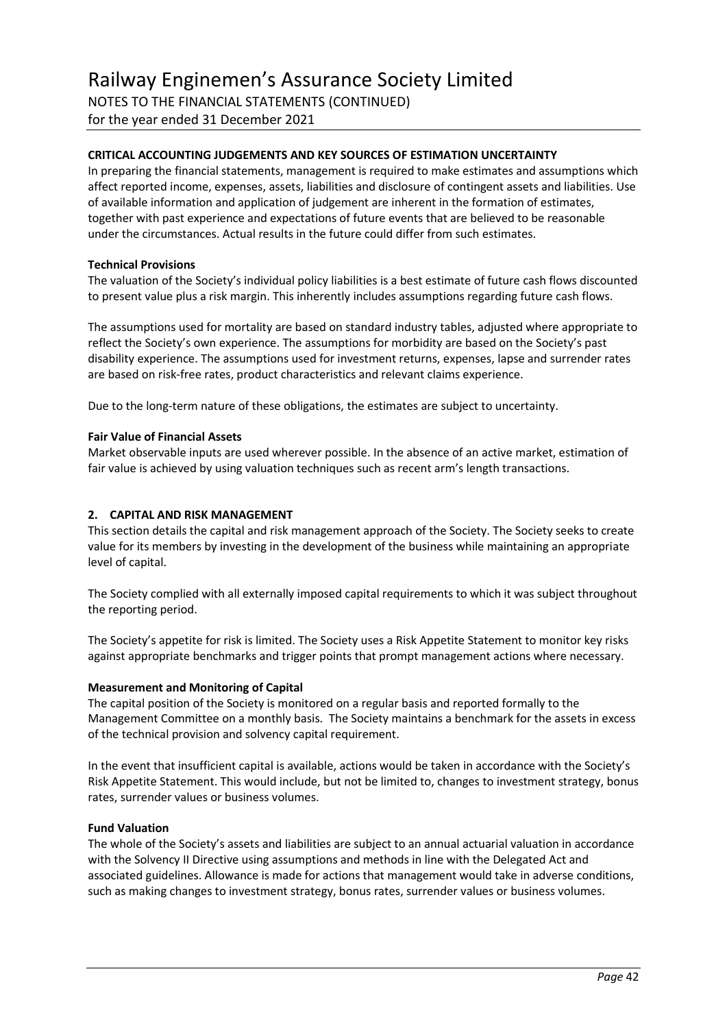**CRITICAL ACCOUNTING JUDGEMENTS AND KEY SOURCES OF ESTIMATION UNCERTAINTY**

In preparing the financial statements, management is required to make estimates and assumptions which affect reported income, expenses, assets, liabilities and disclosure of contingent assets and liabilities. Use of available information and application of judgement are inherent in the formation of estimates, together with past experience and expectations of future events that are believed to be reasonable under the circumstances. Actual results in the future could differ from such estimates.

**Technical Provisions**

The valuation of the Society's individual policy liabilities is a best estimate of future cash flows discounted to present value plus a risk margin. This inherently includes assumptions regarding future cash flows.

The assumptions used for mortality are based on standard industry tables, adjusted where appropriate to reflect the Society's own experience. The assumptions for morbidity are based on the Society's past disability experience. The assumptions used for investment returns, expenses, lapse and surrender rates are based on risk-free rates, product characteristics and relevant claims experience.

Due to the long-term nature of these obligations, the estimates are subject to uncertainty.

**Fair Value of Financial Assets**

Market observable inputs are used wherever possible. In the absence of an active market, estimation of fair value is achieved by using valuation techniques such as recent arm's length transactions.

## 2. CAPITAL AND RISK MANAGEMENT

This section details the capital and risk management approach of the Society. The Society seeks to create value for its members by investing in the development of the business while maintaining an appropriate level of capital.

The Society complied with all externally imposed capital requirements to which it was subject throughout the reporting period.

The Society's appetite for risk is limited. The Society uses a Risk Appetite Statement to monitor key risks against appropriate benchmarks and trigger points that prompt management actions where necessary.

**Measurement and Monitoring of Capital**

The capital position of the Society is monitored on a regular basis and reported formally to the Management Committee on a monthly basis. The Society maintains a benchmark for the assets in excess of the technical provision and solvency capital requirement.

In the event that insufficient capital is available, actions would be taken in accordance with the Society's Risk Appetite Statement. This would include, but not be limited to, changes to investment strategy, bonus rates, surrender values or business volumes.

**Fund Valuation**

The whole of the Society's assets and liabilities are subject to an annual actuarial valuation in accordance with the Solvency II Directive using assumptions and methods in line with the Delegated Act and associated guidelines. Allowance is made for actions that management would take in adverse conditions, such as making changes to investment strategy, bonus rates, surrender values or business volumes.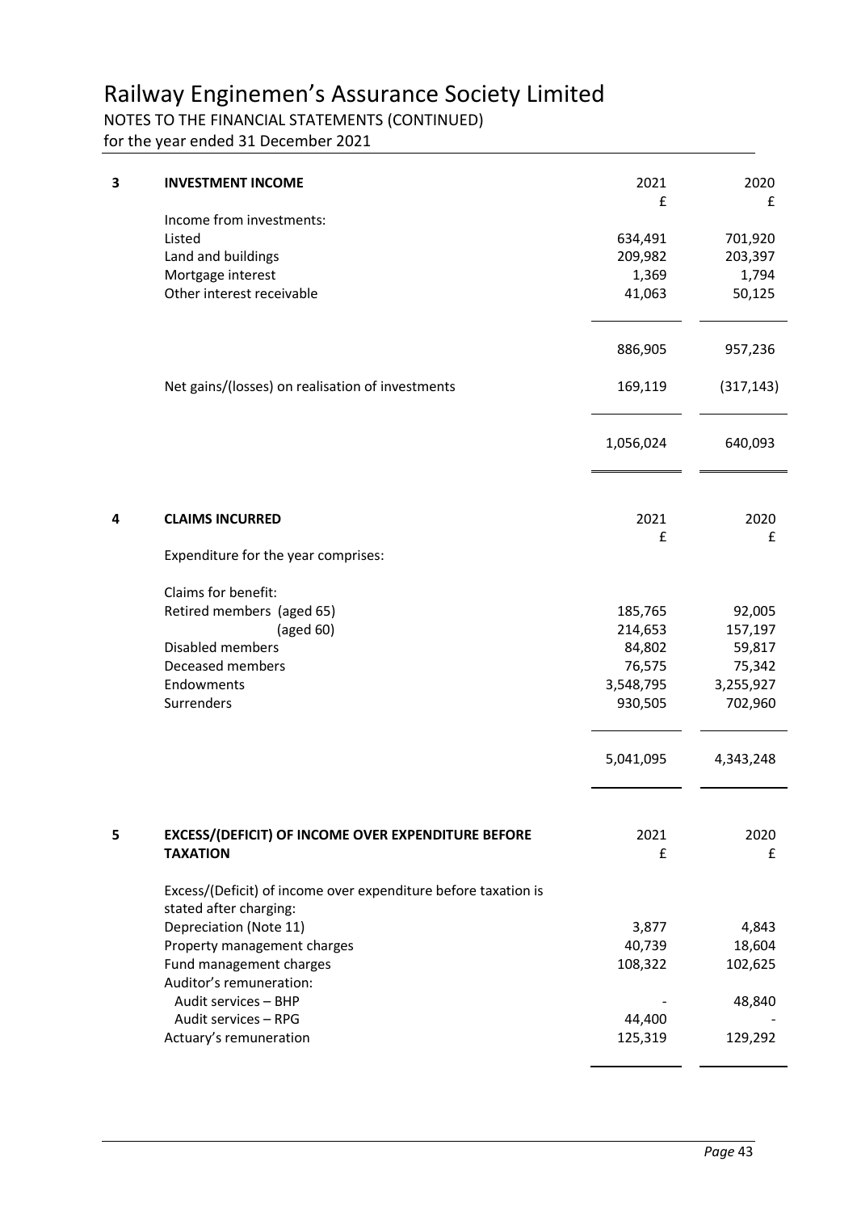# Railway Enginemen's Assurance Society Limited

NOTES TO THE FINANCIAL STATEMENTS (CONTINUED)
for the year ended 31 December 2021

## 3 INVESTMENT INCOME

| | 2021 £ | 2020 £ |
|---|---|---|
| Income from investments: | | |
| Listed | 634,491 | 701,920 |
| Land and buildings | 209,982 | 203,397 |
| Mortgage interest | 1,369 | 1,794 |
| Other interest receivable | 41,063 | 50,125 |
| | 886,905 | 957,236 |
| Net gains/(losses) on realisation of investments | 169,119 | (317,143) |
| | 1,056,024 | 640,093 |

## 4 CLAIMS INCURRED

| | 2021 £ | 2020 £ |
|---|---|---|
| Expenditure for the year comprises: | | |
| Claims for benefit: | | |
| Retired members (aged 65) | 185,765 | 92,005 |
| (aged 60) | 214,653 | 157,197 |
| Disabled members | 84,802 | 59,817 |
| Deceased members | 76,575 | 75,342 |
| Endowments | 3,548,795 | 3,255,927 |
| Surrenders | 930,505 | 702,960 |
| | 5,041,095 | 4,343,248 |

## 5 EXCESS/(DEFICIT) OF INCOME OVER EXPENDITURE BEFORE TAXATION

| | 2021 £ | 2020 £ |
|---|---|---|
| Excess/(Deficit) of income over expenditure before taxation is stated after charging: | | |
| Depreciation (Note 11) | 3,877 | 4,843 |
| Property management charges | 40,739 | 18,604 |
| Fund management charges | 108,322 | 102,625 |
| Auditor's remuneration: | | |
| Audit services – BHP | - | 48,840 |
| Audit services – RPG | 44,400 | - |
| Actuary's remuneration | 125,319 | 129,292 |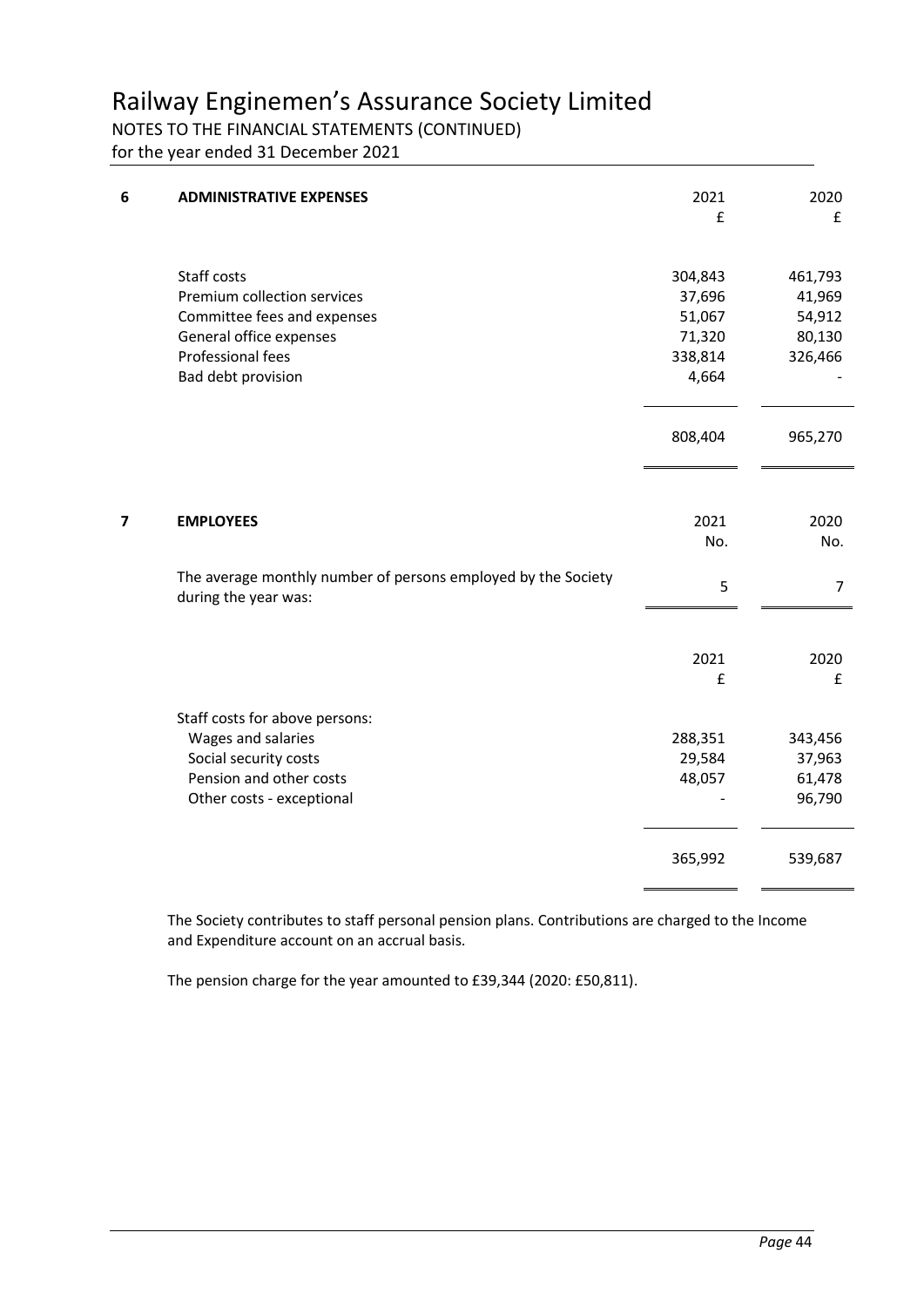# Railway Enginemen's Assurance Society Limited

NOTES TO THE FINANCIAL STATEMENTS (CONTINUED)
for the year ended 31 December 2021

## 6 ADMINISTRATIVE EXPENSES

| | 2021 £ | 2020 £ |
|---|---|---|
| Staff costs | 304,843 | 461,793 |
| Premium collection services | 37,696 | 41,969 |
| Committee fees and expenses | 51,067 | 54,912 |
| General office expenses | 71,320 | 80,130 |
| Professional fees | 338,814 | 326,466 |
| Bad debt provision | 4,664 | - |
| | 808,404 | 965,270 |

## 7 EMPLOYEES

| | 2021 No. | 2020 No. |
|---|---|---|
| The average monthly number of persons employed by the Society during the year was: | 5 | 7 |

| | 2021 £ | 2020 £ |
|---|---|---|
| Staff costs for above persons: | | |
| Wages and salaries | 288,351 | 343,456 |
| Social security costs | 29,584 | 37,963 |
| Pension and other costs | 48,057 | 61,478 |
| Other costs - exceptional | - | 96,790 |
| | 365,992 | 539,687 |

The Society contributes to staff personal pension plans. Contributions are charged to the Income and Expenditure account on an accrual basis.

The pension charge for the year amounted to £39,344 (2020: £50,811).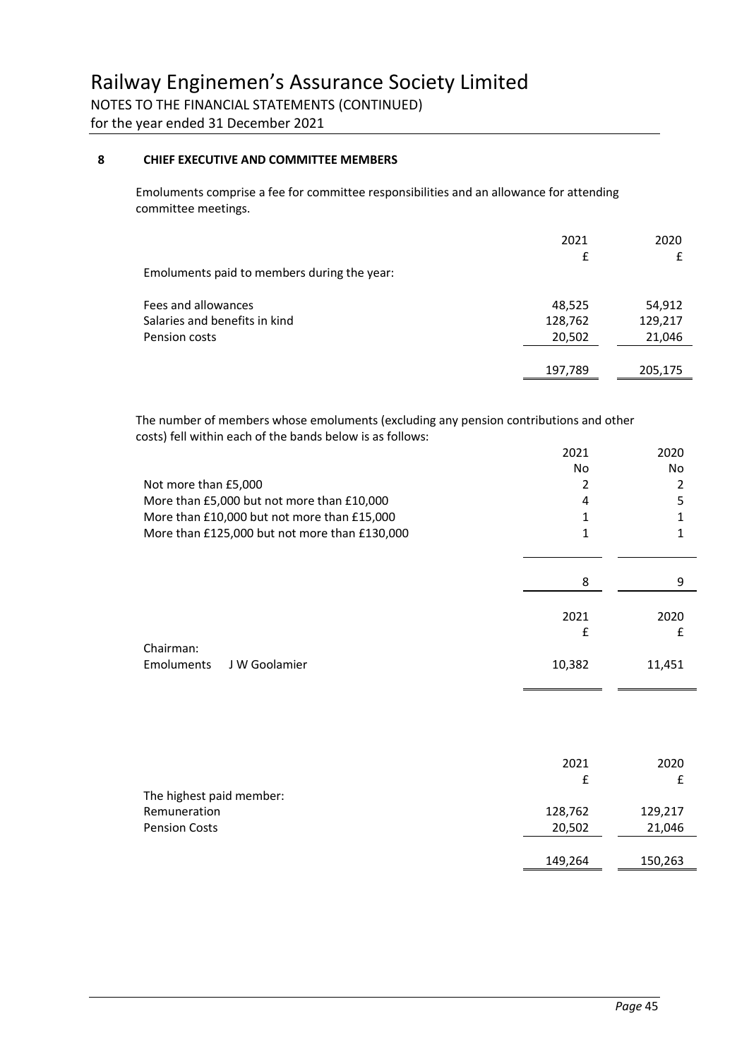# Railway Enginemen's Assurance Society Limited

NOTES TO THE FINANCIAL STATEMENTS (CONTINUED)

for the year ended 31 December 2021

## 8 CHIEF EXECUTIVE AND COMMITTEE MEMBERS

Emoluments comprise a fee for committee responsibilities and an allowance for attending committee meetings.

| | 2021 | 2020 |
|---|---|---|
| | £ | £ |
| Emoluments paid to members during the year: | | |
| Fees and allowances | 48,525 | 54,912 |
| Salaries and benefits in kind | 128,762 | 129,217 |
| Pension costs | 20,502 | 21,046 |
| | 197,789 | 205,175 |

The number of members whose emoluments (excluding any pension contributions and other costs) fell within each of the bands below is as follows:

| | 2021 | 2020 |
|---|---|---|
| | No | No |
| Not more than £5,000 | 2 | 2 |
| More than £5,000 but not more than £10,000 | 4 | 5 |
| More than £10,000 but not more than £15,000 | 1 | 1 |
| More than £125,000 but not more than £130,000 | 1 | 1 |
| | 8 | 9 |

| | 2021 | 2020 |
|---|---|---|
| | £ | £ |
| Chairman: | | |
| Emoluments J W Goolamier | 10,382 | 11,451 |

| | 2021 | 2020 |
|---|---|---|
| | £ | £ |
| The highest paid member: | | |
| Remuneration | 128,762 | 129,217 |
| Pension Costs | 20,502 | 21,046 |
| | 149,264 | 150,263 |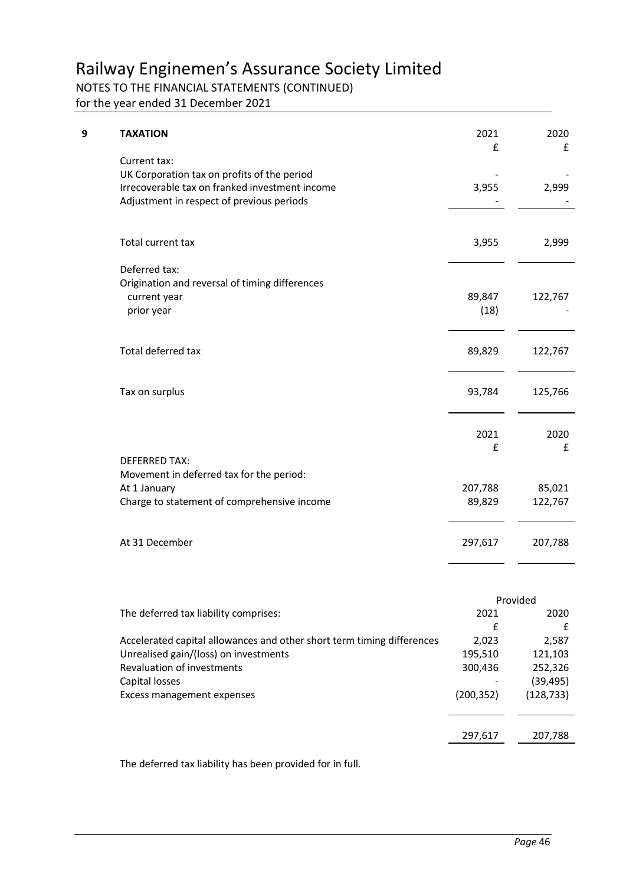# Railway Enginemen's Assurance Society Limited

NOTES TO THE FINANCIAL STATEMENTS (CONTINUED)
for the year ended 31 December 2021

## 9 TAXATION

| | 2021 £ | 2020 £ |
|---|---|---|
| Current tax: | | |
| UK Corporation tax on profits of the period | - | - |
| Irrecoverable tax on franked investment income | 3,955 | 2,999 |
| Adjustment in respect of previous periods | - | - |
| Total current tax | 3,955 | 2,999 |
| Deferred tax: | | |
| Origination and reversal of timing differences | | |
| current year | 89,847 | 122,767 |
| prior year | (18) | - |
| Total deferred tax | 89,829 | 122,767 |
| Tax on surplus | 93,784 | 125,766 |

| | 2021 £ | 2020 £ |
|---|---|---|
| DEFERRED TAX: | | |
| Movement in deferred tax for the period: | | |
| At 1 January | 207,788 | 85,021 |
| Charge to statement of comprehensive income | 89,829 | 122,767 |
| At 31 December | 297,617 | 207,788 |

| | Provided | |
|---|---|---|
| The deferred tax liability comprises: | 2021 £ | 2020 £ |
| Accelerated capital allowances and other short term timing differences | 2,023 | 2,587 |
| Unrealised gain/(loss) on investments | 195,510 | 121,103 |
| Revaluation of investments | 300,436 | 252,326 |
| Capital losses | - | (39,495) |
| Excess management expenses | (200,352) | (128,733) |
| | 297,617 | 207,788 |

The deferred tax liability has been provided for in full.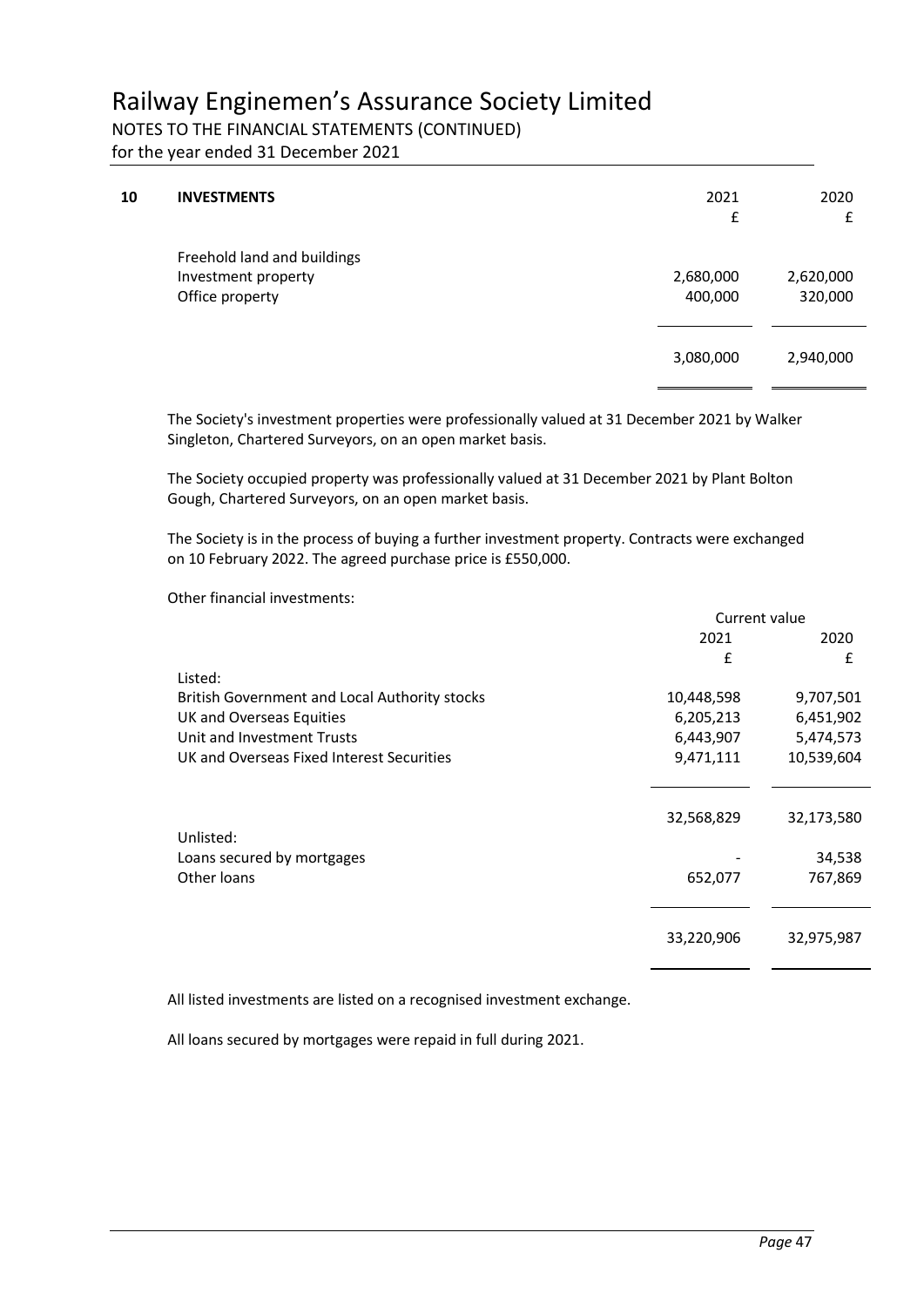## 10 INVESTMENTS

| | 2021 | 2020 |
|---|---|---|
| | £ | £ |
| Freehold land and buildings | | |
| Investment property | 2,680,000 | 2,620,000 |
| Office property | 400,000 | 320,000 |
| | 3,080,000 | 2,940,000 |

The Society's investment properties were professionally valued at 31 December 2021 by Walker Singleton, Chartered Surveyors, on an open market basis.

The Society occupied property was professionally valued at 31 December 2021 by Plant Bolton Gough, Chartered Surveyors, on an open market basis.

The Society is in the process of buying a further investment property. Contracts were exchanged on 10 February 2022. The agreed purchase price is £550,000.

Other financial investments:

| | Current value | |
|---|---|---|
| | 2021 | 2020 |
| | £ | £ |
| Listed: | | |
| British Government and Local Authority stocks | 10,448,598 | 9,707,501 |
| UK and Overseas Equities | 6,205,213 | 6,451,902 |
| Unit and Investment Trusts | 6,443,907 | 5,474,573 |
| UK and Overseas Fixed Interest Securities | 9,471,111 | 10,539,604 |
| | 32,568,829 | 32,173,580 |
| Unlisted: | | |
| Loans secured by mortgages | - | 34,538 |
| Other loans | 652,077 | 767,869 |
| | 33,220,906 | 32,975,987 |

All listed investments are listed on a recognised investment exchange.

All loans secured by mortgages were repaid in full during 2021.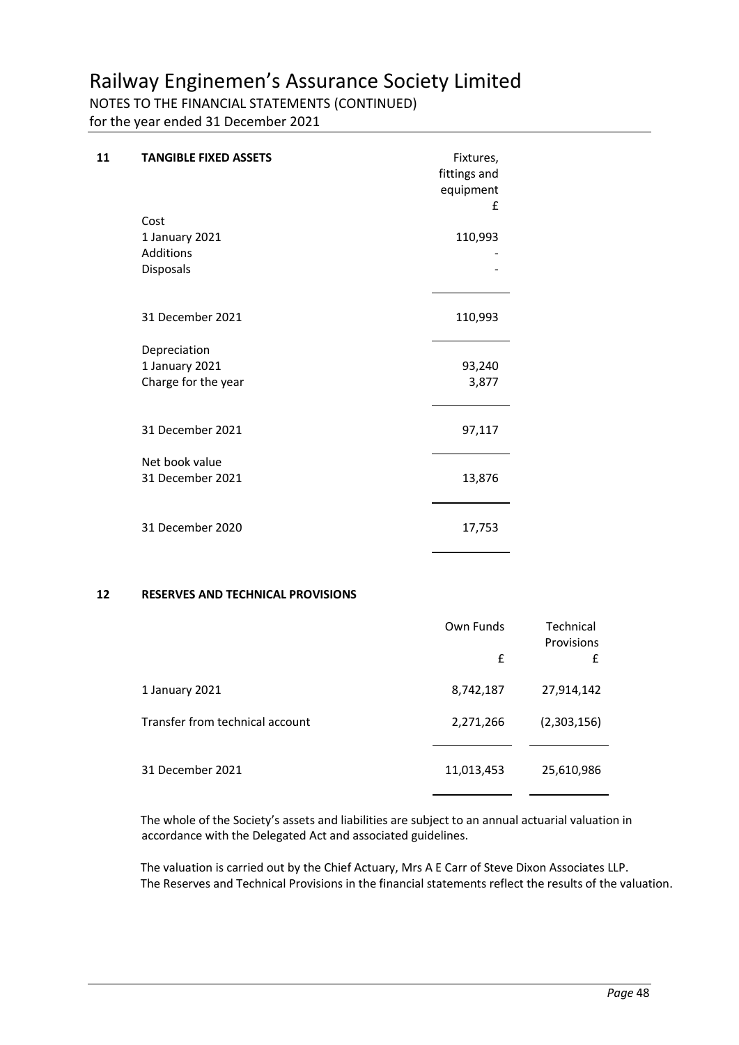# Railway Enginemen's Assurance Society Limited

NOTES TO THE FINANCIAL STATEMENTS (CONTINUED)
for the year ended 31 December 2021

## 11 TANGIBLE FIXED ASSETS

| | Fixtures, fittings and equipment £ |
|---|---|
| **Cost** | |
| 1 January 2021 | 110,993 |
| Additions | - |
| Disposals | - |
| 31 December 2021 | 110,993 |
| **Depreciation** | |
| 1 January 2021 | 93,240 |
| Charge for the year | 3,877 |
| 31 December 2021 | 97,117 |
| **Net book value** | |
| 31 December 2021 | 13,876 |
| 31 December 2020 | 17,753 |

## 12 RESERVES AND TECHNICAL PROVISIONS

| | Own Funds £ | Technical Provisions £ |
|---|---|---|
| 1 January 2021 | 8,742,187 | 27,914,142 |
| Transfer from technical account | 2,271,266 | (2,303,156) |
| 31 December 2021 | 11,013,453 | 25,610,986 |

The whole of the Society's assets and liabilities are subject to an annual actuarial valuation in accordance with the Delegated Act and associated guidelines.

The valuation is carried out by the Chief Actuary, Mrs A E Carr of Steve Dixon Associates LLP. The Reserves and Technical Provisions in the financial statements reflect the results of the valuation.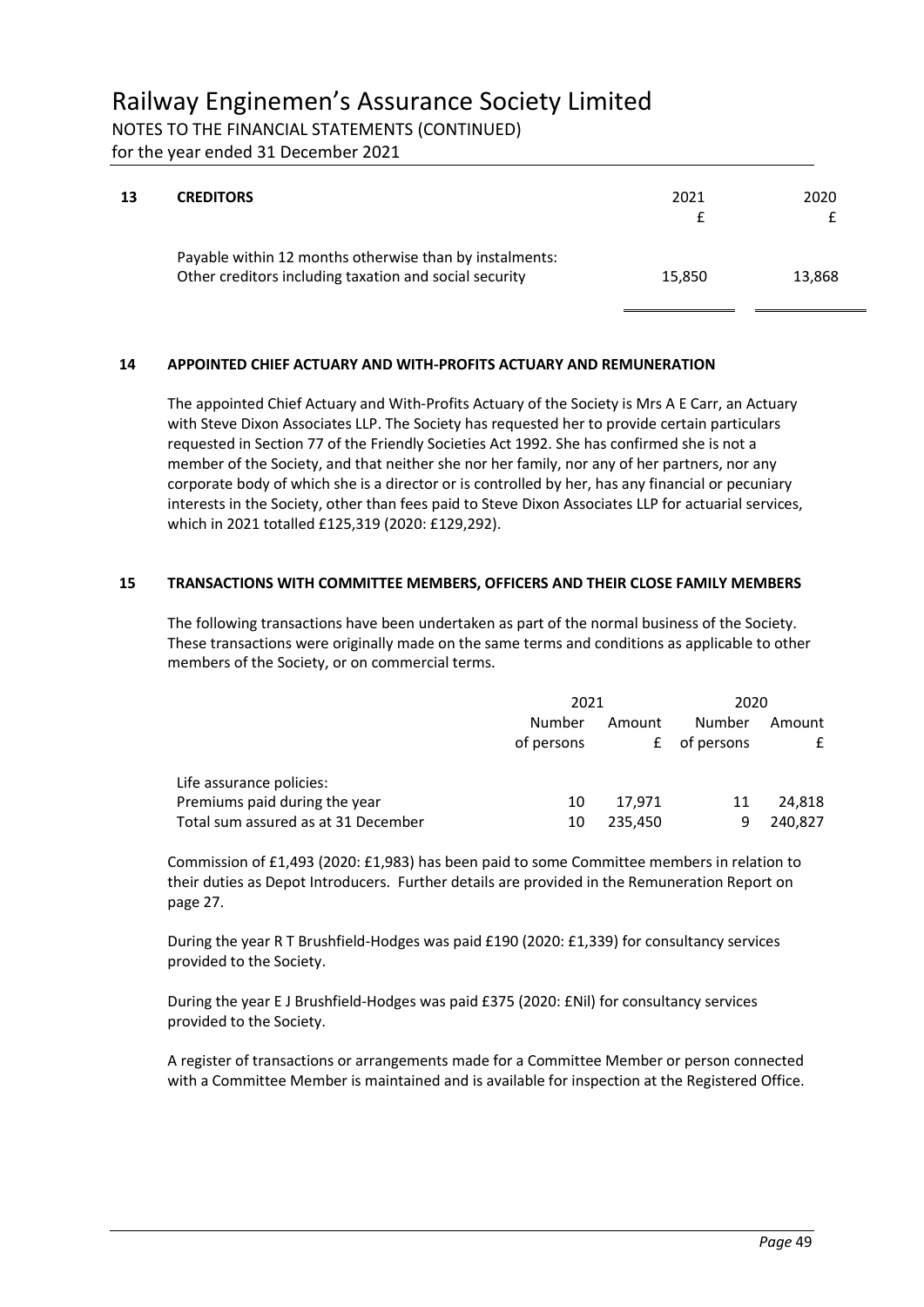## 13 CREDITORS

| | 2021 £ | 2020 £ |
|---|---|---|
| Payable within 12 months otherwise than by instalments: | | |
| Other creditors including taxation and social security | 15,850 | 13,868 |

## 14 APPOINTED CHIEF ACTUARY AND WITH-PROFITS ACTUARY AND REMUNERATION

The appointed Chief Actuary and With-Profits Actuary of the Society is Mrs A E Carr, an Actuary with Steve Dixon Associates LLP. The Society has requested her to provide certain particulars requested in Section 77 of the Friendly Societies Act 1992. She has confirmed she is not a member of the Society, and that neither she nor her family, nor any of her partners, nor any corporate body of which she is a director or is controlled by her, has any financial or pecuniary interests in the Society, other than fees paid to Steve Dixon Associates LLP for actuarial services, which in 2021 totalled £125,319 (2020: £129,292).

## 15 TRANSACTIONS WITH COMMITTEE MEMBERS, OFFICERS AND THEIR CLOSE FAMILY MEMBERS

The following transactions have been undertaken as part of the normal business of the Society. These transactions were originally made on the same terms and conditions as applicable to other members of the Society, or on commercial terms.

| | 2021 | | 2020 | |
|---|---|---|---|---|
| | Number of persons | Amount £ | Number of persons | Amount £ |
| Life assurance policies: | | | | |
| Premiums paid during the year | 10 | 17,971 | 11 | 24,818 |
| Total sum assured as at 31 December | 10 | 235,450 | 9 | 240,827 |

Commission of £1,493 (2020: £1,983) has been paid to some Committee members in relation to their duties as Depot Introducers. Further details are provided in the Remuneration Report on page 27.

During the year R T Brushfield-Hodges was paid £190 (2020: £1,339) for consultancy services provided to the Society.

During the year E J Brushfield-Hodges was paid £375 (2020: £Nil) for consultancy services provided to the Society.

A register of transactions or arrangements made for a Committee Member or person connected with a Committee Member is maintained and is available for inspection at the Registered Office.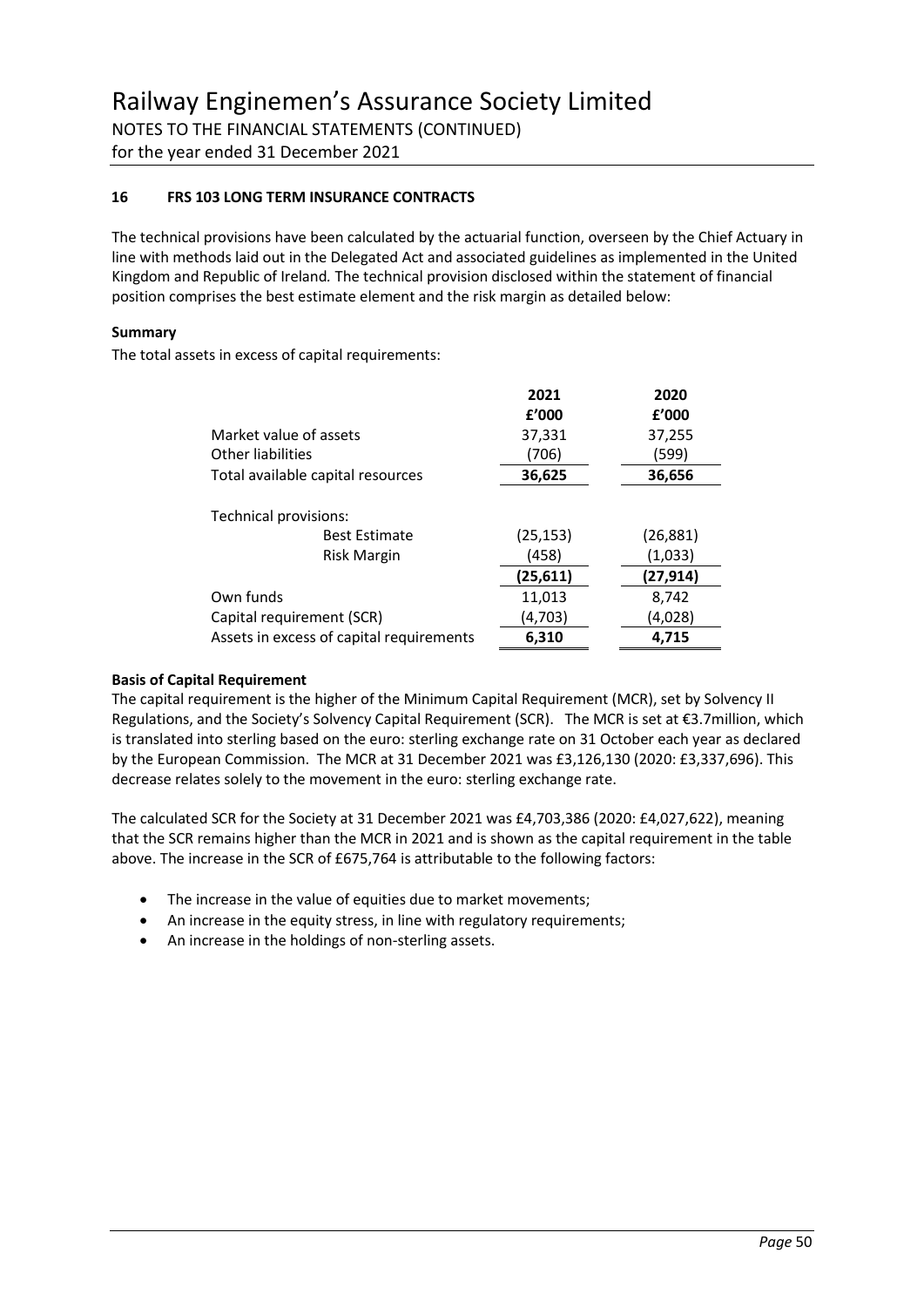## 16 FRS 103 LONG TERM INSURANCE CONTRACTS

The technical provisions have been calculated by the actuarial function, overseen by the Chief Actuary in line with methods laid out in the Delegated Act and associated guidelines as implemented in the United Kingdom and Republic of Ireland. The technical provision disclosed within the statement of financial position comprises the best estimate element and the risk margin as detailed below:

**Summary**

The total assets in excess of capital requirements:

| | 2021 £'000 | 2020 £'000 |
|---|---|---|
| Market value of assets | 37,331 | 37,255 |
| Other liabilities | (706) | (599) |
| **Total available capital resources** | **36,625** | **36,656** |
| Technical provisions: | | |
| Best Estimate | (25,153) | (26,881) |
| Risk Margin | (458) | (1,033) |
| | **(25,611)** | **(27,914)** |
| Own funds | 11,013 | 8,742 |
| Capital requirement (SCR) | (4,703) | (4,028) |
| **Assets in excess of capital requirements** | **6,310** | **4,715** |

**Basis of Capital Requirement**

The capital requirement is the higher of the Minimum Capital Requirement (MCR), set by Solvency II Regulations, and the Society's Solvency Capital Requirement (SCR). The MCR is set at €3.7million, which is translated into sterling based on the euro: sterling exchange rate on 31 October each year as declared by the European Commission. The MCR at 31 December 2021 was £3,126,130 (2020: £3,337,696). This decrease relates solely to the movement in the euro: sterling exchange rate.

The calculated SCR for the Society at 31 December 2021 was £4,703,386 (2020: £4,027,622), meaning that the SCR remains higher than the MCR in 2021 and is shown as the capital requirement in the table above. The increase in the SCR of £675,764 is attributable to the following factors:

- The increase in the value of equities due to market movements;
- An increase in the equity stress, in line with regulatory requirements;
- An increase in the holdings of non-sterling assets.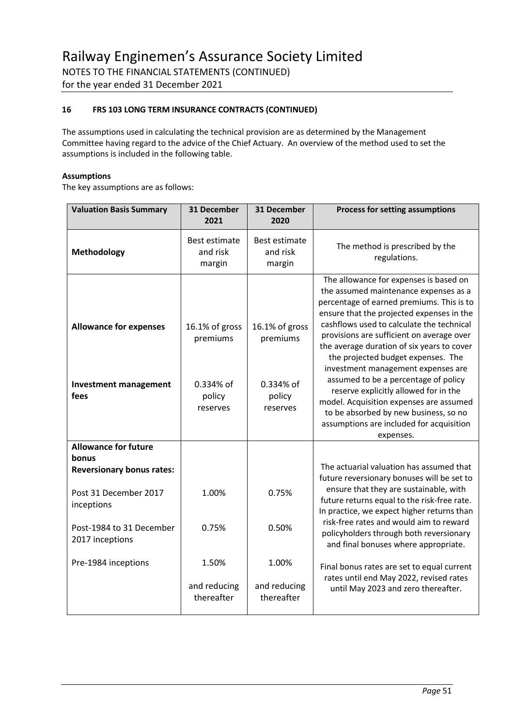# Railway Enginemen's Assurance Society Limited

NOTES TO THE FINANCIAL STATEMENTS (CONTINUED)
for the year ended 31 December 2021

### 16 FRS 103 LONG TERM INSURANCE CONTRACTS (CONTINUED)

The assumptions used in calculating the technical provision are as determined by the Management Committee having regard to the advice of the Chief Actuary. An overview of the method used to set the assumptions is included in the following table.

**Assumptions**

The key assumptions are as follows:

| Valuation Basis Summary | 31 December 2021 | 31 December 2020 | Process for setting assumptions |
|---|---|---|---|
| **Methodology** | Best estimate and risk margin | Best estimate and risk margin | The method is prescribed by the regulations. |
| **Allowance for expenses** | 16.1% of gross premiums | 16.1% of gross premiums | The allowance for expenses is based on the assumed maintenance expenses as a percentage of earned premiums. This is to ensure that the projected expenses in the cashflows used to calculate the technical provisions are sufficient on average over the average duration of six years to cover the projected budget expenses. The investment management expenses are assumed to be a percentage of policy reserve explicitly allowed for in the model. Acquisition expenses are assumed to be absorbed by new business, so no assumptions are included for acquisition expenses. |
| **Investment management fees** | 0.334% of policy reserves | 0.334% of policy reserves | |
| **Allowance for future bonus** | | | The actuarial valuation has assumed that future reversionary bonuses will be set to ensure that they are sustainable, with future returns equal to the risk-free rate. In practice, we expect higher returns than risk-free rates and would aim to reward policyholders through both reversionary and final bonuses where appropriate. |
| **Reversionary bonus rates:** | | | |
| Post 31 December 2017 inceptions | 1.00% | 0.75% | |
| Post-1984 to 31 December 2017 inceptions | 0.75% | 0.50% | |
| Pre-1984 inceptions | 1.50% | 1.00% | Final bonus rates are set to equal current rates until end May 2022, revised rates until May 2023 and zero thereafter. |
| | and reducing thereafter | and reducing thereafter | |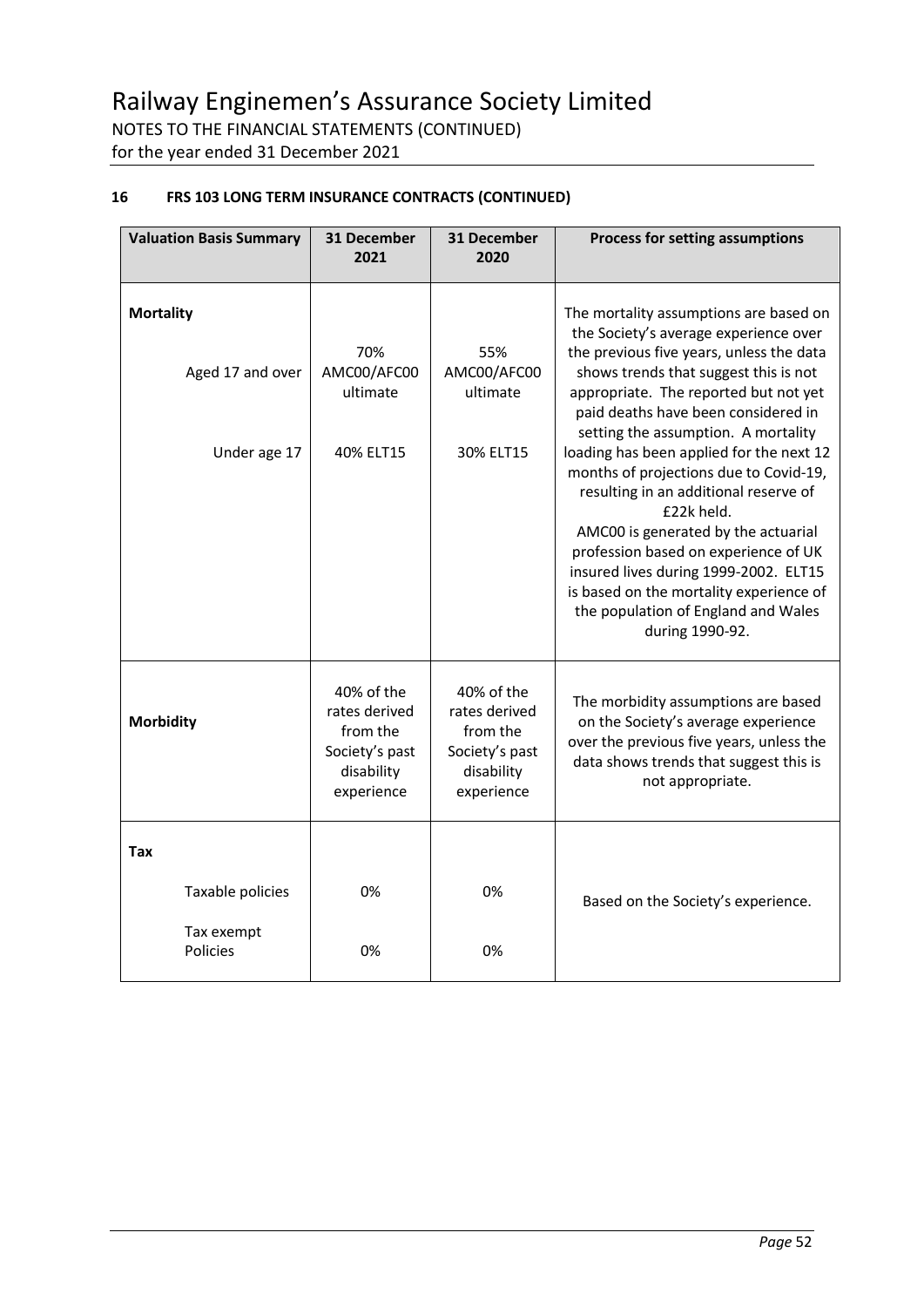## 16 FRS 103 LONG TERM INSURANCE CONTRACTS (CONTINUED)

| Valuation Basis Summary | 31 December 2021 | 31 December 2020 | Process for setting assumptions |
|---|---|---|---|
| **Mortality** | | | The mortality assumptions are based on the Society's average experience over the previous five years, unless the data shows trends that suggest this is not appropriate. The reported but not yet paid deaths have been considered in setting the assumption. A mortality loading has been applied for the next 12 months of projections due to Covid-19, resulting in an additional reserve of £22k held. AMC00 is generated by the actuarial profession based on experience of UK insured lives during 1999-2002. ELT15 is based on the mortality experience of the population of England and Wales during 1990-92. |
| Aged 17 and over | 70% AMC00/AFC00 ultimate | 55% AMC00/AFC00 ultimate | |
| Under age 17 | 40% ELT15 | 30% ELT15 | |
| **Morbidity** | 40% of the rates derived from the Society's past disability experience | 40% of the rates derived from the Society's past disability experience | The morbidity assumptions are based on the Society's average experience over the previous five years, unless the data shows trends that suggest this is not appropriate. |
| **Tax** | | | Based on the Society's experience. |
| Taxable policies | 0% | 0% | |
| Tax exempt Policies | 0% | 0% | |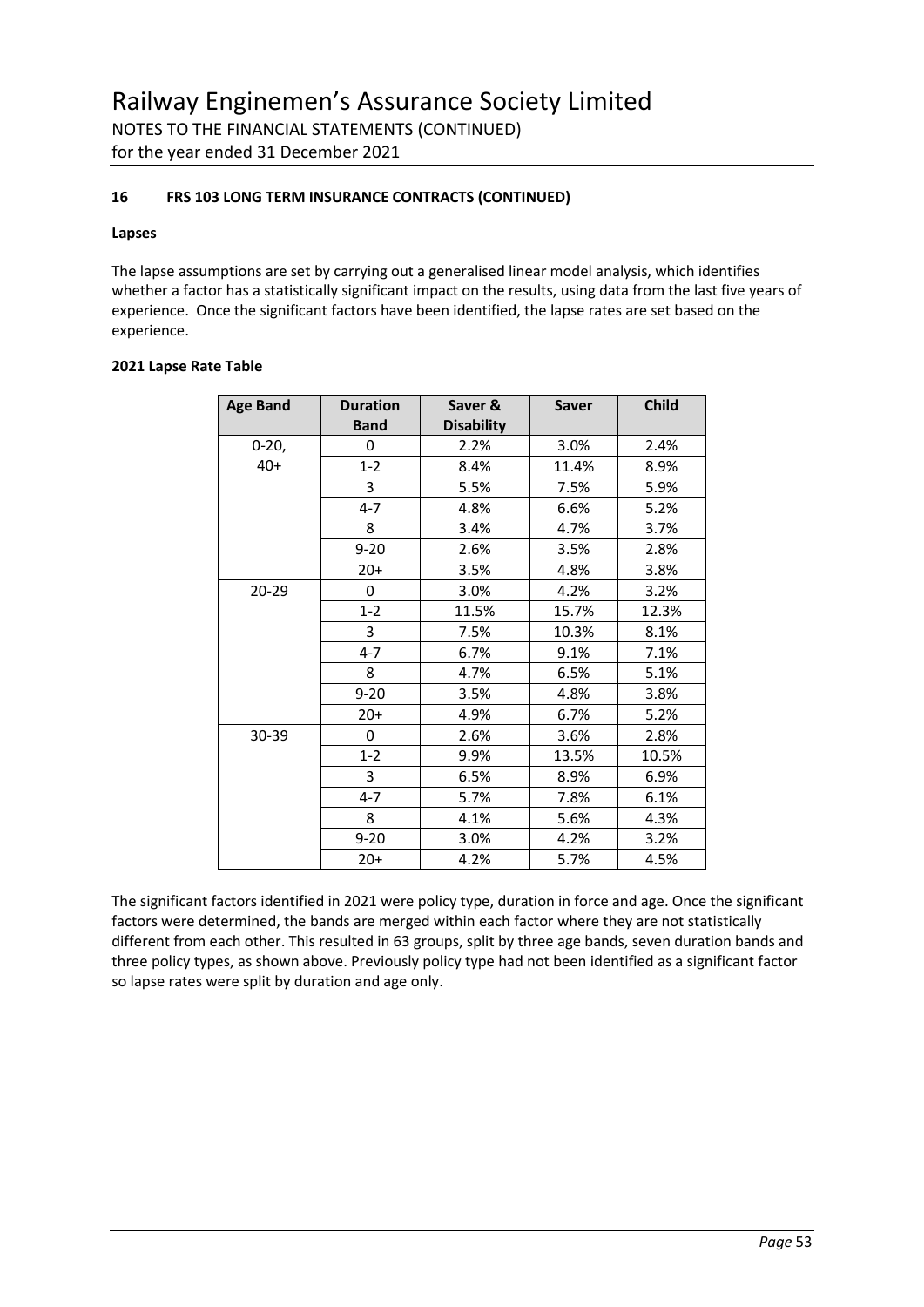### 16 FRS 103 LONG TERM INSURANCE CONTRACTS (CONTINUED)

**Lapses**

The lapse assumptions are set by carrying out a generalised linear model analysis, which identifies whether a factor has a statistically significant impact on the results, using data from the last five years of experience. Once the significant factors have been identified, the lapse rates are set based on the experience.

**2021 Lapse Rate Table**

| Age Band | Duration Band | Saver & Disability | Saver | Child |
|---|---|---|---|---|
| 0-20, 40+ | 0 | 2.2% | 3.0% | 2.4% |
| | 1-2 | 8.4% | 11.4% | 8.9% |
| | 3 | 5.5% | 7.5% | 5.9% |
| | 4-7 | 4.8% | 6.6% | 5.2% |
| | 8 | 3.4% | 4.7% | 3.7% |
| | 9-20 | 2.6% | 3.5% | 2.8% |
| | 20+ | 3.5% | 4.8% | 3.8% |
| 20-29 | 0 | 3.0% | 4.2% | 3.2% |
| | 1-2 | 11.5% | 15.7% | 12.3% |
| | 3 | 7.5% | 10.3% | 8.1% |
| | 4-7 | 6.7% | 9.1% | 7.1% |
| | 8 | 4.7% | 6.5% | 5.1% |
| | 9-20 | 3.5% | 4.8% | 3.8% |
| | 20+ | 4.9% | 6.7% | 5.2% |
| 30-39 | 0 | 2.6% | 3.6% | 2.8% |
| | 1-2 | 9.9% | 13.5% | 10.5% |
| | 3 | 6.5% | 8.9% | 6.9% |
| | 4-7 | 5.7% | 7.8% | 6.1% |
| | 8 | 4.1% | 5.6% | 4.3% |
| | 9-20 | 3.0% | 4.2% | 3.2% |
| | 20+ | 4.2% | 5.7% | 4.5% |

The significant factors identified in 2021 were policy type, duration in force and age. Once the significant factors were determined, the bands are merged within each factor where they are not statistically different from each other. This resulted in 63 groups, split by three age bands, seven duration bands and three policy types, as shown above. Previously policy type had not been identified as a significant factor so lapse rates were split by duration and age only.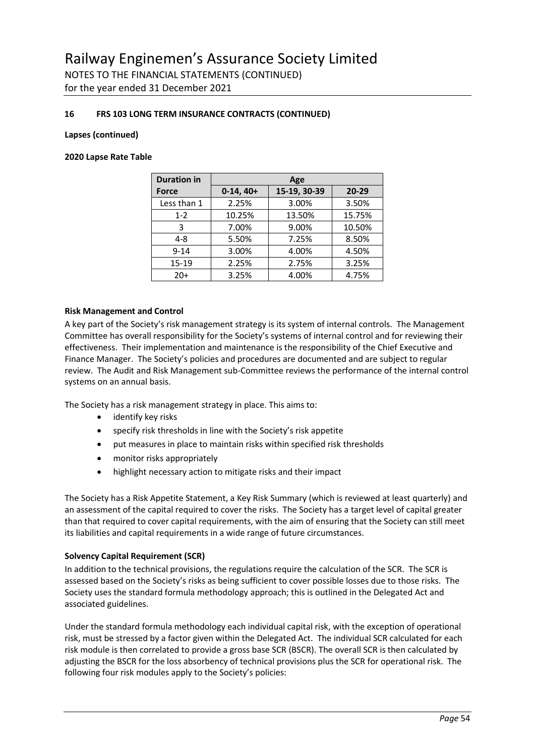### 16 FRS 103 LONG TERM INSURANCE CONTRACTS (CONTINUED)

**Lapses (continued)**

**2020 Lapse Rate Table**

| Duration in Force | Age | | |
|---|---|---|---|
| | 0-14, 40+ | 15-19, 30-39 | 20-29 |
| Less than 1 | 2.25% | 3.00% | 3.50% |
| 1-2 | 10.25% | 13.50% | 15.75% |
| 3 | 7.00% | 9.00% | 10.50% |
| 4-8 | 5.50% | 7.25% | 8.50% |
| 9-14 | 3.00% | 4.00% | 4.50% |
| 15-19 | 2.25% | 2.75% | 3.25% |
| 20+ | 3.25% | 4.00% | 4.75% |

**Risk Management and Control**

A key part of the Society's risk management strategy is its system of internal controls. The Management Committee has overall responsibility for the Society's systems of internal control and for reviewing their effectiveness. Their implementation and maintenance is the responsibility of the Chief Executive and Finance Manager. The Society's policies and procedures are documented and are subject to regular review. The Audit and Risk Management sub-Committee reviews the performance of the internal control systems on an annual basis.

The Society has a risk management strategy in place. This aims to:

- identify key risks
- specify risk thresholds in line with the Society's risk appetite
- put measures in place to maintain risks within specified risk thresholds
- monitor risks appropriately
- highlight necessary action to mitigate risks and their impact

The Society has a Risk Appetite Statement, a Key Risk Summary (which is reviewed at least quarterly) and an assessment of the capital required to cover the risks. The Society has a target level of capital greater than that required to cover capital requirements, with the aim of ensuring that the Society can still meet its liabilities and capital requirements in a wide range of future circumstances.

**Solvency Capital Requirement (SCR)**

In addition to the technical provisions, the regulations require the calculation of the SCR. The SCR is assessed based on the Society's risks as being sufficient to cover possible losses due to those risks. The Society uses the standard formula methodology approach; this is outlined in the Delegated Act and associated guidelines.

Under the standard formula methodology each individual capital risk, with the exception of operational risk, must be stressed by a factor given within the Delegated Act. The individual SCR calculated for each risk module is then correlated to provide a gross base SCR (BSCR). The overall SCR is then calculated by adjusting the BSCR for the loss absorbency of technical provisions plus the SCR for operational risk. The following four risk modules apply to the Society's policies: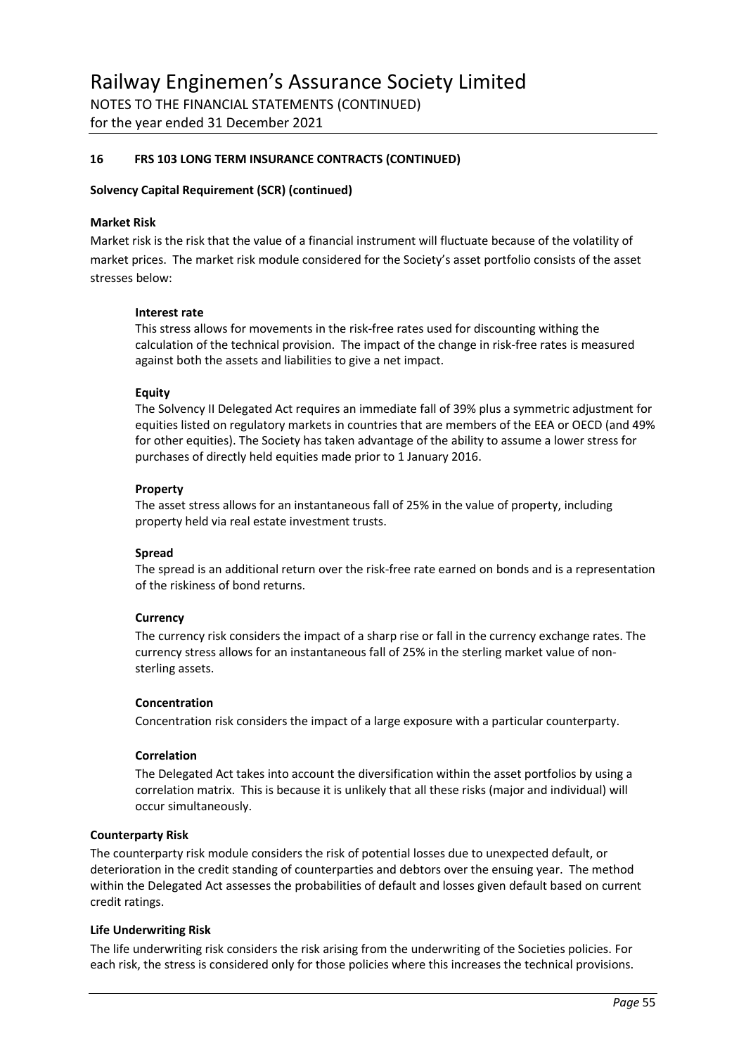## 16 FRS 103 LONG TERM INSURANCE CONTRACTS (CONTINUED)

**Solvency Capital Requirement (SCR) (continued)**

**Market Risk**

Market risk is the risk that the value of a financial instrument will fluctuate because of the volatility of market prices. The market risk module considered for the Society's asset portfolio consists of the asset stresses below:

**Interest rate**

This stress allows for movements in the risk-free rates used for discounting withing the calculation of the technical provision. The impact of the change in risk-free rates is measured against both the assets and liabilities to give a net impact.

**Equity**

The Solvency II Delegated Act requires an immediate fall of 39% plus a symmetric adjustment for equities listed on regulatory markets in countries that are members of the EEA or OECD (and 49% for other equities). The Society has taken advantage of the ability to assume a lower stress for purchases of directly held equities made prior to 1 January 2016.

**Property**

The asset stress allows for an instantaneous fall of 25% in the value of property, including property held via real estate investment trusts.

**Spread**

The spread is an additional return over the risk-free rate earned on bonds and is a representation of the riskiness of bond returns.

**Currency**

The currency risk considers the impact of a sharp rise or fall in the currency exchange rates. The currency stress allows for an instantaneous fall of 25% in the sterling market value of non-sterling assets.

**Concentration**

Concentration risk considers the impact of a large exposure with a particular counterparty.

**Correlation**

The Delegated Act takes into account the diversification within the asset portfolios by using a correlation matrix. This is because it is unlikely that all these risks (major and individual) will occur simultaneously.

**Counterparty Risk**

The counterparty risk module considers the risk of potential losses due to unexpected default, or deterioration in the credit standing of counterparties and debtors over the ensuing year. The method within the Delegated Act assesses the probabilities of default and losses given default based on current credit ratings.

**Life Underwriting Risk**

The life underwriting risk considers the risk arising from the underwriting of the Societies policies. For each risk, the stress is considered only for those policies where this increases the technical provisions.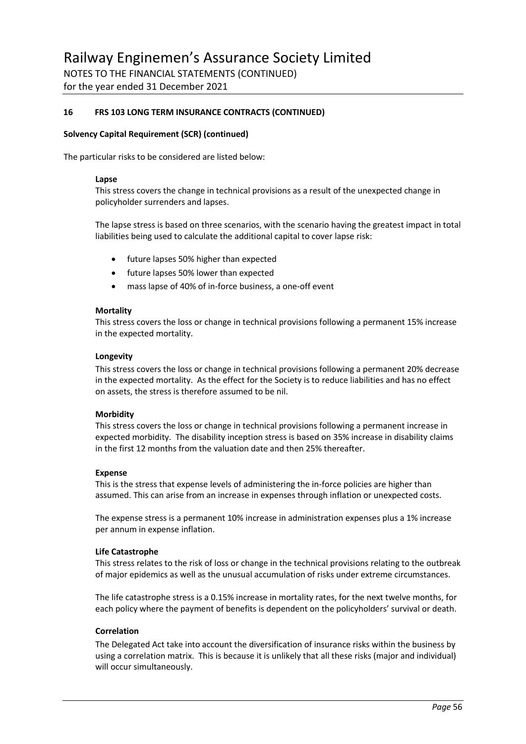## 16 FRS 103 LONG TERM INSURANCE CONTRACTS (CONTINUED)

### Solvency Capital Requirement (SCR) (continued)

The particular risks to be considered are listed below:

**Lapse**

This stress covers the change in technical provisions as a result of the unexpected change in policyholder surrenders and lapses.

The lapse stress is based on three scenarios, with the scenario having the greatest impact in total liabilities being used to calculate the additional capital to cover lapse risk:

- future lapses 50% higher than expected
- future lapses 50% lower than expected
- mass lapse of 40% of in-force business, a one-off event

**Mortality**

This stress covers the loss or change in technical provisions following a permanent 15% increase in the expected mortality.

**Longevity**

This stress covers the loss or change in technical provisions following a permanent 20% decrease in the expected mortality. As the effect for the Society is to reduce liabilities and has no effect on assets, the stress is therefore assumed to be nil.

**Morbidity**

This stress covers the loss or change in technical provisions following a permanent increase in expected morbidity. The disability inception stress is based on 35% increase in disability claims in the first 12 months from the valuation date and then 25% thereafter.

**Expense**

This is the stress that expense levels of administering the in-force policies are higher than assumed. This can arise from an increase in expenses through inflation or unexpected costs.

The expense stress is a permanent 10% increase in administration expenses plus a 1% increase per annum in expense inflation.

**Life Catastrophe**

This stress relates to the risk of loss or change in the technical provisions relating to the outbreak of major epidemics as well as the unusual accumulation of risks under extreme circumstances.

The life catastrophe stress is a 0.15% increase in mortality rates, for the next twelve months, for each policy where the payment of benefits is dependent on the policyholders' survival or death.

**Correlation**

The Delegated Act take into account the diversification of insurance risks within the business by using a correlation matrix. This is because it is unlikely that all these risks (major and individual) will occur simultaneously.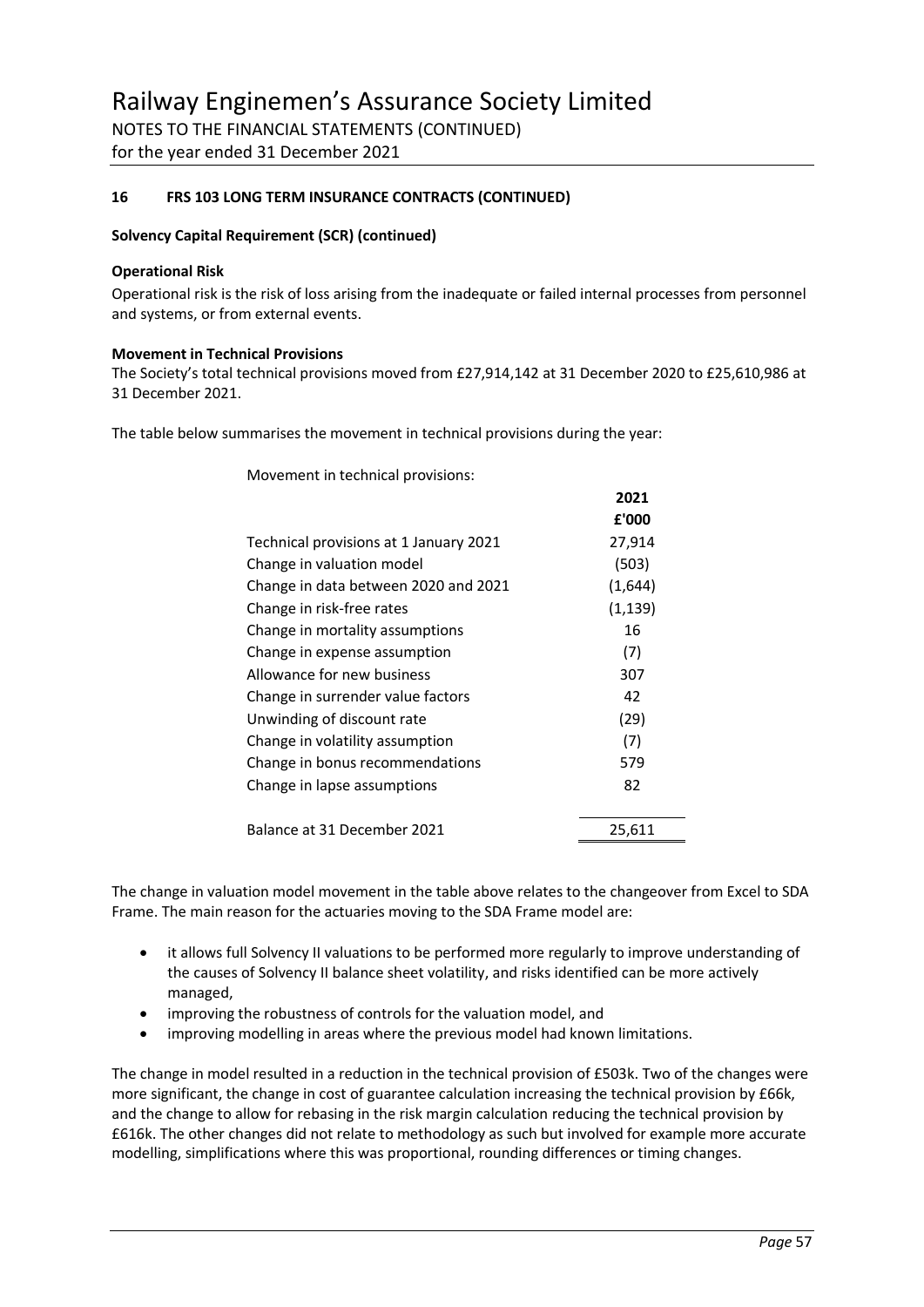## 16 FRS 103 LONG TERM INSURANCE CONTRACTS (CONTINUED)

**Solvency Capital Requirement (SCR) (continued)**

**Operational Risk**

Operational risk is the risk of loss arising from the inadequate or failed internal processes from personnel and systems, or from external events.

**Movement in Technical Provisions**

The Society's total technical provisions moved from £27,914,142 at 31 December 2020 to £25,610,986 at 31 December 2021.

The table below summarises the movement in technical provisions during the year:

Movement in technical provisions:

| | 2021<br>£'000 |
|---|---|
| Technical provisions at 1 January 2021 | 27,914 |
| Change in valuation model | (503) |
| Change in data between 2020 and 2021 | (1,644) |
| Change in risk-free rates | (1,139) |
| Change in mortality assumptions | 16 |
| Change in expense assumption | (7) |
| Allowance for new business | 307 |
| Change in surrender value factors | 42 |
| Unwinding of discount rate | (29) |
| Change in volatility assumption | (7) |
| Change in bonus recommendations | 579 |
| Change in lapse assumptions | 82 |
| Balance at 31 December 2021 | 25,611 |

The change in valuation model movement in the table above relates to the changeover from Excel to SDA Frame. The main reason for the actuaries moving to the SDA Frame model are:

- it allows full Solvency II valuations to be performed more regularly to improve understanding of the causes of Solvency II balance sheet volatility, and risks identified can be more actively managed,
- improving the robustness of controls for the valuation model, and
- improving modelling in areas where the previous model had known limitations.

The change in model resulted in a reduction in the technical provision of £503k. Two of the changes were more significant, the change in cost of guarantee calculation increasing the technical provision by £66k, and the change to allow for rebasing in the risk margin calculation reducing the technical provision by £616k. The other changes did not relate to methodology as such but involved for example more accurate modelling, simplifications where this was proportional, rounding differences or timing changes.